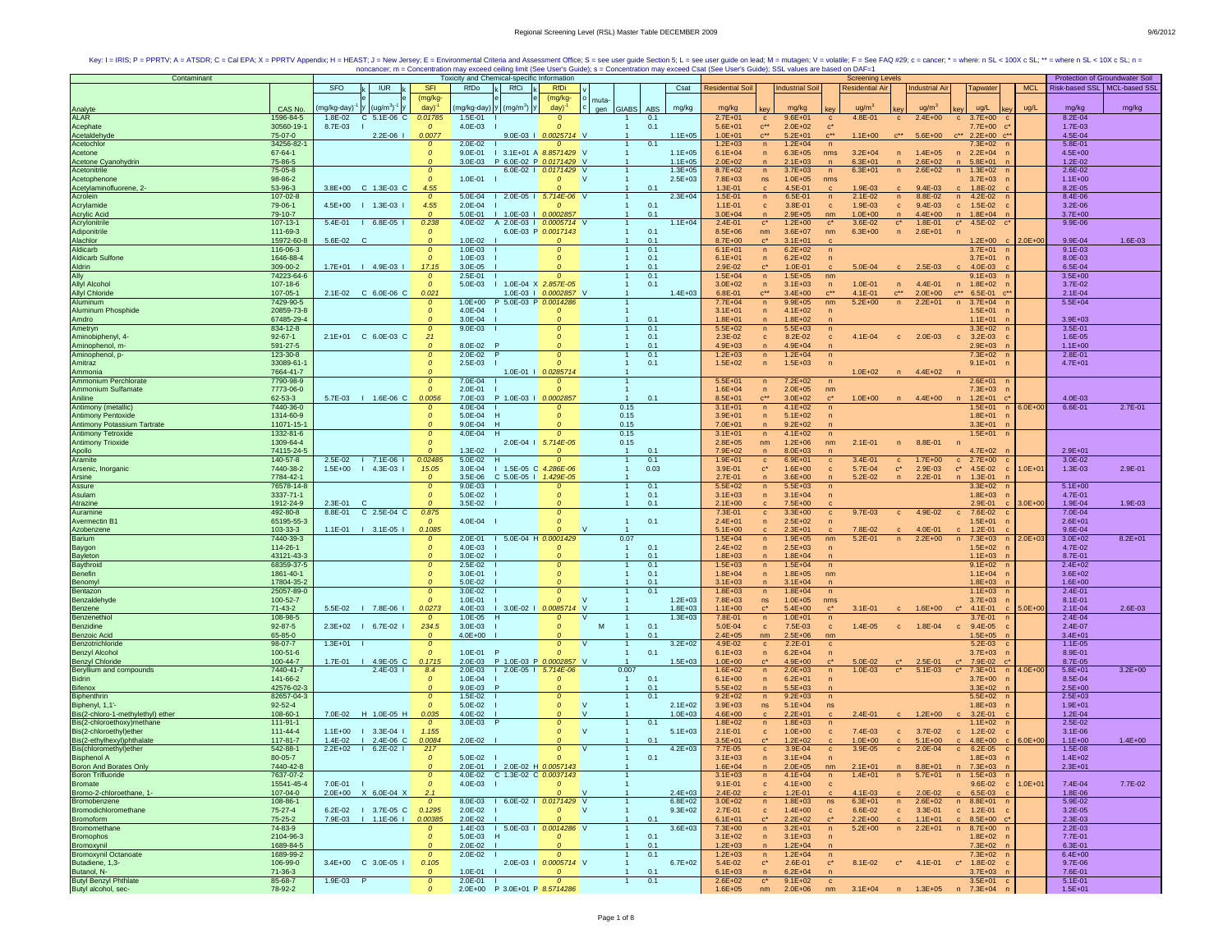Key: I = IRIS; P = PPRTV; A = ATSDR; C = Cal EPA; X = PPRTV Appendix; H = HEAST; J = New Jersey; E = Environmental Criteria and Assessment Office; S = see user guide Section 5; L = see user guide on lead; M = mutagen; V = volatile; F = See FAQ #29; c = cancer; * = where: n SL < 100X c SL; ** = where n SL < 10X c SL; n = noncancer; m = Concentration may exceed ceiling limit (See User's Guide); s = Concentration may exceed Csat (See User's Guide); SSL values are based on DAF=1

| Contaminant | | Toxicity and Chemical-specific Information | | | | | | | | | | | | | | | Screening Levels | | | | | | | | | | | Protection of Groundwater Soil | |
|---|---|---|---|---|---|---|---|---|---|---|---|---|---|---|---|---|---|---|---|---|---|---|---|---|---|---|---|---|---|
| Analyte | CAS No. | SFO (mg/kg-day)$^{-1}$ | key | IUR (ug/m$^3$)$^{-1}$ | key | SFI (mg/kg-day)$^{-1}$ | RfDo (mg/kg-day) | key | RfCi (mg/m$^3$) | key | RfDi (mg/kg-day)$^{-1}$ | voc | mutagen | GIABS | ABS | Csat mg/kg | Residential Soil mg/kg | key | Industrial Soil mg/kg | key | Residential Air ug/m$^3$ | key | Industrial Air ug/m$^3$ | key | Tapwater ug/L | key | MCL ug/L | Risk-based SSL mg/kg | MCL-based SSL mg/kg |
| ALAR | 1596-84-5 | 1.8E-02 | C | 5.1E-06 | C | 0.01785 | 1.5E-01 | I | | | 0 | | | 1 | 0.1 | | 2.7E+01 | c | 9.6E+01 | c | 4.8E-01 | c | 2.4E+00 | c | 3.7E+00 | c | | 8.2E-04 | |
| Acephate | 30560-19-1 | 8.7E-03 | I | | | 0 | 4.0E-03 | I | | | 0 | | | 1 | 0.1 | | 5.6E+01 | c** | 2.0E+02 | c* | | | | | 7.7E+00 | c* | | 1.7E-03 | |
| Acetaldehyde | 75-07-0 | | | 2.2E-06 | I | 0.0077 | | | 9.0E-03 | I | 0.0025714 | V | | 1 | | 1.1E+05 | 1.0E+01 | c** | 5.2E+01 | c** | 1.1E+00 | c** | 5.6E+00 | c** | 2.2E+00 | c** | | 4.5E-04 | |
| Acetochlor | 34256-82-1 | | | | | 0 | 2.0E-02 | I | | | 0 | | | 1 | 0.1 | | 1.2E+03 | n | 1.2E+04 | n | | | | | 7.3E+02 | n | | 5.8E-01 | |
| Acetone | 67-64-1 | | | | | 0 | 9.0E-01 | I | 3.1E+01 | A | 8.8571429 | V | | 1 | | 1.1E+05 | 6.1E+04 | n | 6.3E+05 | nms | 3.2E+04 | n | 1.4E+05 | n | 2.2E+04 | n | | 4.5E+00 | |
| Acetone Cyanohydrin | 75-86-5 | | | | | 0 | 3.0E-03 | P | 6.0E-02 | P | 0.0171429 | V | | 1 | | 1.1E+05 | 2.0E+02 | n | 2.1E+03 | n | 6.3E+01 | n | 2.6E+02 | n | 5.8E+01 | n | | 1.2E-02 | |
| Acetonitrile | 75-05-8 | | | | | 0 | | | 6.0E-02 | I | 0.0171429 | V | | 1 | | 1.3E+05 | 8.7E+02 | n | 3.7E+03 | n | 6.3E+01 | n | 2.6E+02 | n | 1.3E+02 | n | | 2.6E-02 | |
| Acetophenone | 98-86-2 | | | | | 0 | 1.0E-01 | I | | | 0 | V | | 1 | | 2.5E+03 | 7.8E+03 | ns | 1.0E+05 | nms | | | | | 3.7E+03 | n | | 1.1E+00 | |
| Acetylaminofluorene, 2- | 53-96-3 | 3.8E+00 | C | 1.3E-03 | C | 4.55 | | | | | 0 | | | 1 | 0.1 | | 1.3E-01 | c | 4.5E-01 | c | 1.9E-03 | c | 9.4E-03 | c | 1.8E-02 | c | | 8.2E-05 | |
| Acrolein | 107-02-8 | | | | | 0 | 5.0E-04 | I | 2.0E-05 | I | 5.714E-06 | V | | 1 | | 2.3E+04 | 1.5E-01 | n | 6.5E-01 | n | 2.1E-02 | n | 8.8E-02 | n | 4.2E-02 | n | | 8.4E-06 | |
| Acrylamide | 79-06-1 | 4.5E+00 | I | 1.3E-03 | I | 4.55 | 2.0E-04 | I | | | 0 | | | 1 | 0.1 | | 1.1E-01 | c | 3.8E-01 | c | 1.9E-03 | c | 9.4E-03 | c | 1.5E-02 | c | | 3.2E-06 | |
| Acrylic Acid | 79-10-7 | | | | | 0 | 5.0E-01 | I | 1.0E-03 | I | 0.0002857 | | | 1 | 0.1 | | 3.0E+04 | n | 2.9E+05 | nm | 1.0E+00 | n | 4.4E+00 | n | 1.8E+04 | n | | 3.7E+00 | |
| Acrylonitrile | 107-13-1 | 5.4E-01 | I | 6.8E-05 | I | 0.238 | 4.0E-02 | A | 2.0E-03 | I | 0.0005714 | V | | 1 | | 1.1E+04 | 2.4E-01 | c* | 1.2E+00 | c* | 3.6E-02 | c* | 1.8E-01 | c* | 4.5E-02 | c* | | 9.9E-06 | |
| Adiponitrile | 111-69-3 | | | | | 0 | | | 6.0E-03 | P | 0.0017143 | | | 1 | 0.1 | | 8.5E+06 | nm | 3.6E+07 | nm | 6.3E+00 | n | 2.6E+01 | n | | | | | |
| Alachlor | 15972-60-8 | 5.6E-02 | C | | | 0 | 1.0E-02 | I | | | 0 | | | 1 | 0.1 | | 8.7E+00 | c* | 3.1E+01 | c | | | | | 1.2E+00 | c | 2.0E+00 | 9.9E-04 | 1.6E-03 |
| Aldicarb | 116-06-3 | | | | | 0 | 1.0E-03 | I | | | 0 | | | 1 | 0.1 | | 6.1E+01 | n | 6.2E+02 | n | | | | | 3.7E+01 | n | | 9.1E-03 | |
| Aldicarb Sulfone | 1646-88-4 | | | | | 0 | 1.0E-03 | I | | | 0 | | | 1 | 0.1 | | 6.1E+01 | n | 6.2E+02 | n | | | | | 3.7E+01 | n | | 8.0E-03 | |
| Aldrin | 309-00-2 | 1.7E+01 | I | 4.9E-03 | I | 17.15 | 3.0E-05 | I | | | 0 | | | 1 | 0.1 | | 2.9E-02 | c* | 1.0E-01 | c | 5.0E-04 | c | 2.5E-03 | c | 4.0E-03 | c | | 6.5E-04 | |
| Ally | 74223-64-6 | | | | | 0 | 2.5E-01 | I | | | 0 | | | 1 | 0.1 | | 1.5E+04 | n | 1.5E+05 | nm | | | | | 9.1E+03 | n | | 3.5E+00 | |
| Allyl Alcohol | 107-18-6 | | | | | 0 | 5.0E-03 | I | 1.0E-04 | X | 2.857E-05 | | | 1 | 0.1 | | 3.0E+02 | n | 3.1E+03 | n | 1.0E-01 | n | 4.4E-01 | n | 1.8E+02 | n | | 3.7E-02 | |
| Allyl Chloride | 107-05-1 | 2.1E-02 | C | 6.0E-06 | C | 0.021 | | | 1.0E-03 | I | 0.0002857 | V | | 1 | | 1.4E+03 | 6.8E-01 | c** | 3.4E+00 | c** | 4.1E-01 | c** | 2.0E+00 | c** | 6.5E-01 | c** | | 2.1E-04 | |
| Aluminum | 7429-90-5 | | | | | 0 | 1.0E+00 | P | 5.0E-03 | P | 0.0014286 | | | 1 | | | 7.7E+04 | n | 9.9E+05 | nm | 5.2E+00 | n | 2.2E+01 | n | 3.7E+04 | n | | 5.5E+04 | |
| Aluminum Phosphide | 20859-73-8 | | | | | 0 | 4.0E-04 | I | | | 0 | | | 1 | | | 3.1E+01 | n | 4.1E+02 | n | | | | | 1.5E+01 | n | | | |
| Amdro | 67485-29-4 | | | | | 0 | 3.0E-04 | I | | | 0 | | | 1 | 0.1 | | 1.8E+01 | n | 1.8E+02 | n | | | | | 1.1E+01 | n | | 3.9E+03 | |
| Ametryn | 834-12-8 | | | | | 0 | 9.0E-03 | I | | | 0 | | | 1 | 0.1 | | 5.5E+02 | n | 5.5E+03 | n | | | | | 3.3E+02 | n | | 3.5E-01 | |
| Aminobiphenyl, 4- | 92-67-1 | 2.1E+01 | C | 6.0E-03 | C | 21 | | | | | 0 | | | 1 | 0.1 | | 2.3E-02 | c | 8.2E-02 | c | 4.1E-04 | c | 2.0E-03 | c | 3.2E-03 | c | | 1.6E-05 | |
| Aminophenol, m- | 591-27-5 | | | | | 0 | 8.0E-02 | P | | | 0 | | | 1 | 0.1 | | 4.9E+03 | n | 4.9E+04 | n | | | | | 2.9E+03 | n | | 1.1E+00 | |
| Aminophenol, p- | 123-30-8 | | | | | 0 | 2.0E-02 | P | | | 0 | | | 1 | 0.1 | | 1.2E+03 | n | 1.2E+04 | n | | | | | 7.3E+02 | n | | 2.8E-01 | |
| Amitraz | 33089-61-1 | | | | | 0 | 2.5E-03 | I | | | 0 | | | 1 | 0.1 | | 1.5E+02 | n | 1.5E+03 | n | | | | | 9.1E+01 | n | | 4.7E+01 | |
| Ammonia | 7664-41-7 | | | | | 0 | | | 1.0E-01 | I | 0.0285714 | | | | | | | | | | 1.0E+02 | n | 4.4E+02 | n | | | | | |
| Ammonium Perchlorate | 7790-98-9 | | | | | 0 | 7.0E-04 | I | | | 0 | | | 1 | | | 5.5E+01 | n | 7.2E+02 | n | | | | | 2.6E+01 | n | | | |
| Ammonium Sulfamate | 7773-06-0 | | | | | 0 | 2.0E-01 | I | | | 0 | | | 1 | | | 1.6E+04 | n | 2.0E+05 | nm | | | | | 7.3E+03 | n | | | |
| Aniline | 62-53-3 | 5.7E-03 | I | 1.6E-06 | C | 0.0056 | 7.0E-03 | P | 1.0E-03 | I | 0.0002857 | | | 1 | 0.1 | | 8.5E+01 | c** | 3.0E+02 | c* | 1.0E+00 | n | 4.4E+00 | n | 1.2E+01 | c* | | 4.0E-03 | |
| Antimony (metallic) | 7440-36-0 | | | | | 0 | 4.0E-04 | I | | | 0 | | | 0.15 | | | 3.1E+01 | n | 4.1E+02 | n | | | | | 1.5E+01 | n | 6.0E+00 | 6.6E-01 | 2.7E-01 |
| Antimony Pentoxide | 1314-60-9 | | | | | 0 | 5.0E-04 | H | | | 0 | | | 0.15 | | | 3.9E+01 | n | 5.1E+02 | n | | | | | 1.8E+01 | n | | | |
| Antimony Potassium Tartrate | 11071-15-1 | | | | | 0 | 9.0E-04 | H | | | 0 | | | 0.15 | | | 7.0E+01 | n | 9.2E+02 | n | | | | | 3.3E+01 | n | | | |
| Antimony Tetroxide | 1332-81-6 | | | | | 0 | 4.0E-04 | H | | | 0 | | | 0.15 | | | 3.1E+01 | n | 4.1E+02 | n | | | | | 1.5E+01 | n | | | |
| Antimony Trioxide | 1309-64-4 | | | | | 0 | | | 2.0E-04 | I | 5.714E-05 | | | 0.15 | | | 2.8E+05 | nm | 1.2E+06 | nm | 2.1E-01 | n | 8.8E-01 | n | | | | | |
| Apollo | 74115-24-5 | | | | | 0 | 1.3E-02 | I | | | 0 | | | 1 | 0.1 | | 7.9E+02 | n | 8.0E+03 | n | | | | | 4.7E+02 | n | | 2.9E+01 | |
| Aramite | 140-57-8 | 2.5E-02 | I | 7.1E-06 | I | 0.02485 | 5.0E-02 | H | | | 0 | | | 1 | 0.1 | | 1.9E+01 | c | 6.9E+01 | c | 3.4E-01 | c | 1.7E+00 | c | 2.7E+00 | c | | 3.0E-02 | |
| Arsenic, Inorganic | 7440-38-2 | 1.5E+00 | I | 4.3E-03 | I | 15.05 | 3.0E-04 | I | 1.5E-05 | C | 4.286E-06 | | | 1 | 0.03 | | 3.9E-01 | c* | 1.6E+00 | c* | 5.7E-04 | c* | 2.9E-03 | c* | 4.5E-02 | c | 1.0E+01 | 1.3E-03 | 2.9E-01 |
| Arsine | 7784-42-1 | | | | | 0 | 3.5E-06 | C | 5.0E-05 | I | 1.429E-05 | | | 1 | | | 2.7E-01 | n | 3.6E+00 | n | 5.2E-02 | n | 2.2E-01 | n | 1.3E-01 | n | | | |
| Assure | 76578-14-8 | | | | | 0 | 9.0E-03 | I | | | 0 | | | 1 | 0.1 | | 5.5E+02 | n | 5.5E+03 | n | | | | | 3.3E+02 | n | | 5.1E+00 | |
| Asulam | 3337-71-1 | | | | | 0 | 5.0E-02 | I | | | 0 | | | 1 | 0.1 | | 3.1E+03 | n | 3.1E+04 | n | | | | | 1.8E+03 | n | | 4.7E-01 | |
| Atrazine | 1912-24-9 | 2.3E-01 | C | | | 0 | 3.5E-02 | I | | | 0 | | | 1 | 0.1 | | 2.1E+00 | c | 7.5E+00 | c | | | | | 2.9E-01 | c | 3.0E+00 | 1.9E-04 | 1.9E-03 |
| Auramine | 492-80-8 | 8.8E-01 | C | 2.5E-04 | C | 0.875 | | | | | 0 | | | 1 | 0.1 | | 7.3E-01 | c | 3.3E+00 | c | 9.7E-03 | c | 4.9E-02 | c | 7.6E-02 | c | | 7.0E-04 | |
| Avermectin B1 | 65195-55-3 | | | | | 0 | 4.0E-04 | I | | | 0 | | | 1 | 0.1 | | 2.4E+01 | n | 2.5E+02 | n | | | | | 1.5E+01 | n | | 2.6E+01 | |
| Azobenzene | 103-33-3 | 1.1E-01 | I | 3.1E-05 | I | 0.1085 | | | | | 0 | V | | 1 | | | 5.1E+00 | c | 2.3E+01 | c | 7.8E-02 | c | 4.0E-01 | c | 1.2E-01 | c | | 9.6E-04 | |
| Barium | 7440-39-3 | | | | | 0 | 2.0E-01 | I | 5.0E-04 | H | 0.0001429 | | | 0.07 | | | 1.5E+04 | n | 1.9E+05 | nm | 5.2E-01 | n | 2.2E+00 | n | 7.3E+03 | n | 2.0E+03 | 3.0E+02 | 8.2E+01 |
| Baygon | 114-26-1 | | | | | 0 | 4.0E-03 | I | | | 0 | | | 1 | 0.1 | | 2.4E+02 | n | 2.5E+03 | n | | | | | 1.5E+02 | n | | 4.7E-02 | |
| Bayleton | 43121-43-3 | | | | | 0 | 3.0E-02 | I | | | 0 | | | 1 | 0.1 | | 1.8E+03 | n | 1.8E+04 | n | | | | | 1.1E+03 | n | | 8.7E-01 | |
| Baythroid | 68359-37-5 | | | | | 0 | 2.5E-02 | I | | | 0 | | | 1 | 0.1 | | 1.5E+03 | n | 1.5E+04 | n | | | | | 9.1E+02 | n | | 2.4E+02 | |
| Benefin | 1861-40-1 | | | | | 0 | 3.0E-01 | I | | | 0 | | | 1 | 0.1 | | 1.8E+04 | n | 1.8E+05 | nm | | | | | 1.1E+04 | n | | 3.6E+02 | |
| Benomyl | 17804-35-2 | | | | | 0 | 5.0E-02 | I | | | 0 | | | 1 | 0.1 | | 3.1E+03 | n | 3.1E+04 | n | | | | | 1.8E+03 | n | | 1.6E+00 | |
| Bentazon | 25057-89-0 | | | | | 0 | 3.0E-02 | I | | | 0 | | | 1 | 0.1 | | 1.8E+03 | n | 1.8E+04 | n | | | | | 1.1E+03 | n | | 2.4E-01 | |
| Benzaldehyde | 100-52-7 | | | | | 0 | 1.0E-01 | I | | | 0 | V | | 1 | | 1.2E+03 | 7.8E+03 | ns | 1.0E+05 | nms | | | | | 3.7E+03 | n | | 8.1E-01 | |
| Benzene | 71-43-2 | 5.5E-02 | I | 7.8E-06 | I | 0.0273 | 4.0E-03 | I | 3.0E-02 | I | 0.0085714 | V | | 1 | | 1.8E+03 | 1.1E+00 | c* | 5.4E+00 | c* | 3.1E-01 | c | 1.6E+00 | c* | 4.1E-01 | c | 5.0E+00 | 2.1E-04 | 2.6E-03 |
| Benzenethiol | 108-98-5 | | | | | 0 | 1.0E-05 | H | | | 0 | V | | 1 | | 1.3E+03 | 7.8E-01 | n | 1.0E+01 | n | | | | | 3.7E-01 | n | | 2.4E-04 | |
| Benzidine | 92-87-5 | 2.3E+02 | I | 6.7E-02 | I | 234.5 | 3.0E-03 | I | | | 0 | | M | 1 | 0.1 | | 5.0E-04 | c | 7.5E-03 | c | 1.4E-05 | c | 1.8E-04 | c | 9.4E-05 | c | | 2.4E-07 | |
| Benzoic Acid | 65-85-0 | | | | | 0 | 4.0E+00 | I | | | 0 | | | 1 | 0.1 | | 2.4E+05 | nm | 2.5E+06 | nm | | | | | 1.5E+05 | n | | 3.4E+01 | |
| Benzotrichloride | 98-07-7 | 1.3E+01 | I | | | 0 | | | | | 0 | V | | 1 | | 3.2E+02 | 4.9E-02 | c | 2.2E-01 | c | | | | | 5.2E-03 | c | | 1.1E-05 | |
| Benzyl Alcohol | 100-51-6 | | | | | 0 | 1.0E-01 | P | | | 0 | | | 1 | 0.1 | | 6.1E+03 | n | 6.2E+04 | n | | | | | 3.7E+03 | n | | 8.9E-01 | |
| Benzyl Chloride | 100-44-7 | 1.7E-01 | I | 4.9E-05 | C | 0.1715 | 2.0E-03 | P | 1.0E-03 | P | 0.0002857 | V | | 1 | | 1.5E+03 | 1.0E+00 | c* | 4.9E+00 | c* | 5.0E-02 | c* | 2.5E-01 | c* | 7.9E-02 | c* | | 8.7E-05 | |
| Beryllium and compounds | 7440-41-7 | | | 2.4E-03 | I | 8.4 | 2.0E-03 | I | 2.0E-05 | I | 5.714E-06 | | | 0.007 | | | 1.6E+02 | n | 2.0E+03 | n | 1.0E-03 | c* | 5.1E-03 | c* | 7.3E+01 | n | 4.0E+00 | 5.8E+01 | 3.2E+00 |
| Bidrin | 141-66-2 | | | | | 0 | 1.0E-04 | I | | | 0 | | | 1 | 0.1 | | 6.1E+00 | n | 6.2E+01 | n | | | | | 3.7E+00 | n | | 8.5E-04 | |
| Bifenox | 42576-02-3 | | | | | 0 | 9.0E-03 | P | | | 0 | | | 1 | 0.1 | | 5.5E+02 | n | 5.5E+03 | n | | | | | 3.3E+02 | n | | 2.5E+00 | |
| Biphenthrin | 82657-04-3 | | | | | 0 | 1.5E-02 | I | | | 0 | | | 1 | 0.1 | | 9.2E+02 | n | 9.2E+03 | n | | | | | 5.5E+02 | n | | 2.5E+03 | |
| Biphenyl, 1,1'- | 92-52-4 | | | | | 0 | 5.0E-02 | I | | | 0 | V | | 1 | | 2.1E+02 | 3.9E+03 | ns | 5.1E+04 | ns | | | | | 1.8E+03 | n | | 1.9E+01 | |
| Bis(2-chloro-1-methylethyl) ether | 108-60-1 | 7.0E-02 | H | 1.0E-05 | H | 0.035 | 4.0E-02 | I | | | 0 | V | | 1 | | 1.0E+03 | 4.6E+00 | c | 2.2E+01 | c | 2.4E-01 | c | 1.2E+00 | c | 3.2E-01 | c | | 1.2E-04 | |
| Bis(2-chloroethoxy)methane | 111-91-1 | | | | | 0 | 3.0E-03 | P | | | 0 | | | 1 | 0.1 | | 1.8E+02 | n | 1.8E+03 | n | | | | | 1.1E+02 | n | | 2.5E-02 | |
| Bis(2-chloroethyl)ether | 111-44-4 | 1.1E+00 | I | 3.3E-04 | I | 1.155 | | | | | 0 | V | | 1 | | 5.1E+03 | 2.1E-01 | c | 1.0E+00 | c | 7.4E-03 | c | 3.7E-02 | c | 1.2E-02 | c | | 3.1E-06 | |
| Bis(2-ethylhexyl)phthalate | 117-81-7 | 1.4E-02 | I | 2.4E-06 | C | 0.0084 | 2.0E-02 | I | | | 0 | | | 1 | 0.1 | | 3.5E+01 | c* | 1.2E+02 | c | 1.0E+00 | c | 5.1E+00 | c | 4.8E+00 | c | 6.0E+00 | 1.1E+00 | 1.4E+00 |
| Bis(chloromethyl)ether | 542-88-1 | 2.2E+02 | I | 6.2E-02 | I | 217 | | | | | 0 | V | | 1 | | 4.2E+03 | 7.7E-05 | c | 3.9E-04 | c | 3.9E-05 | c | 2.0E-04 | c | 6.2E-05 | c | | 1.5E-08 | |
| Bisphenol A | 80-05-7 | | | | | 0 | 5.0E-02 | I | | | 0 | | | 1 | 0.1 | | 3.1E+03 | n | 3.1E+04 | n | | | | | 1.8E+03 | n | | 1.4E+02 | |
| Boron And Borates Only | 7440-42-8 | | | | | 0 | 2.0E-01 | I | 2.0E-02 | H | 0.0057143 | | | 1 | | | 1.6E+04 | n | 2.0E+05 | nm | 2.1E+01 | n | 8.8E+01 | n | 7.3E+03 | n | | 2.3E+01 | |
| Boron Trifluoride | 7637-07-2 | | | | | 0 | 4.0E-02 | C | 1.3E-02 | C | 0.0037143 | | | 1 | | | 3.1E+03 | n | 4.1E+04 | n | 1.4E+01 | n | 5.7E+01 | n | 1.5E+03 | n | | | |
| Bromate | 15541-45-4 | 7.0E-01 | I | | | 0 | 4.0E-03 | I | | | 0 | | | 1 | | | 9.1E-01 | c | 4.1E+00 | c | | | | | 9.6E-02 | c | 1.0E+01 | 7.4E-04 | 7.7E-02 |
| Bromo-2-chloroethane, 1- | 107-04-0 | 2.0E+00 | X | 6.0E-04 | X | 2.1 | | | | | 0 | V | | 1 | | 2.4E+03 | 2.4E-02 | c | 1.2E-01 | c | 4.1E-03 | c | 2.0E-02 | c | 6.5E-03 | c | | 1.8E-06 | |
| Bromobenzene | 108-86-1 | | | | | 0 | 8.0E-03 | I | 6.0E-02 | I | 0.0171429 | V | | 1 | | 6.8E+02 | 3.0E+02 | n | 1.8E+03 | ns | 6.3E+01 | n | 2.6E+02 | n | 8.8E+01 | n | | 5.9E-02 | |
| Bromodichloromethane | 75-27-4 | 6.2E-02 | I | 3.7E-05 | C | 0.1295 | 2.0E-02 | I | | | 0 | V | | 1 | | 9.3E+02 | 2.7E-01 | c | 1.4E+00 | c | 6.6E-02 | c | 3.3E-01 | c | 1.2E-01 | c | | 3.2E-05 | |
| Bromoform | 75-25-2 | 7.9E-03 | I | 1.1E-06 | I | 0.00385 | 2.0E-02 | I | | | 0 | | | 1 | 0.1 | | 6.1E+01 | c* | 2.2E+02 | c* | 2.2E+00 | c | 1.1E+01 | c | 8.5E+00 | c* | | 2.3E-03 | |
| Bromomethane | 74-83-9 | | | | | 0 | 1.4E-03 | I | 5.0E-03 | I | 0.0014286 | V | | 1 | | 3.6E+03 | 7.3E+00 | n | 3.2E+01 | n | 5.2E+00 | n | 2.2E+01 | n | 8.7E+00 | n | | 2.2E-03 | |
| Bromophos | 2104-96-3 | | | | | 0 | 5.0E-03 | H | | | 0 | | | 1 | 0.1 | | 3.1E+02 | n | 3.1E+03 | n | | | | | 1.8E+02 | n | | 7.7E-01 | |
| Bromoxynil | 1689-84-5 | | | | | 0 | 2.0E-02 | I | | | 0 | | | 1 | 0.1 | | 1.2E+03 | n | 1.2E+04 | n | | | | | 7.3E+02 | n | | 6.3E-01 | |
| Bromoxynil Octanoate | 1689-99-2 | | | | | 0 | 2.0E-02 | I | | | 0 | | | 1 | 0.1 | | 1.2E+03 | n | 1.2E+04 | n | | | | | 7.3E+02 | n | | 6.4E+00 | |
| Butadiene, 1,3- | 106-99-0 | 3.4E+00 | C | 3.0E-05 | I | 0.105 | | | 2.0E-03 | I | 0.0005714 | V | | 1 | | 6.7E+02 | 5.4E-02 | c* | 2.6E-01 | c* | 8.1E-02 | c* | 4.1E-01 | c* | 1.8E-02 | c | | 9.7E-06 | |
| Butanol, N- | 71-36-3 | | | | | 0 | 1.0E-01 | I | | | 0 | | | 1 | 0.1 | | 6.1E+03 | n | 6.2E+04 | n | | | | | 3.7E+03 | n | | 7.6E-01 | |
| Butyl Benzyl Phthlate | 85-68-7 | 1.9E-03 | P | | | 0 | 2.0E-01 | I | | | 0 | | | 1 | 0.1 | | 2.6E+02 | c* | 9.1E+02 | c | | | | | 3.5E+01 | c | | 5.1E-01 | |
| Butyl alcohol, sec- | 78-92-2 | | | | | 0 | 2.0E+00 | P | 3.0E+01 | P | 8.5714286 | | | 1 | | | 1.6E+05 | nm | 2.0E+06 | nm | 3.1E+04 | n | 1.3E+05 | n | 7.3E+04 | n | | 1.5E+01 | |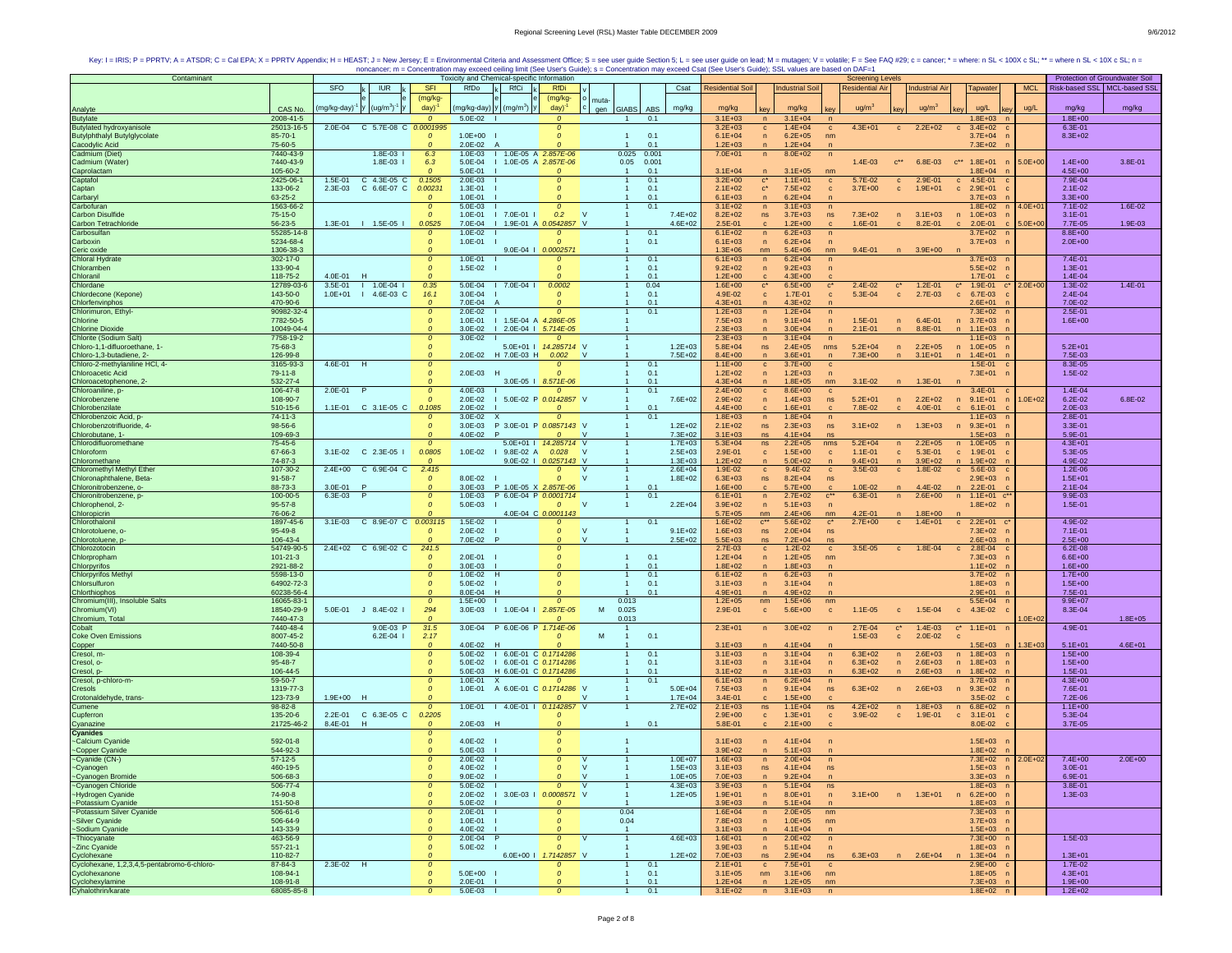Key: I = IRIS; P = PPRTV; A = ATSDR; C = Cal EPA; X = PPRTV Appendix; H = HEAST; J = New Jersey; E = Environmental Criteria and Assessment Office; S = see user guide Section 5; L = see user guide on lead; M = mutagen; V = volatile; F = See FAQ #29; c = cancer; * = where: n SL < 100X c SL; ** = where n SL < 10X c SL; n = noncancer; m = Concentration may exceed ceiling limit (See User's Guide); s = Concentration may exceed Csat (See User's Guide); SSL values are based on DAF=1

| Contaminant | | Toxicity and Chemical-specific Information | | | | | | | | | | | | | | | Screening Levels | | | | | | | | | | | Protection of Groundwater Soil | |
|---|---|---|---|---|---|---|---|---|---|---|---|---|---|---|---|---|---|---|---|---|---|---|---|---|---|---|---|---|---|
| Analyte | CAS No. | SFO (mg/kg-day)$^{-1}$ | k e y | IUR (ug/m$^3$)$^{-1}$ | k e y | SFI (mg/kg-day)$^{-1}$ | RfDo (mg/kg-day) | k e y | RfCi (mg/m$^3$) | k e y | RfDi (mg/kg-day)$^{-1}$ | v o c | muta-gen | GIABS | ABS | Csat mg/kg | Residential Soil mg/kg | key | Industrial Soil mg/kg | key | Residential Air ug/m$^3$ | key | Industrial Air ug/m$^3$ | key | Tapwater ug/L | key | MCL ug/L | Risk-based SSL mg/kg | MCL-based SSL mg/kg |
| Butylate | 2008-41-5 | | | | | 0 | 5.0E-02 | I | | | 0 | | | 1 | 0.1 | | 3.1E+03 | n | 3.1E+04 | n | | | | | 1.8E+03 | n | | 1.8E+00 | |
| Butylated hydroxyanisole | 25013-16-5 | 2.0E-04 | C | 5.7E-08 | C | 0.0001995 | | | | | 0 | | | | | | 3.2E+03 | c | 1.4E+04 | c | 4.3E+01 | c | 2.2E+02 | c | 3.4E+02 | c | | 6.3E-01 | |
| Butylphthalyl Butylglycolate | 85-70-1 | | | | | 0 | 1.0E+00 | I | | | 0 | | | 1 | 0.1 | | 6.1E+04 | n | 6.2E+05 | nm | | | | | 3.7E+04 | n | | 8.3E+02 | |
| Cacodylic Acid | 75-60-5 | | | | | 0 | 2.0E-02 | A | | | 0 | | | 1 | 0.1 | | 1.2E+03 | n | 1.2E+04 | n | | | | | 7.3E+02 | n | | | |
| Cadmium (Diet) | 7440-43-9 | | | 1.8E-03 | I | 6.3 | 1.0E-03 | I | 1.0E-05 | A | 2.857E-06 | | | 0.025 | 0.001 | | 7.0E+01 | n | 8.0E+02 | n | | | | | | | | | |
| Cadmium (Water) | 7440-43-9 | | | 1.8E-03 | I | 6.3 | 5.0E-04 | I | 1.0E-05 | A | 2.857E-06 | | | 0.05 | 0.001 | | | | | | 1.4E-03 | c** | 6.8E-03 | c** | 1.8E+01 | n | 5.0E+00 | 1.4E+00 | 3.8E-01 |
| Caprolactam | 105-60-2 | | | | | 0 | 5.0E-01 | I | | | 0 | | | 1 | 0.1 | | 3.1E+04 | n | 3.1E+05 | nm | | | | | 1.8E+04 | n | | 4.5E+00 | |
| Captafol | 2425-06-1 | 1.5E-01 | C | 4.3E-05 | C | 0.1505 | 2.0E-03 | I | | | 0 | | | 1 | 0.1 | | 3.2E+00 | c* | 1.1E+01 | c | 5.7E-02 | c | 2.9E-01 | c | 4.5E-01 | c | | 7.9E-04 | |
| Captan | 133-06-2 | 2.3E-03 | C | 6.6E-07 | C | 0.00231 | 1.3E-01 | I | | | 0 | | | 1 | 0.1 | | 2.1E+02 | c* | 7.5E+02 | c | 3.7E+00 | c | 1.9E+01 | c | 2.9E+01 | c | | 2.1E-02 | |
| Carbaryl | 63-25-2 | | | | | 0 | 1.0E-01 | I | | | 0 | | | 1 | 0.1 | | 6.1E+03 | n | 6.2E+04 | n | | | | | 3.7E+03 | n | | 3.3E+00 | |
| Carbofuran | 1563-66-2 | | | | | 0 | 5.0E-03 | I | | | 0 | | | 1 | 0.1 | | 3.1E+02 | n | 3.1E+03 | n | | | | | 1.8E+02 | n | 4.0E+01 | 7.1E-02 | 1.6E-02 |
| Carbon Disulfide | 75-15-0 | | | | | 0 | 1.0E-01 | I | 7.0E-01 | I | 0.2 | V | | 1 | | 7.4E+02 | 8.2E+02 | ns | 3.7E+03 | ns | 7.3E+02 | n | 3.1E+03 | n | 1.0E+03 | n | | 3.1E-01 | |
| Carbon Tetrachloride | 56-23-5 | 1.3E-01 | I | 1.5E-05 | I | 0.0525 | 7.0E-04 | I | 1.9E-01 | A | 0.0542857 | V | | 1 | | 4.6E+02 | 2.5E-01 | c | 1.2E+00 | c | 1.6E-01 | c | 8.2E-01 | c | 2.0E-01 | c | 5.0E+00 | 7.7E-05 | 1.9E-03 |
| Carbosulfan | 55285-14-8 | | | | | 0 | 1.0E-02 | I | | | 0 | | | 1 | 0.1 | | 6.1E+02 | n | 6.2E+03 | n | | | | | 3.7E+02 | n | | 8.8E+00 | |
| Carboxin | 5234-68-4 | | | | | 0 | 1.0E-01 | I | | | 0 | | | 1 | 0.1 | | 6.1E+03 | n | 6.2E+04 | n | | | | | 3.7E+03 | n | | 2.0E+00 | |
| Ceric oxide | 1306-38-3 | | | | | 0 | | | 9.0E-04 | I | 0.0002571 | | | 1 | | | 1.3E+06 | nm | 5.4E+06 | nm | 9.4E-01 | n | 3.9E+00 | n | | | | | |
| Chloral Hydrate | 302-17-0 | | | | | 0 | 1.0E-01 | I | | | 0 | | | 1 | 0.1 | | 6.1E+03 | n | 6.2E+04 | n | | | | | 3.7E+03 | n | | 7.4E-01 | |
| Chloramben | 133-90-4 | | | | | 0 | 1.5E-02 | I | | | 0 | | | 1 | 0.1 | | 9.2E+02 | n | 9.2E+03 | n | | | | | 5.5E+02 | n | | 1.3E-01 | |
| Chloranil | 118-75-2 | 4.0E-01 | H | | | 0 | | | | | 0 | | | 1 | 0.1 | | 1.2E+00 | c | 4.3E+00 | c | | | | | 1.7E-01 | c | | 1.4E-04 | |
| Chlordane | 12789-03-6 | 3.5E-01 | I | 1.0E-04 | I | 0.35 | 5.0E-04 | I | 7.0E-04 | I | 0.0002 | | | 1 | 0.04 | | 1.6E+00 | c* | 6.5E+00 | c* | 2.4E-02 | c* | 1.2E-01 | c* | 1.9E-01 | c* | 2.0E+00 | 1.3E-02 | 1.4E-01 |
| Chlordecone (Kepone) | 143-50-0 | 1.0E+01 | I | 4.6E-03 | C | 16.1 | 3.0E-04 | I | | | 0 | | | 1 | 0.1 | | 4.9E-02 | c | 1.7E-01 | c | 5.3E-04 | c | 2.7E-03 | c | 6.7E-03 | c | | 2.4E-04 | |
| Chlorfenvinphos | 470-90-6 | | | | | 0 | 7.0E-04 | A | | | 0 | | | 1 | 0.1 | | 4.3E+01 | n | 4.3E+02 | n | | | | | 2.6E+01 | n | | 7.0E-02 | |
| Chlorimuron, Ethyl- | 90982-32-4 | | | | | 0 | 2.0E-02 | I | | | 0 | | | 1 | 0.1 | | 1.2E+03 | n | 1.2E+04 | n | | | | | 7.3E+02 | n | | 2.5E-01 | |
| Chlorine | 7782-50-5 | | | | | 0 | 1.0E-01 | I | 1.5E-04 | A | 4.286E-05 | | | 1 | | | 7.5E+03 | n | 9.1E+04 | n | 1.5E-01 | n | 6.4E-01 | n | 3.7E+03 | n | | 1.6E+00 | |
| Chlorine Dioxide | 10049-04-4 | | | | | 0 | 3.0E-02 | I | 2.0E-04 | I | 5.714E-05 | | | 1 | | | 2.3E+03 | n | 3.0E+04 | n | 2.1E-01 | n | 8.8E-01 | n | 1.1E+03 | n | | | |
| Chlorite (Sodium Salt) | 7758-19-2 | | | | | 0 | 3.0E-02 | I | | | 0 | | | 1 | | | 2.3E+03 | n | 3.1E+04 | n | | | | | 1.1E+03 | n | | | |
| Chloro-1,1-difluoroethane, 1- | 75-68-3 | | | | | 0 | | | 5.0E+01 | I | 14.285714 | V | | 1 | | 1.2E+03 | 5.8E+04 | ns | 2.4E+05 | nms | 5.2E+04 | n | 2.2E+05 | n | 1.0E+05 | n | | 5.2E+01 | |
| Chloro-1,3-butadiene, 2- | 126-99-8 | | | | | 0 | 2.0E-02 | H | 7.0E-03 | H | 0.002 | V | | 1 | | 7.5E+02 | 8.4E+00 | n | 3.6E+01 | n | 7.3E+00 | n | 3.1E+01 | n | 1.4E+01 | n | | 7.5E-03 | |
| Chloro-2-methylaniline HCl, 4- | 3165-93-3 | 4.6E-01 | H | | | 0 | | | | | 0 | | | 1 | 0.1 | | 1.1E+00 | c | 3.7E+00 | c | | | | | 1.5E-01 | c | | 8.3E-05 | |
| Chloroacetic Acid | 79-11-8 | | | | | 0 | 2.0E-03 | H | | | 0 | | | 1 | 0.1 | | 1.2E+02 | n | 1.2E+03 | n | | | | | 7.3E+01 | n | | 1.5E-02 | |
| Chloroacetophenone, 2- | 532-27-4 | | | | | 0 | | | 3.0E-05 | I | 8.571E-06 | | | 1 | 0.1 | | 4.3E+04 | n | 1.8E+05 | nm | 3.1E-02 | n | 1.3E-01 | n | | | | | |
| Chloroaniline, p- | 106-47-8 | 2.0E-01 | P | | | 0 | 4.0E-03 | I | | | 0 | | | 1 | 0.1 | | 2.4E+00 | c | 8.6E+00 | c | | | | | 3.4E-01 | c | | 1.4E-04 | |
| Chlorobenzene | 108-90-7 | | | | | 0 | 2.0E-02 | I | 5.0E-02 | P | 0.0142857 | V | | 1 | | 7.6E+02 | 2.9E+02 | n | 1.4E+03 | ns | 5.2E+01 | n | 2.2E+02 | n | 9.1E+01 | n | 1.0E+02 | 6.2E-02 | 6.8E-02 |
| Chlorobenzilate | 510-15-6 | 1.1E-01 | C | 3.1E-05 | C | 0.1085 | 2.0E-02 | I | | | 0 | | | 1 | 0.1 | | 4.4E+00 | c | 1.6E+01 | c | 7.8E-02 | c | 4.0E-01 | c | 6.1E-01 | c | | 2.0E-03 | |
| Chlorobenzoic Acid, p- | 74-11-3 | | | | | 0 | 3.0E-02 | X | | | 0 | | | 1 | 0.1 | | 1.8E+03 | n | 1.8E+04 | n | | | | | 1.1E+03 | n | | 2.8E-01 | |
| Chlorobenzotrifluoride, 4- | 98-56-6 | | | | | 0 | 3.0E-03 | P | 3.0E-01 | P | 0.0857143 | V | | 1 | | 1.2E+02 | 2.1E+02 | ns | 2.3E+03 | ns | 3.1E+02 | n | 1.3E+03 | n | 9.3E+01 | n | | 3.3E-01 | |
| Chlorobutane, 1- | 109-69-3 | | | | | 0 | 4.0E-02 | P | | | 0 | V | | 1 | | 7.3E+02 | 3.1E+03 | ns | 4.1E+04 | ns | | | | | 1.5E+03 | n | | 5.9E-01 | |
| Chlorodifluoromethane | 75-45-6 | | | | | 0 | | | 5.0E+01 | I | 14.285714 | V | | 1 | | 1.7E+03 | 5.3E+04 | ns | 2.2E+05 | nms | 5.2E+04 | n | 2.2E+05 | n | 1.0E+05 | n | | 4.3E+01 | |
| Chloroform | 67-66-3 | 3.1E-02 | C | 2.3E-05 | I | 0.0805 | 1.0E-02 | I | 9.8E-02 | A | 0.028 | V | | 1 | | 2.5E+03 | 2.9E-01 | c | 1.5E+00 | c | 1.1E-01 | c | 5.3E-01 | c | 1.9E-01 | c | | 5.3E-05 | |
| Chloromethane | 74-87-3 | | | | | 0 | | | 9.0E-02 | I | 0.0257143 | V | | 1 | | 1.3E+03 | 1.2E+02 | n | 5.0E+02 | n | 9.4E+01 | n | 3.9E+02 | n | 1.9E+02 | n | | 4.9E-02 | |
| Chloromethyl Methyl Ether | 107-30-2 | 2.4E+00 | C | 6.9E-04 | C | 2.415 | | | | | 0 | V | | 1 | | 2.6E+04 | 1.9E-02 | c | 9.4E-02 | c | 3.5E-03 | c | 1.8E-02 | c | 5.6E-03 | c | | 1.2E-06 | |
| Chloronaphthalene, Beta- | 91-58-7 | | | | | 0 | 8.0E-02 | I | | | 0 | V | | 1 | | 1.8E+02 | 6.3E+03 | ns | 8.2E+04 | ns | | | | | 2.9E+03 | n | | 1.5E+01 | |
| Chloronitrobenzene, o- | 88-73-3 | 3.0E-01 | P | | | 0 | 3.0E-03 | P | 1.0E-05 | X | 2.857E-06 | | | 1 | 0.1 | | 1.6E+00 | c | 5.7E+00 | c | 1.0E-02 | n | 4.4E-02 | n | 2.2E-01 | c | | 2.1E-04 | |
| Chloronitrobenzene, p- | 100-00-5 | 6.3E-03 | P | | | 0 | 1.0E-03 | P | 6.0E-04 | P | 0.0001714 | | | 1 | 0.1 | | 6.1E+01 | n | 2.7E+02 | c** | 6.3E-01 | n | 2.6E+00 | n | 1.1E+01 | c** | | 9.9E-03 | |
| Chlorophenol, 2- | 95-57-8 | | | | | 0 | 5.0E-03 | I | | | 0 | V | | 1 | | 2.2E+04 | 3.9E+02 | n | 5.1E+03 | n | | | | | 1.8E+02 | n | | 1.5E-01 | |
| Chloropicrin | 76-06-2 | | | | | 0 | | | 4.0E-04 | C | 0.0001143 | | | | | | 5.7E+05 | nm | 2.4E+06 | nm | 4.2E-01 | n | 1.8E+00 | n | | | | | |
| Chlorothalonil | 1897-45-6 | 3.1E-03 | C | 8.9E-07 | C | 0.003115 | 1.5E-02 | I | | | 0 | | | 1 | 0.1 | | 1.6E+02 | c** | 5.6E+02 | c* | 2.7E+00 | c | 1.4E+01 | c | 2.2E+01 | c* | | 4.9E-02 | |
| Chlorotoluene, o- | 95-49-8 | | | | | 0 | 2.0E-02 | I | | | 0 | V | | 1 | | 9.1E+02 | 1.6E+03 | ns | 2.0E+04 | ns | | | | | 7.3E+02 | n | | 7.1E-01 | |
| Chlorotoluene, p- | 106-43-4 | | | | | 0 | 7.0E-02 | P | | | 0 | V | | 1 | | 2.5E+02 | 5.5E+03 | ns | 7.2E+04 | ns | | | | | 2.6E+03 | n | | 2.5E+00 | |
| Chlorozotocin | 54749-90-5 | 2.4E+02 | C | 6.9E-02 | C | 241.5 | | | | | 0 | | | 1 | | | 2.7E-03 | c | 1.2E-02 | c | 3.5E-05 | c | 1.8E-04 | c | 2.8E-04 | c | | 6.2E-08 | |
| Chlorpropham | 101-21-3 | | | | | 0 | 2.0E-01 | I | | | 0 | | | 1 | 0.1 | | 1.2E+04 | n | 1.2E+05 | nm | | | | | 7.3E+03 | n | | 6.6E+00 | |
| Chlorpyrifos | 2921-88-2 | | | | | 0 | 3.0E-03 | I | | | 0 | | | 1 | 0.1 | | 1.8E+02 | n | 1.8E+03 | n | | | | | 1.1E+02 | n | | 1.6E+00 | |
| Chlorpyrifos Methyl | 5598-13-0 | | | | | 0 | 1.0E-02 | H | | | 0 | | | 1 | 0.1 | | 6.1E+02 | n | 6.2E+03 | n | | | | | 3.7E+02 | n | | 1.7E+00 | |
| Chlorsulfuron | 64902-72-3 | | | | | 0 | 5.0E-02 | I | | | 0 | | | 1 | 0.1 | | 3.1E+03 | n | 3.1E+04 | n | | | | | 1.8E+03 | n | | 1.5E+00 | |
| Chlorthiophos | 60238-56-4 | | | | | 0 | 8.0E-04 | H | | | 0 | | | 1 | 0.1 | | 4.9E+01 | n | 4.9E+02 | n | | | | | 2.9E+01 | n | | 7.5E-01 | |
| Chromium(III), Insoluble Salts | 16065-83-1 | | | | | 0 | 1.5E+00 | I | | | 0 | | | 0.013 | | | 1.2E+05 | nm | 1.5E+06 | nm | | | | | 5.5E+04 | n | | 9.9E+07 | |
| Chromium(VI) | 18540-29-9 | 5.0E-01 | J | 8.4E-02 | I | 294 | 3.0E-03 | I | 1.0E-04 | I | 2.857E-05 | | M | 0.025 | | | 2.9E-01 | c | 5.6E+00 | c | 1.1E-05 | c | 1.5E-04 | c | 4.3E-02 | c | | 8.3E-04 | |
| Chromium, Total | 7440-47-3 | | | | | 0 | | | | | 0 | | | 0.013 | | | | | | | | | | | | | 1.0E+02 | | 1.8E+05 |
| Cobalt | 7440-48-4 | | | 9.0E-03 | P | 31.5 | 3.0E-04 | P | 6.0E-06 | P | 1.714E-06 | | | 1 | | | 2.3E+01 | n | 3.0E+02 | n | 2.7E-04 | c* | 1.4E-03 | c* | 1.1E+01 | n | | 4.9E-01 | |
| Coke Oven Emissions | 8007-45-2 | | | 6.2E-04 | I | 2.17 | | | | | 0 | | M | 1 | 0.1 | | | | | | 1.5E-03 | c | 2.0E-02 | c | | | | | |
| Copper | 7440-50-8 | | | | | 0 | 4.0E-02 | H | | | 0 | | | 1 | | | 3.1E+03 | n | 4.1E+04 | n | | | | | 1.5E+03 | n | 1.3E+03 | 5.1E+01 | 4.6E+01 |
| Cresol, m- | 108-39-4 | | | | | 0 | 5.0E-02 | I | 6.0E-01 | C | 0.1714286 | | | 1 | 0.1 | | 3.1E+03 | n | 3.1E+04 | n | 6.3E+02 | n | 2.6E+03 | n | 1.8E+03 | n | | 1.5E+00 | |
| Cresol, o- | 95-48-7 | | | | | 0 | 5.0E-02 | I | 6.0E-01 | C | 0.1714286 | | | 1 | 0.1 | | 3.1E+03 | n | 3.1E+04 | n | 6.3E+02 | n | 2.6E+03 | n | 1.8E+03 | n | | 1.5E+00 | |
| Cresol, p- | 106-44-5 | | | | | 0 | 5.0E-03 | H | 6.0E-01 | C | 0.1714286 | | | 1 | 0.1 | | 3.1E+02 | n | 3.1E+03 | n | 6.3E+02 | n | 2.6E+03 | n | 1.8E+02 | n | | 1.5E-01 | |
| Cresol, p-chloro-m- | 59-50-7 | | | | | 0 | 1.0E-01 | X | | | 0 | | | 1 | 0.1 | | 6.1E+03 | n | 6.2E+04 | n | | | | | 3.7E+03 | n | | 4.3E+00 | |
| Cresols | 1319-77-3 | | | | | 0 | 1.0E-01 | A | 6.0E-01 | C | 0.1714286 | V | | 1 | | 5.0E+04 | 7.5E+03 | n | 9.1E+04 | ns | 6.3E+02 | n | 2.6E+03 | n | 9.3E+02 | n | | 7.6E-01 | |
| Crotonaldehyde, trans- | 123-73-9 | 1.9E+00 | H | | | 0 | | | | | 0 | V | | 1 | | 1.7E+04 | 3.4E-01 | c | 1.5E+00 | c | | | | | 3.5E-02 | c | | 7.2E-06 | |
| Cumene | 98-82-8 | | | | | 0 | 1.0E-01 | I | 4.0E-01 | I | 0.1142857 | V | | 1 | | 2.7E+02 | 2.1E+03 | ns | 1.1E+04 | ns | 4.2E+02 | n | 1.8E+03 | n | 6.8E+02 | n | | 1.1E+00 | |
| Cupferron | 135-20-6 | 2.2E-01 | C | 6.3E-05 | C | 0.2205 | | | | | 0 | | | | | | 2.9E+00 | c | 1.3E+01 | c | 3.9E-02 | c | 1.9E-01 | c | 3.1E-01 | c | | 5.3E-04 | |
| Cyanazine | 21725-46-2 | 8.4E-01 | H | | | 0 | 2.0E-03 | H | | | 0 | | | 1 | 0.1 | | 5.8E-01 | c | 2.1E+00 | c | | | | | 8.0E-02 | c | | 3.7E-05 | |
| **Cyanides** | | | | | | 0 | | | | | 0 | | | | | | | | | | | | | | | | | | |
| ~Calcium Cyanide | 592-01-8 | | | | | 0 | 4.0E-02 | I | | | 0 | | | 1 | | | 3.1E+03 | n | 4.1E+04 | n | | | | | 1.5E+03 | n | | | |
| ~Copper Cyanide | 544-92-3 | | | | | 0 | 5.0E-03 | I | | | 0 | | | 1 | | | 3.9E+02 | n | 5.1E+03 | n | | | | | 1.8E+02 | n | | | |
| ~Cyanide (CN-) | 57-12-5 | | | | | 0 | 2.0E-02 | I | | | 0 | V | | 1 | | 1.0E+07 | 1.6E+03 | n | 2.0E+04 | n | | | | | 7.3E+02 | n | 2.0E+02 | 7.4E+00 | 2.0E+00 |
| ~Cyanogen | 460-19-5 | | | | | 0 | 4.0E-02 | I | | | 0 | V | | 1 | | 1.5E+03 | 3.1E+03 | ns | 4.1E+04 | ns | | | | | 1.5E+03 | n | | 3.0E-01 | |
| ~Cyanogen Bromide | 506-68-3 | | | | | 0 | 9.0E-02 | I | | | 0 | V | | 1 | | 1.0E+05 | 7.0E+03 | n | 9.2E+04 | n | | | | | 3.3E+03 | n | | 6.9E-01 | |
| ~Cyanogen Chloride | 506-77-4 | | | | | 0 | 5.0E-02 | I | | | 0 | V | | 1 | | 4.3E+03 | 3.9E+03 | n | 5.1E+04 | ns | | | | | 1.8E+03 | n | | 3.8E-01 | |
| ~Hydrogen Cyanide | 74-90-8 | | | | | 0 | 2.0E-02 | I | 3.0E-03 | I | 0.0008571 | V | | 1 | | 1.2E+05 | 1.9E+01 | n | 8.0E+01 | n | 3.1E+00 | n | 1.3E+01 | n | 6.2E+00 | n | | 1.3E-03 | |
| ~Potassium Cyanide | 151-50-8 | | | | | 0 | 5.0E-02 | I | | | 0 | | | 1 | | | 3.9E+03 | n | 5.1E+04 | n | | | | | 1.8E+03 | n | | | |
| ~Potassium Silver Cyanide | 506-61-6 | | | | | 0 | 2.0E-01 | I | | | 0 | | | 0.04 | | | 1.6E+04 | n | 2.0E+05 | nm | | | | | 7.3E+03 | n | | | |
| ~Silver Cyanide | 506-64-9 | | | | | 0 | 1.0E-01 | I | | | 0 | | | 0.04 | | | 7.8E+03 | n | 1.0E+05 | nm | | | | | 3.7E+03 | n | | | |
| ~Sodium Cyanide | 143-33-9 | | | | | 0 | 4.0E-02 | I | | | 0 | | | 1 | | | 3.1E+03 | n | 4.1E+04 | n | | | | | 1.5E+03 | n | | | |
| ~Thiocyanate | 463-56-9 | | | | | 0 | 2.0E-04 | P | | | 0 | V | | 1 | | 4.6E+03 | 1.6E+01 | n | 2.0E+02 | n | | | | | 7.3E+00 | n | | 1.5E-03 | |
| ~Zinc Cyanide | 557-21-1 | | | | | 0 | 5.0E-02 | I | | | 0 | | | 1 | | | 3.9E+03 | n | 5.1E+04 | n | | | | | 1.8E+03 | n | | | |
| Cyclohexane | 110-82-7 | | | | | 0 | | | 6.0E+00 | I | 1.7142857 | V | | 1 | | 1.2E+02 | 7.0E+03 | ns | 2.9E+04 | ns | 6.3E+03 | n | 2.6E+04 | n | 1.3E+04 | n | | 1.3E+01 | |
| Cyclohexane, 1,2,3,4,5-pentabromo-6-chloro- | 87-84-3 | 2.3E-02 | H | | | 0 | | | | | 0 | | | 1 | 0.1 | | 2.1E+01 | c | 7.5E+01 | c | | | | | 2.9E+00 | c | | 1.7E-02 | |
| Cyclohexanone | 108-94-1 | | | | | 0 | 5.0E+00 | I | | | 0 | | | 1 | 0.1 | | 3.1E+05 | nm | 3.1E+06 | nm | | | | | 1.8E+05 | n | | 4.3E+01 | |
| Cyclohexylamine | 108-91-8 | | | | | 0 | 2.0E-01 | I | | | 0 | | | 1 | 0.1 | | 1.2E+04 | n | 1.2E+05 | nm | | | | | 7.3E+03 | n | | 1.9E+00 | |
| Cyhalothrin/karate | 68085-85-8 | | | | | 0 | 5.0E-03 | I | | | 0 | | | 1 | 0.1 | | 3.1E+02 | n | 3.1E+03 | n | | | | | 1.8E+02 | n | | 1.2E+02 | |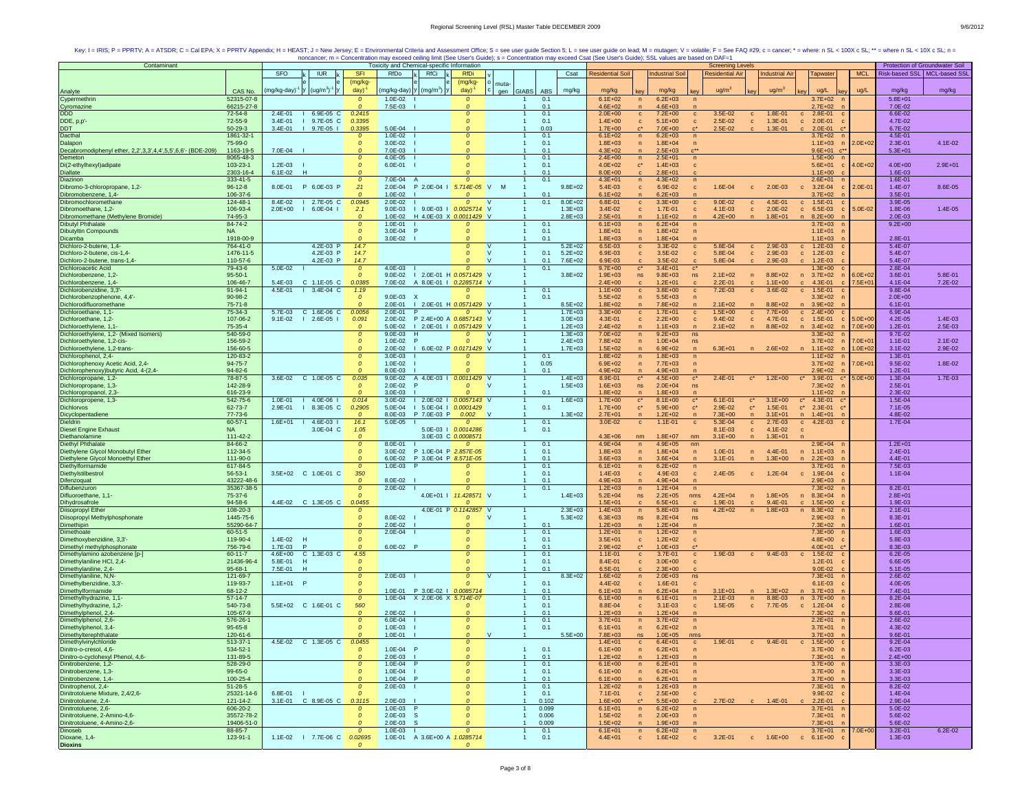Key: I = IRIS; P = PPRTV; A = ATSDR; C = Cal EPA; X = PPRTV Appendix; H = HEAST; J = New Jersey; E = Environmental Criteria and Assessment Office; S = see user guide Section 5; L = see user guide on lead; M = mutagen; V = volatile; F = See FAQ #29; c = cancer; * = where: n SL < 100X c SL; ** = where n SL < 10X c SL; n = noncancer; m = Concentration may exceed ceiling limit (See User's Guide); s = Concentration may exceed Csat (See User's Guide); SSL values are based on DAF=1

| Contaminant | | Toxicity and Chemical-specific Information | | | | | | | | | | | | | | | Screening Levels | | | | | | | | | | | Protection of Groundwater Soil | |
|---|---|---|---|---|---|---|---|---|---|---|---|---|---|---|---|---|---|---|---|---|---|---|---|---|---|---|---|---|---|
| | | SFO | k | IUR | k | SFI | RfDo | k | RfCi | k | RfDi | v | mutagen | GIABS | ABS | Csat | Residential Soil | key | Industrial Soil | key | Residential Air | key | Industrial Air | key | Tapwater | key | MCL | Risk-based SSL | MCL-based SSL |
| Analyte | CAS No. | $(mg/kg\text{-}day)^{-1}$ | | $(ug/m^3)^{-1}$ | | $(mg/kg\text{-}day)^{-1}$ | (mg/kg-day) | | $(mg/m^3)$ | | $(mg/kg\text{-}day)^{-1}$ | | | | | mg/kg | mg/kg | | mg/kg | | $ug/m^3$ | | $ug/m^3$ | | ug/L | | ug/L | mg/kg | mg/kg |
| Cypermethrin | 52315-07-8 | | | | | 0 | 1.0E-02 | I | | | 0 | | | 1 | 0.1 | | 6.1E+02 | n | 6.2E+03 | n | | | | | 3.7E+02 | n | | 5.8E+01 | |
| Cyromazine | 66215-27-8 | | | | | 0 | 7.5E-03 | I | | | 0 | | | 1 | 0.1 | | 4.6E+02 | n | 4.6E+03 | n | | | | | 2.7E+02 | n | | 7.0E-02 | |
| DDD | 72-54-8 | 2.4E-01 | I | 6.9E-05 | C | 0.2415 | | | | | 0 | | | 1 | 0.1 | | 2.0E+00 | c | 7.2E+00 | c | 3.5E-02 | c | 1.8E-01 | c | 2.8E-01 | c | | 6.6E-02 | |
| DDE, p,p'- | 72-55-9 | 3.4E-01 | I | 9.7E-05 | C | 0.3395 | | | | | 0 | | | 1 | 0.1 | | 1.4E+00 | c | 5.1E+00 | c | 2.5E-02 | c | 1.3E-01 | c | 2.0E-01 | c | | 4.7E-02 | |
| DDT | 50-29-3 | 3.4E-01 | I | 9.7E-05 | I | 0.3395 | 5.0E-04 | I | | | 0 | | | 1 | 0.03 | | 1.7E+00 | c* | 7.0E+00 | c* | 2.5E-02 | c | 1.3E-01 | c | 2.0E-01 | c* | | 6.7E-02 | |
| Dacthal | 1861-32-1 | | | | | 0 | 1.0E-02 | I | | | 0 | | | 1 | 0.1 | | 6.1E+02 | n | 6.2E+03 | n | | | | | 3.7E+02 | n | | 4.5E-01 | |
| Dalapon | 75-99-0 | | | | | 0 | 3.0E-02 | I | | | 0 | | | 1 | 0.1 | | 1.8E+03 | n | 1.8E+04 | n | | | | | 1.1E+03 | n | 2.0E+02 | 2.3E-01 | 4.1E-02 |
| Decabromodiphenyl ether, 2,2',3,3',4,4',5,5',6,6'- (BDE-209) | 1163-19-5 | 7.0E-04 | I | | | 0 | 7.0E-03 | I | | | 0 | | | 1 | 0.1 | | 4.3E+02 | n | 2.5E+03 | c** | | | | | 9.6E+01 | c** | | 5.3E+01 | |
| Demeton | 8065-48-3 | | | | | 0 | 4.0E-05 | I | | | 0 | | | 1 | 0.1 | | 2.4E+00 | n | 2.5E+01 | n | | | | | 1.5E+00 | n | | 4.5E-04 | |
| Di(2-ethylhexyl)adipate | 103-23-1 | 1.2E-03 | I | | | 0 | 6.0E-01 | I | | | 0 | | | 1 | 0.1 | | 4.0E+02 | c* | 1.4E+03 | c | | | | | 5.6E+01 | c | 4.0E+02 | 4.0E+00 | 2.9E+01 |
| Diallate | 2303-16-4 | 6.1E-02 | H | | | 0 | | | | | 0 | | | 1 | 0.1 | | 8.0E+00 | c | 2.8E+01 | c | | | | | 1.1E+00 | c | | 1.6E-03 | |
| Diazinon | 333-41-5 | | | | | 0 | 7.0E-04 | A | | | 0 | | | 1 | 0.1 | | 4.3E+01 | n | 4.3E+02 | n | | | | | 2.6E+01 | n | | 1.6E-01 | |
| Dibromo-3-chloropropane, 1,2- | 96-12-8 | 8.0E-01 | P | 6.0E-03 | P | 21 | 2.0E-04 | P | 2.0E-04 | I | 5.714E-05 | V | M | 1 | | 9.8E+02 | 5.4E-03 | c | 6.9E-02 | c | 1.6E-04 | c | 2.0E-03 | c | 3.2E-04 | c | 2.0E-01 | 1.4E-07 | 8.6E-05 |
| Dibromobenzene, 1,4- | 106-37-6 | | | | | 0 | 1.0E-02 | I | | | 0 | | | 1 | 0.1 | | 6.1E+02 | n | 6.2E+03 | n | | | | | 3.7E+02 | n | | 3.5E-01 | |
| Dibromochloromethane | 124-48-1 | 8.4E-02 | I | 2.7E-05 | C | 0.0945 | 2.0E-02 | I | | | 0 | V | | 1 | 0.1 | 8.0E+02 | 6.8E-01 | c | 3.3E+00 | c | 9.0E-02 | c | 4.5E-01 | c | 1.5E-01 | c | | 3.9E-05 | |
| Dibromoethane, 1,2- | 106-93-4 | 2.0E+00 | I | 6.0E-04 | I | 2.1 | 9.0E-03 | I | 9.0E-03 | I | 0.0025714 | V | | 1 | | 1.3E+03 | 3.4E-02 | c | 1.7E-01 | c | 4.1E-03 | c | 2.0E-02 | c | 6.5E-03 | c | 5.0E-02 | 1.8E-06 | 1.4E-05 |
| Dibromomethane (Methylene Bromide) | 74-95-3 | | | | | 0 | 1.0E-02 | H | 4.0E-03 | X | 0.0011429 | V | | 1 | | 2.8E+03 | 2.5E+01 | n | 1.1E+02 | n | 4.2E+00 | n | 1.8E+01 | n | 8.2E+00 | n | | 2.0E-03 | |
| Dibutyl Phthalate | 84-74-2 | | | | | 0 | 1.0E-01 | I | | | 0 | | | 1 | 0.1 | | 6.1E+03 | n | 6.2E+04 | n | | | | | 3.7E+03 | n | | 9.2E+00 | |
| Dibutyltin Compounds | NA | | | | | 0 | 3.0E-04 | P | | | 0 | | | 1 | 0.1 | | 1.8E+01 | n | 1.8E+02 | n | | | | | 1.1E+01 | n | | | |
| Dicamba | 1918-00-9 | | | | | 0 | 3.0E-02 | I | | | 0 | | | 1 | 0.1 | | 1.8E+03 | n | 1.8E+04 | n | | | | | 1.1E+03 | n | | 2.8E-01 | |
| Dichloro-2-butene, 1,4- | 764-41-0 | | | 4.2E-03 | P | 14.7 | | | | | 0 | V | | 1 | | 5.2E+02 | 6.5E-03 | c | 3.3E-02 | c | 5.8E-04 | c | 2.9E-03 | c | 1.2E-03 | c | | 5.4E-07 | |
| Dichloro-2-butene, cis-1,4- | 1476-11-5 | | | 4.2E-03 | P | 14.7 | | | | | 0 | V | | 1 | 0.1 | 5.2E+02 | 6.9E-03 | c | 3.5E-02 | c | 5.8E-04 | c | 2.9E-03 | c | 1.2E-03 | c | | 5.4E-07 | |
| Dichloro-2-butene, trans-1,4- | 110-57-6 | | | 4.2E-03 | P | 14.7 | | | | | 0 | V | | 1 | 0.1 | 7.6E+02 | 6.9E-03 | c | 3.5E-02 | c | 5.8E-04 | c | 2.9E-03 | c | 1.2E-03 | c | | 5.4E-07 | |
| Dichloroacetic Acid | 79-43-6 | 5.0E-02 | I | | | 0 | 4.0E-03 | I | | | 0 | | | 1 | 0.1 | | 9.7E+00 | c* | 3.4E+01 | c* | | | | | 1.3E+00 | c | | 2.8E-04 | |
| Dichlorobenzene, 1,2- | 95-50-1 | | | | | 0 | 9.0E-02 | I | 2.0E-01 | H | 0.0571429 | V | | 1 | | 3.8E+02 | 1.9E+03 | ns | 9.8E+03 | ns | 2.1E+02 | n | 8.8E+02 | n | 3.7E+02 | n | 6.0E+02 | 3.6E-01 | 5.8E-01 |
| Dichlorobenzene, 1,4- | 106-46-7 | 5.4E-03 | C | 1.1E-05 | C | 0.0385 | 7.0E-02 | A | 8.0E-01 | I | 0.2285714 | V | | 1 | | | 2.4E+00 | c | 1.2E+01 | c | 2.2E-01 | c | 1.1E+00 | c | 4.3E-01 | c | 7.5E+01 | 4.1E-04 | 7.2E-02 |
| Dichlorobenzidine, 3,3'- | 91-94-1 | 4.5E-01 | I | 3.4E-04 | C | 1.19 | | | | | 0 | | | 1 | 0.1 | | 1.1E+00 | c | 3.8E+00 | c | 7.2E-03 | c | 3.6E-02 | c | 1.5E-01 | c | | 9.8E-04 | |
| Dichlorobenzophenone, 4,4'- | 90-98-2 | | | | | 0 | 9.0E-03 | X | | | 0 | | | 1 | 0.1 | | 5.5E+02 | n | 5.5E+03 | n | | | | | 3.3E+02 | n | | 2.0E+00 | |
| Dichlorodifluoromethane | 75-71-8 | | | | | 0 | 2.0E-01 | I | 2.0E-01 | H | 0.0571429 | V | | 1 | | 8.5E+02 | 1.8E+02 | n | 7.8E+02 | n | 2.1E+02 | n | 8.8E+02 | n | 3.9E+02 | n | | 6.1E-01 | |
| Dichloroethane, 1,1- | 75-34-3 | 5.7E-03 | C | 1.6E-06 | C | 0.0056 | 2.0E-01 | P | | | 0 | V | | 1 | | 1.7E+03 | 3.3E+00 | c | 1.7E+01 | c | 1.5E+00 | c | 7.7E+00 | c | 2.4E+00 | c | | 6.9E-04 | |
| Dichloroethane, 1,2- | 107-06-2 | 9.1E-02 | I | 2.6E-05 | I | 0.091 | 2.0E-02 | P | 2.4E+00 | A | 0.6857143 | V | | 1 | | 3.0E+03 | 4.3E-01 | c | 2.2E+00 | c | 9.4E-02 | c | 4.7E-01 | c | 1.5E-01 | c | 5.0E+00 | 4.2E-05 | 1.4E-03 |
| Dichloroethylene, 1,1- | 75-35-4 | | | | | 0 | 5.0E-02 | I | 2.0E-01 | I | 0.0571429 | V | | 1 | | 1.2E+03 | 2.4E+02 | n | 1.1E+03 | n | 2.1E+02 | n | 8.8E+02 | n | 3.4E+02 | n | 7.0E+00 | 1.2E-01 | 2.5E-03 |
| Dichloroethylene, 1,2- (Mixed Isomers) | 540-59-0 | | | | | 0 | 9.0E-03 | H | | | 0 | V | | 1 | | 1.3E+03 | 7.0E+02 | n | 9.2E+03 | ns | | | | | 3.3E+02 | n | | 9.7E-02 | |
| Dichloroethylene, 1,2-cis- | 156-59-2 | | | | | 0 | 1.0E-02 | P | | | 0 | V | | 1 | | 2.4E+03 | 7.8E+02 | n | 1.0E+04 | ns | | | | | 3.7E+02 | n | 7.0E+01 | 1.1E-01 | 2.1E-02 |
| Dichloroethylene, 1,2-trans- | 156-60-5 | | | | | 0 | 2.0E-02 | I | 6.0E-02 | P | 0.0171429 | V | | 1 | | 1.7E+03 | 1.5E+02 | n | 6.9E+02 | n | 6.3E+01 | n | 2.6E+02 | n | 1.1E+02 | n | 1.0E+02 | 3.1E-02 | 2.9E-02 |
| Dichlorophenol, 2,4- | 120-83-2 | | | | | 0 | 3.0E-03 | I | | | 0 | | | 1 | 0.1 | | 1.8E+02 | n | 1.8E+03 | n | | | | | 1.1E+02 | n | | 1.3E-01 | |
| Dichlorophenoxy Acetic Acid, 2,4- | 94-75-7 | | | | | 0 | 1.0E-02 | I | | | 0 | | | 1 | 0.05 | | 6.9E+02 | n | 7.7E+03 | n | | | | | 3.7E+02 | n | 7.0E+01 | 9.5E-02 | 1.8E-02 |
| Dichlorophenoxy)butyric Acid, 4-(2,4- | 94-82-6 | | | | | 0 | 8.0E-03 | I | | | 0 | | | 1 | 0.1 | | 4.9E+02 | n | 4.9E+03 | n | | | | | 2.9E+02 | n | | 1.2E-01 | |
| Dichloropropane, 1,2- | 78-87-5 | 3.6E-02 | C | 1.0E-05 | C | 0.035 | 9.0E-02 | A | 4.0E-03 | I | 0.0011429 | V | | 1 | | 1.4E+03 | 8.9E-01 | c* | 4.5E+00 | c* | 2.4E-01 | c* | 1.2E+00 | c* | 3.9E-01 | c* | 5.0E+00 | 1.3E-04 | 1.7E-03 |
| Dichloropropane, 1,3- | 142-28-9 | | | | | 0 | 2.0E-02 | P | | | 0 | V | | 1 | | 1.5E+03 | 1.6E+03 | ns | 2.0E+04 | ns | | | | | 7.3E+02 | n | | 2.5E-01 | |
| Dichloropropanol, 2,3- | 616-23-9 | | | | | 0 | 3.0E-03 | I | | | 0 | | | 1 | 0.1 | | 1.8E+02 | n | 1.8E+03 | n | | | | | 1.1E+02 | n | | 2.3E-02 | |
| Dichloropropene, 1,3- | 542-75-6 | 1.0E-01 | I | 4.0E-06 | I | 0.014 | 3.0E-02 | I | 2.0E-02 | I | 0.0057143 | V | | 1 | | 1.6E+03 | 1.7E+00 | c* | 8.1E+00 | c* | 6.1E-01 | c* | 3.1E+00 | c* | 4.3E-01 | c* | | 1.5E-04 | |
| Dichlorvos | 62-73-7 | 2.9E-01 | I | 8.3E-05 | C | 0.2905 | 5.0E-04 | I | 5.0E-04 | I | 0.0001429 | | | 1 | 0.1 | | 1.7E+00 | c* | 5.9E+00 | c* | 2.9E-02 | c* | 1.5E-01 | c* | 2.3E-01 | c* | | 7.1E-05 | |
| Dicyclopentadiene | 77-73-6 | | | | | 0 | 8.0E-03 | P | 7.0E-03 | P | 0.002 | V | | 1 | | 1.3E+02 | 2.7E+01 | n | 1.2E+02 | n | 7.3E+00 | n | 3.1E+01 | n | 1.4E+01 | n | | 4.8E-02 | |
| Dieldrin | 60-57-1 | 1.6E+01 | I | 4.6E-03 | I | 16.1 | 5.0E-05 | I | | | 0 | | | 1 | 0.1 | | 3.0E-02 | c | 1.1E-01 | c | 5.3E-04 | c | 2.7E-03 | c | 4.2E-03 | c | | 1.7E-04 | |
| Diesel Engine Exhaust | NA | | | 3.0E-04 | C | 1.05 | | | 5.0E-03 | I | 0.0014286 | | | | | | | | | | 8.1E-03 | c | 4.1E-02 | c | | | | | |
| Diethanolamine | 111-42-2 | | | | | 0 | | | 3.0E-03 | C | 0.0008571 | | | | | | 4.3E+06 | nm | 1.8E+07 | nm | 3.1E+00 | n | 1.3E+01 | n | | | | | |
| Diethyl Phthalate | 84-66-2 | | | | | 0 | 8.0E-01 | I | | | 0 | | | 1 | 0.1 | | 4.9E+04 | n | 4.9E+05 | nm | | | | | 2.9E+04 | n | | 1.2E+01 | |
| Diethylene Glycol Monobutyl Ether | 112-34-5 | | | | | 0 | 3.0E-02 | P | 1.0E-04 | P | 2.857E-05 | | | 1 | 0.1 | | 1.8E+03 | n | 1.8E+04 | n | 1.0E-01 | n | 4.4E-01 | n | 1.1E+03 | n | | 2.4E-01 | |
| Diethylene Glycol Monoethyl Ether | 111-90-0 | | | | | 0 | 6.0E-02 | P | 3.0E-04 | P | 8.571E-05 | | | 1 | 0.1 | | 3.6E+03 | n | 3.6E+04 | n | 3.1E-01 | n | 1.3E+00 | n | 2.2E+03 | n | | 4.4E-01 | |
| Diethylformamide | 617-84-5 | | | | | 0 | 1.0E-03 | P | | | 0 | | | 1 | 0.1 | | 6.1E+01 | n | 6.2E+02 | n | | | | | 3.7E+01 | n | | 7.5E-03 | |
| Diethylstilbestrol | 56-53-1 | 3.5E+02 | C | 1.0E-01 | C | 350 | | | | | 0 | | | 1 | 0.1 | | 1.4E-03 | c | 4.9E-03 | c | 2.4E-05 | c | 1.2E-04 | c | 1.9E-04 | c | | 1.1E-04 | |
| Difenzoquat | 43222-48-6 | | | | | 0 | 8.0E-02 | I | | | 0 | | | 1 | 0.1 | | 4.9E+03 | n | 4.9E+04 | n | | | | | 2.9E+03 | n | | | |
| Diflubenzuron | 35367-38-5 | | | | | 0 | 2.0E-02 | I | | | 0 | | | 1 | 0.1 | | 1.2E+03 | n | 1.2E+04 | n | | | | | 7.3E+02 | n | | 8.2E-01 | |
| Difluoroethane, 1,1- | 75-37-6 | | | | | 0 | | | 4.0E+01 | I | 11.428571 | V | | 1 | | 1.4E+03 | 5.2E+04 | ns | 2.2E+05 | nms | 4.2E+04 | n | 1.8E+05 | n | 8.3E+04 | n | | 2.8E+01 | |
| Dihydrosafrole | 94-58-6 | 4.4E-02 | C | 1.3E-05 | C | 0.0455 | | | | | 0 | | | 1 | 0.1 | | 1.5E+01 | c | 6.5E+01 | c | 1.9E-01 | c | 9.4E-01 | c | 1.5E+00 | c | | 1.9E-03 | |
| Diisopropyl Ether | 108-20-3 | | | | | 0 | | | 4.0E-01 | P | 0.1142857 | V | | 1 | | 2.3E+03 | 1.4E+03 | n | 5.8E+03 | ns | 4.2E+02 | n | 1.8E+03 | n | 8.3E+02 | n | | 2.1E-01 | |
| Diisopropyl Methylphosphonate | 1445-75-6 | | | | | 0 | 8.0E-02 | I | | | 0 | V | | 1 | | 5.3E+02 | 6.3E+03 | ns | 8.2E+04 | ns | | | | | 2.9E+03 | n | | 8.3E-01 | |
| Dimethipin | 55290-64-7 | | | | | 0 | 2.0E-02 | I | | | 0 | | | 1 | 0.1 | | 1.2E+03 | n | 1.2E+04 | n | | | | | 7.3E+02 | n | | 1.6E-01 | |
| Dimethoate | 60-51-5 | | | | | 0 | 2.0E-04 | I | | | 0 | | | 1 | 0.1 | | 1.2E+01 | n | 1.2E+02 | n | | | | | 7.3E+00 | n | | 1.6E-03 | |
| Dimethoxybenzidine, 3,3'- | 119-90-4 | 1.4E-02 | H | | | 0 | | | | | 0 | | | 1 | 0.1 | | 3.5E+01 | c | 1.2E+02 | c | | | | | 4.8E+00 | c | | 5.8E-03 | |
| Dimethyl methylphosphonate | 756-79-6 | 1.7E-03 | P | | | 0 | 6.0E-02 | P | | | 0 | | | 1 | 0.1 | | 2.9E+02 | c* | 1.0E+03 | c* | | | | | 4.0E+01 | c* | | 8.3E-03 | |
| Dimethylamino azobenzene [p-] | 60-11-7 | 4.6E+00 | C | 1.3E-03 | C | 4.55 | | | | | 0 | | | 1 | 0.1 | | 1.1E-01 | c | 3.7E-01 | c | 1.9E-03 | c | 9.4E-03 | c | 1.5E-02 | c | | 6.2E-05 | |
| Dimethylaniline HCl, 2,4- | 21436-96-4 | 5.8E-01 | H | | | 0 | | | | | 0 | | | 1 | 0.1 | | 8.4E-01 | c | 3.0E+00 | c | | | | | 1.2E-01 | c | | 6.6E-05 | |
| Dimethylaniline, 2,4- | 95-68-1 | 7.5E-01 | H | | | 0 | | | | | 0 | | | 1 | 0.1 | | 6.5E-01 | c | 2.3E+00 | c | | | | | 9.0E-02 | c | | 5.1E-05 | |
| Dimethylaniline, N,N- | 121-69-7 | | | | | 0 | 2.0E-03 | I | | | 0 | V | | 1 | | 8.3E+02 | 1.6E+02 | n | 2.0E+03 | ns | | | | | 7.3E+01 | n | | 2.6E-02 | |
| Dimethylbenzidine, 3,3'- | 119-93-7 | 1.1E+01 | P | | | 0 | | | | | 0 | | | 1 | 0.1 | | 4.4E-02 | c | 1.6E-01 | c | | | | | 6.1E-03 | c | | 4.0E-05 | |
| Dimethylformamide | 68-12-2 | | | | | 0 | 1.0E-01 | P | 3.0E-02 | I | 0.0085714 | | | 1 | 0.1 | | 6.1E+03 | n | 6.2E+04 | n | 3.1E+01 | n | 1.3E+02 | n | 3.7E+03 | n | | 7.4E-01 | |
| Dimethylhydrazine, 1,1- | 57-14-7 | | | | | 0 | 1.0E-04 | X | 2.0E-06 | X | 5.714E-07 | | | 1 | 0.1 | | 6.1E+00 | n | 6.1E+01 | n | 2.1E-03 | n | 8.8E-03 | n | 3.7E+00 | n | | 8.2E-04 | |
| Dimethylhydrazine, 1,2- | 540-73-8 | 5.5E+02 | C | 1.6E-01 | C | 560 | | | | | 0 | | | 1 | 0.1 | | 8.8E-04 | c | 3.1E-03 | c | 1.5E-05 | c | 7.7E-05 | c | 1.2E-04 | c | | 2.8E-08 | |
| Dimethylphenol, 2,4- | 105-67-9 | | | | | 0 | 2.0E-02 | I | | | 0 | | | 1 | 0.1 | | 1.2E+03 | n | 1.2E+04 | n | | | | | 7.3E+02 | n | | 8.6E-01 | |
| Dimethylphenol, 2,6- | 576-26-1 | | | | | 0 | 6.0E-04 | I | | | 0 | | | 1 | 0.1 | | 3.7E+01 | n | 3.7E+02 | n | | | | | 2.2E+01 | n | | 2.6E-02 | |
| Dimethylphenol, 3,4- | 95-65-8 | | | | | 0 | 1.0E-03 | I | | | 0 | | | 1 | 0.1 | | 6.1E+01 | n | 6.2E+02 | n | | | | | 3.7E+01 | n | | 4.3E-02 | |
| Dimethylterephthalate | 120-61-6 | | | | | 0 | 1.0E-01 | I | | | 0 | V | | 1 | | 5.5E+00 | 7.8E+03 | ns | 1.0E+05 | nms | | | | | 3.7E+03 | n | | 9.6E-01 | |
| Dimethylvinylchloride | 513-37-1 | 4.5E-02 | C | 1.3E-05 | C | 0.0455 | | | | | 0 | | | 1 | 0.1 | | 1.4E+01 | c | 6.4E+01 | c | 1.9E-01 | c | 9.4E-01 | c | 1.5E+00 | c | | 9.2E-04 | |
| Dinitro-o-cresol, 4,6- | 534-52-1 | | | | | 0 | 1.0E-04 | P | | | 0 | | | 1 | 0.1 | | 6.1E+00 | n | 6.2E+01 | n | | | | | 3.7E+00 | n | | 6.2E-03 | |
| Dinitro-o-cyclohexyl Phenol, 4,6- | 131-89-5 | | | | | 0 | 2.0E-03 | I | | | 0 | | | 1 | 0.1 | | 1.2E+02 | n | 1.2E+03 | n | | | | | 7.3E+01 | n | | 2.4E+00 | |
| Dinitrobenzene, 1,2- | 528-29-0 | | | | | 0 | 1.0E-04 | P | | | 0 | | | 1 | 0.1 | | 6.1E+00 | n | 6.2E+01 | n | | | | | 3.7E+00 | n | | 3.3E-03 | |
| Dinitrobenzene, 1,3- | 99-65-0 | | | | | 0 | 1.0E-04 | I | | | 0 | | | 1 | 0.1 | | 6.1E+00 | n | 6.2E+01 | n | | | | | 3.7E+00 | n | | 3.3E-03 | |
| Dinitrobenzene, 1,4- | 100-25-4 | | | | | 0 | 1.0E-04 | P | | | 0 | | | 1 | 0.1 | | 6.1E+00 | n | 6.2E+01 | n | | | | | 3.7E+00 | n | | 3.3E-03 | |
| Dinitrophenol, 2,4- | 51-28-5 | | | | | 0 | 2.0E-03 | I | | | 0 | | | 1 | 0.1 | | 1.2E+02 | n | 1.2E+03 | n | | | | | 7.3E+01 | n | | 8.2E-02 | |
| Dinitrotoluene Mixture, 2,4/2,6- | 25321-14-6 | 6.8E-01 | I | | | 0 | | | | | 0 | | | 1 | 0.1 | | 7.1E-01 | c | 2.5E+00 | c | | | | | 9.9E-02 | c | | 1.4E-04 | |
| Dinitrotoluene, 2,4- | 121-14-2 | 3.1E-01 | C | 8.9E-05 | C | 0.3115 | 2.0E-03 | I | | | 0 | | | 1 | 0.102 | | 1.6E+00 | c* | 5.5E+00 | c | 2.7E-02 | c | 1.4E-01 | c | 2.2E-01 | c | | 2.9E-04 | |
| Dinitrotoluene, 2,6- | 606-20-2 | | | | | 0 | 1.0E-03 | P | | | 0 | | | 1 | 0.099 | | 6.1E+01 | n | 6.2E+02 | n | | | | | 3.7E+01 | n | | 5.0E-02 | |
| Dinitrotoluene, 2-Amino-4,6- | 35572-78-2 | | | | | 0 | 2.0E-03 | S | | | 0 | | | 1 | 0.006 | | 1.5E+02 | n | 2.0E+03 | n | | | | | 7.3E+01 | n | | 5.6E-02 | |
| Dinitrotoluene, 4-Amino-2,6- | 19406-51-0 | | | | | 0 | 2.0E-03 | S | | | 0 | | | 1 | 0.009 | | 1.5E+02 | n | 1.9E+03 | n | | | | | 7.3E+01 | n | | 5.6E-02 | |
| Dinoseb | 88-85-7 | | | | | 0 | 1.0E-03 | I | | | 0 | | | 1 | 0.1 | | 6.1E+01 | n | 6.2E+02 | n | | | | | 3.7E+01 | n | 7.0E+00 | 3.2E-02 | 6.2E-02 |
| Dioxane, 1,4- | 123-91-1 | 1.1E-02 | I | 7.7E-06 | C | 0.02695 | 1.0E-01 | A | 3.6E+00 | A | 1.0285714 | | | 1 | 0.1 | | 4.4E+01 | c | 1.6E+02 | c | 3.2E-01 | c | 1.6E+00 | c | 6.1E+00 | c | | 1.3E-03 | |
| **Dioxins** | | | | | | 0 | | | | | | | | | | | | | | | | | | | | | | | |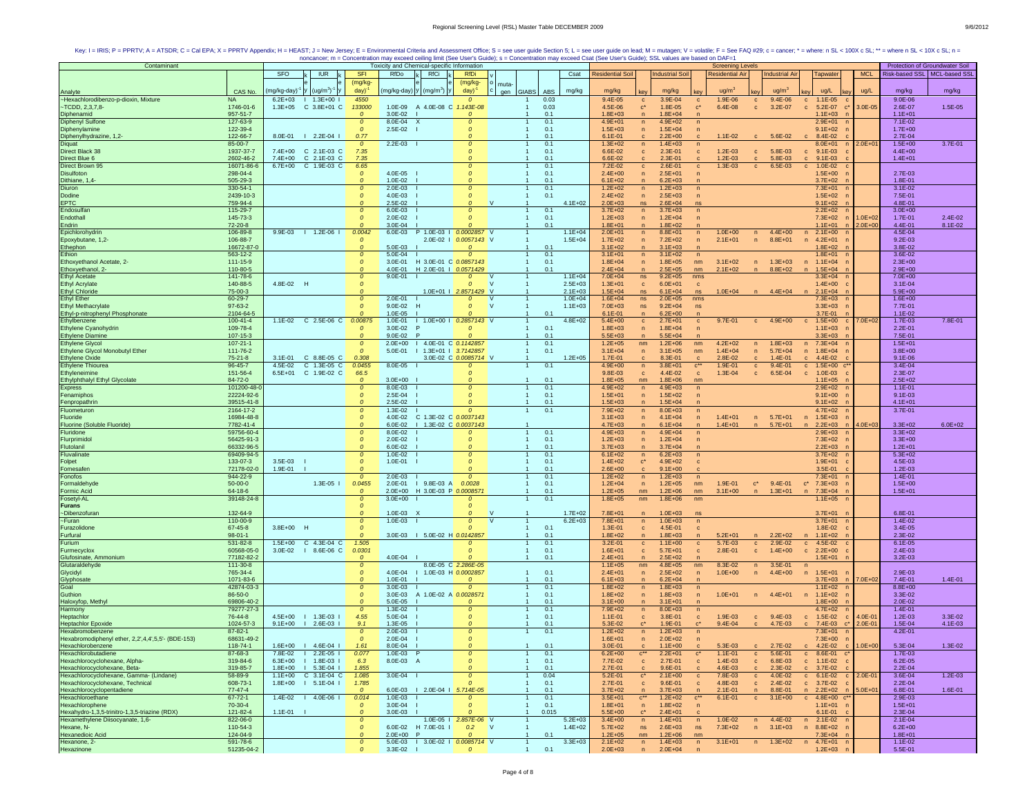Key: I = IRIS; P = PPRTV; A = ATSDR; C = Cal EPA; X = PPRTV Appendix; H = HEAST; J = New Jersey; E = Environmental Criteria and Assessment Office; S = see user guide Section 5; L = see user guide on lead; M = mutagen; V = volatile; F = See FAQ #29; c = cancer; * = where: n SL < 100X c SL; ** = where n SL < 10X c SL; n = noncancer; m = Concentration may exceed ceiling limit (See User's Guide); s = Concentration may exceed Csat (See User's Guide); SSL values are based on DAF=1

| Contaminant | | Toxicity and Chemical-specific Information | | | | | | | | | | | | | | | | | Screening Levels | | | | | | | | | | | Protection of Groundwater Soil | |
|---|---|---|---|---|---|---|---|---|---|---|---|---|---|---|---|---|---|---|---|---|---|---|---|---|---|---|---|---|---|---|---|
| | | SFO | k | IUR | k | SFI | RfDo | k | RfCi | k | RfDi | v | | | | Csat | Residential Soil | | Industrial Soil | | Residential Air | | Industrial Air | | Tapwater | | MCL | Risk-based SSL | MCL-based SSL |
| Analyte | CAS No. | (mg/kg-day)^-1 | y | (ug/m^3)^-1 | y | (mg/kg-day)^-1 | (mg/kg-day) | y | (mg/m^3) | y | (mg/kg-day)^-1 | o c | muta-gen | GIABS | ABS | mg/kg | mg/kg | key | mg/kg | key | ug/m^3 | key | ug/m^3 | key | ug/L | key | ug/L | mg/kg | mg/kg |
| ~Hexachlorodibenzo-p-dioxin, Mixture | NA | 6.2E+03 | I | 1.3E+00 | I | 4550 | | | | | 0 | | | 1 | 0.03 | | 9.4E-05 | c | 3.9E-04 | c | 1.9E-06 | c | 9.4E-06 | c | 1.1E-05 | c | | 9.0E-06 | |
| ~TCDD, 2,3,7,8- | 1746-01-6 | 1.3E+05 | C | 3.8E+01 | C | 133000 | 1.0E-09 | A | 4.0E-08 | C | 1.143E-08 | | | 1 | 0.03 | | 4.5E-06 | c* | 1.8E-05 | c* | 6.4E-08 | c | 3.2E-07 | c | 5.2E-07 | c* | 3.0E-05 | 2.6E-07 | 1.5E-05 |
| Diphenamid | 957-51-7 | | | | | 0 | 3.0E-02 | I | | | 0 | | | 1 | 0.1 | | 1.8E+03 | n | 1.8E+04 | n | | | | | 1.1E+03 | n | | 1.1E+01 | |
| Diphenyl Sulfone | 127-63-9 | | | | | 0 | 8.0E-04 | X | | | 0 | | | 1 | 0.1 | | 4.9E+01 | n | 4.9E+02 | n | | | | | 2.9E+01 | n | | 7.1E-02 | |
| Diphenylamine | 122-39-4 | | | | | 0 | 2.5E-02 | I | | | 0 | | | 1 | 0.1 | | 1.5E+03 | n | 1.5E+04 | n | | | | | 9.1E+02 | n | | 1.7E+00 | |
| Diphenylhydrazine, 1,2- | 122-66-7 | 8.0E-01 | I | 2.2E-04 | I | 0.77 | | | | | 0 | | | 1 | 0.1 | | 6.1E-01 | c | 2.2E+00 | c | 1.1E-02 | c | 5.6E-02 | c | 8.4E-02 | c | | 2.7E-04 | |
| Diquat | 85-00-7 | | | | | 0 | 2.2E-03 | I | | | 0 | | | 1 | 0.1 | | 1.3E+02 | n | 1.4E+03 | n | | | | | 8.0E+01 | n | 2.0E+01 | 1.5E+00 | 3.7E-01 |
| Direct Black 38 | 1937-37-7 | 7.4E+00 | C | 2.1E-03 | C | 7.35 | | | | | 0 | | | 1 | 0.1 | | 6.6E-02 | c | 2.3E-01 | c | 1.2E-03 | c | 5.8E-03 | c | 9.1E-03 | c | | 4.4E+00 | |
| Direct Blue 6 | 2602-46-2 | 7.4E+00 | C | 2.1E-03 | C | 7.35 | | | | | 0 | | | 1 | 0.1 | | 6.6E-02 | c | 2.3E-01 | c | 1.2E-03 | c | 5.8E-03 | c | 9.1E-03 | c | | 1.4E+01 | |
| Direct Brown 95 | 16071-86-6 | 6.7E+00 | C | 1.9E-03 | C | 6.65 | | | | | 0 | | | 1 | 0.1 | | 7.2E-02 | c | 2.6E-01 | c | 1.3E-03 | c | 6.5E-03 | c | 1.0E-02 | c | | | |
| Disulfoton | 298-04-4 | | | | | 0 | 4.0E-05 | I | | | 0 | | | 1 | 0.1 | | 2.4E+00 | n | 2.5E+01 | n | | | | | 1.5E+00 | n | | 2.7E-03 | |
| Dithiane, 1,4- | 505-29-3 | | | | | 0 | 1.0E-02 | I | | | 0 | | | 1 | 0.1 | | 6.1E+02 | n | 6.2E+03 | n | | | | | 3.7E+02 | n | | 1.8E-01 | |
| Diuron | 330-54-1 | | | | | 0 | 2.0E-03 | I | | | 0 | | | 1 | 0.1 | | 1.2E+02 | n | 1.2E+03 | n | | | | | 7.3E+01 | n | | 3.1E-02 | |
| Dodine | 2439-10-3 | | | | | 0 | 4.0E-03 | I | | | 0 | | | 1 | 0.1 | | 2.4E+02 | n | 2.5E+03 | n | | | | | 1.5E+02 | n | | 7.5E-01 | |
| EPTC | 759-94-4 | | | | | 0 | 2.5E-02 | I | | | 0 | V | | 1 | | 4.1E+02 | 2.0E+03 | ns | 2.6E+04 | ns | | | | | 9.1E+02 | n | | 4.8E-01 | |
| Endosulfan | 115-29-7 | | | | | 0 | 6.0E-03 | I | | | 0 | | | 1 | 0.1 | | 3.7E+02 | n | 3.7E+03 | n | | | | | 2.2E+02 | n | | 3.0E+00 | |
| Endothall | 145-73-3 | | | | | 0 | 2.0E-02 | I | | | 0 | | | 1 | 0.1 | | 1.2E+03 | n | 1.2E+04 | n | | | | | 7.3E+02 | n | 1.0E+02 | 1.7E-01 | 2.4E-02 |
| Endrin | 72-20-8 | | | | | 0 | 3.0E-04 | I | | | 0 | | | 1 | 0.1 | | 1.8E+01 | n | 1.8E+02 | n | | | | | 1.1E+01 | n | 2.0E+00 | 4.4E-01 | 8.1E-02 |
| Epichlorohydrin | 106-89-8 | 9.9E-03 | I | 1.2E-06 | I | 0.0042 | 6.0E-03 | P | 1.0E-03 | I | 0.0002857 | V | | 1 | | 1.1E+04 | 2.0E+01 | n | 8.8E+01 | n | 1.0E+00 | n | 4.4E+00 | n | 2.1E+00 | n | | 4.5E-04 | |
| Epoxybutane, 1,2- | 106-88-7 | | | | | 0 | | | 2.0E-02 | I | 0.0057143 | V | | 1 | | 1.5E+04 | 1.7E+02 | n | 7.2E+02 | n | 2.1E+01 | n | 8.8E+01 | n | 4.2E+01 | n | | 9.2E-03 | |
| Ethephon | 16672-87-0 | | | | | 0 | 5.0E-03 | I | | | 0 | | | 1 | 0.1 | | 3.1E+02 | n | 3.1E+03 | n | | | | | 1.8E+02 | n | | 3.8E-02 | |
| Ethion | 563-12-2 | | | | | 0 | 5.0E-04 | I | | | 0 | | | 1 | 0.1 | | 3.1E+01 | n | 3.1E+02 | n | | | | | 1.8E+01 | n | | 3.6E-02 | |
| Ethoxyethanol Acetate, 2- | 111-15-9 | | | | | 0 | 3.0E-01 | H | 3.0E-01 | C | 0.0857143 | | | 1 | 0.1 | | 1.8E+04 | n | 1.8E+05 | nm | 3.1E+02 | n | 1.3E+03 | n | 1.1E+04 | n | | 2.3E+00 | |
| Ethoxyethanol, 2- | 110-80-5 | | | | | 0 | 4.0E-01 | H | 2.0E-01 | I | 0.0571429 | | | 1 | 0.1 | | 2.4E+04 | n | 2.5E+05 | nm | 2.1E+02 | n | 8.8E+02 | n | 1.5E+04 | n | | 2.9E+00 | |
| Ethyl Acetate | 141-78-6 | | | | | 0 | 9.0E-01 | I | | | 0 | V | | 1 | | 1.1E+04 | 7.0E+04 | ns | 9.2E+05 | nms | | | | | 3.3E+04 | n | | 7.0E+00 | |
| Ethyl Acrylate | 140-88-5 | 4.8E-02 | H | | | 0 | | | | | 0 | V | | 1 | | 2.5E+03 | 1.3E+01 | c | 6.0E+01 | c | | | | | 1.4E+00 | c | | 3.1E-04 | |
| Ethyl Chloride | 75-00-3 | | | | | 0 | | | 1.0E+01 | I | 2.8571429 | V | | 1 | | 2.1E+03 | 1.5E+04 | ns | 6.1E+04 | ns | 1.0E+04 | n | 4.4E+04 | n | 2.1E+04 | n | | 5.9E+00 | |
| Ethyl Ether | 60-29-7 | | | | | 0 | 2.0E-01 | I | | | 0 | V | | 1 | | 1.0E+04 | 1.6E+04 | ns | 2.0E+05 | nms | | | | | 7.3E+03 | n | | 1.6E+00 | |
| Ethyl Methacrylate | 97-63-2 | | | | | 0 | 9.0E-02 | H | | | 0 | V | | 1 | | 1.1E+03 | 7.0E+03 | ns | 9.2E+04 | ns | | | | | 3.3E+03 | n | | 7.7E-01 | |
| Ethyl-p-nitrophenyl Phosphonate | 2104-64-5 | | | | | 0 | 1.0E-05 | I | | | 0 | | | 1 | 0.1 | | 6.1E-01 | n | 6.2E+00 | n | | | | | 3.7E-01 | n | | 1.1E-02 | |
| Ethylbenzene | 100-41-4 | 1.1E-02 | C | 2.5E-06 | C | 0.00875 | 1.0E-01 | I | 1.0E+00 | I | 0.2857143 | V | | 1 | | 4.8E+02 | 5.4E+00 | c | 2.7E+01 | c | 9.7E-01 | c | 4.9E+00 | c | 1.5E+00 | c | 7.0E+02 | 1.7E-03 | 7.8E-01 |
| Ethylene Cyanohydrin | 109-78-4 | | | | | 0 | 3.0E-02 | P | | | 0 | | | 1 | 0.1 | | 1.8E+03 | n | 1.8E+04 | n | | | | | 1.1E+03 | n | | 2.2E-01 | |
| Ethylene Diamine | 107-15-3 | | | | | 0 | 9.0E-02 | P | | | 0 | | | 1 | 0.1 | | 5.5E+03 | n | 5.5E+04 | n | | | | | 3.3E+03 | n | | 7.5E-01 | |
| Ethylene Glycol | 107-21-1 | | | | | 0 | 2.0E+00 | I | 4.0E-01 | C | 0.1142857 | | | 1 | 0.1 | | 1.2E+05 | nm | 1.2E+06 | nm | 4.2E+02 | n | 1.8E+03 | n | 7.3E+04 | n | | 1.5E+01 | |
| Ethylene Glycol Monobutyl Ether | 111-76-2 | | | | | 0 | 5.0E-01 | I | 1.3E+01 | I | 3.7142857 | | | 1 | 0.1 | | 3.1E+04 | n | 3.1E+05 | nm | 1.4E+04 | n | 5.7E+04 | n | 1.8E+04 | n | | 3.8E+00 | |
| Ethylene Oxide | 75-21-8 | 3.1E-01 | C | 8.8E-05 | C | 0.308 | | | 3.0E-02 | C | 0.0085714 | V | | 1 | | 1.2E+05 | 1.7E-01 | c | 8.3E-01 | c | 2.8E-02 | c | 1.4E-01 | c | 4.4E-02 | c | | 9.1E-06 | |
| Ethylene Thiourea | 96-45-7 | 4.5E-02 | C | 1.3E-05 | C | 0.0455 | 8.0E-05 | I | | | 0 | | | 1 | 0.1 | | 4.9E+00 | n | 3.8E+01 | c** | 1.9E-01 | c | 9.4E-01 | c | 1.5E+00 | c** | | 3.4E-04 | |
| Ethyleneimine | 151-56-4 | 6.5E+01 | C | 1.9E-02 | C | 66.5 | | | | | 0 | | | 1 | | | 9.8E-03 | c | 4.4E-02 | c | 1.3E-04 | c | 6.5E-04 | c | 1.0E-03 | c | | 2.3E-07 | |
| Ethylphthalyl Ethyl Glycolate | 84-72-0 | | | | | 0 | 3.0E+00 | I | | | 0 | | | 1 | 0.1 | | 1.8E+05 | nm | 1.8E+06 | nm | | | | | 1.1E+05 | n | | 2.5E+02 | |
| Express | 101200-48-0 | | | | | 0 | 8.0E-03 | I | | | 0 | | | 1 | 0.1 | | 4.9E+02 | n | 4.9E+03 | n | | | | | 2.9E+02 | n | | 1.1E-01 | |
| Fenamiphos | 22224-92-6 | | | | | 0 | 2.5E-04 | I | | | 0 | | | 1 | 0.1 | | 1.5E+01 | n | 1.5E+02 | n | | | | | 9.1E+00 | n | | 9.1E-03 | |
| Fenpropathrin | 39515-41-8 | | | | | 0 | 2.5E-02 | I | | | 0 | | | 1 | 0.1 | | 1.5E+03 | n | 1.5E+04 | n | | | | | 9.1E+02 | n | | 4.1E+01 | |
| Fluometuron | 2164-17-2 | | | | | 0 | 1.3E-02 | I | | | 0 | | | 1 | 0.1 | | 7.9E+02 | n | 8.0E+03 | n | | | | | 4.7E+02 | n | | 3.7E-01 | |
| Fluoride | 16984-48-8 | | | | | 0 | 4.0E-02 | C | 1.3E-02 | C | 0.0037143 | | | 1 | | | 3.1E+03 | n | 4.1E+04 | n | 1.4E+01 | n | 5.7E+01 | n | 1.5E+03 | n | | | |
| Fluorine (Soluble Fluoride) | 7782-41-4 | | | | | 0 | 6.0E-02 | I | 1.3E-02 | C | 0.0037143 | | | 1 | | | 4.7E+03 | n | 6.1E+04 | n | 1.4E+01 | n | 5.7E+01 | n | 2.2E+03 | n | 4.0E+03 | 3.3E+02 | 6.0E+02 |
| Fluridone | 59756-60-4 | | | | | 0 | 8.0E-02 | I | | | 0 | | | 1 | 0.1 | | 4.9E+03 | n | 4.9E+04 | n | | | | | 2.9E+03 | n | | 3.3E+02 | |
| Flurprimidol | 56425-91-3 | | | | | 0 | 2.0E-02 | I | | | 0 | | | 1 | 0.1 | | 1.2E+03 | n | 1.2E+04 | n | | | | | 7.3E+02 | n | | 3.3E+00 | |
| Flutolanil | 66332-96-5 | | | | | 0 | 6.0E-02 | I | | | 0 | | | 1 | 0.1 | | 3.7E+03 | n | 3.7E+04 | n | | | | | 2.2E+03 | n | | 1.2E+01 | |
| Fluvalinate | 69409-94-5 | | | | | 0 | 1.0E-02 | I | | | 0 | | | 1 | 0.1 | | 6.1E+02 | n | 6.2E+03 | n | | | | | 3.7E+02 | n | | 5.3E+02 | |
| Folpet | 133-07-3 | 3.5E-03 | I | | | 0 | 1.0E-01 | I | | | 0 | | | 1 | 0.1 | | 1.4E+02 | c* | 4.9E+02 | c | | | | | 1.9E+01 | c | | 4.5E-03 | |
| Fomesafen | 72178-02-0 | 1.9E-01 | I | | | 0 | | | | | 0 | | | 1 | 0.1 | | 2.6E+00 | c | 9.1E+00 | c | | | | | 3.5E-01 | c | | 1.2E-03 | |
| Fonofos | 944-22-9 | | | | | 0 | 2.0E-03 | I | | | 0 | | | 1 | 0.1 | | 1.2E+02 | n | 1.2E+03 | n | | | | | 7.3E+01 | n | | 1.4E-01 | |
| Formaldehyde | 50-00-0 | | | 1.3E-05 | I | 0.0455 | 2.0E-01 | I | 9.8E-03 | A | 0.0028 | | | 1 | 0.1 | | 1.2E+04 | n | 1.2E+05 | nm | 1.9E-01 | c* | 9.4E-01 | c* | 7.3E+03 | n | | 1.5E+00 | |
| Formic Acid | 64-18-6 | | | | | 0 | 2.0E+00 | H | 3.0E-03 | P | 0.0008571 | | | 1 | 0.1 | | 1.2E+05 | nm | 1.2E+06 | nm | 3.1E+00 | n | 1.3E+01 | n | 7.3E+04 | n | | 1.5E+01 | |
| Fosetyl-AL | 39148-24-8 | | | | | 0 | 3.0E+00 | I | | | 0 | | | 1 | 0.1 | | 1.8E+05 | nm | 1.8E+06 | nm | | | | | 1.1E+05 | n | | | |
| **Furans** | | | | | | 0 | | | | | 0 | | | | | | | | | | | | | | | | | | |
| ~Dibenzofuran | 132-64-9 | | | | | 0 | 1.0E-03 | X | | | 0 | V | | 1 | | 1.7E+02 | 7.8E+01 | n | 1.0E+03 | ns | | | | | 3.7E+01 | n | | 6.8E-01 | |
| ~Furan | 110-00-9 | | | | | 0 | 1.0E-03 | I | | | 0 | V | | 1 | | 6.2E+03 | 7.8E+01 | n | 1.0E+03 | n | | | | | 3.7E+01 | n | | 1.4E-02 | |
| Furazolidone | 67-45-8 | 3.8E+00 | H | | | 0 | | | | | 0 | | | 1 | 0.1 | | 1.3E-01 | c | 4.5E-01 | c | | | | | 1.8E-02 | c | | 3.4E-05 | |
| Furfural | 98-01-1 | | | | | 0 | 3.0E-03 | I | 5.0E-02 | H | 0.0142857 | | | 1 | 0.1 | | 1.8E+02 | n | 1.8E+03 | n | 5.2E+01 | n | 2.2E+02 | n | 1.1E+02 | n | | 2.3E-02 | |
| Furium | 531-82-8 | 1.5E+00 | C | 4.3E-04 | C | 1.505 | | | | | 0 | | | 1 | 0.1 | | 3.2E-01 | c | 1.1E+00 | c | 5.7E-03 | c | 2.9E-02 | c | 4.5E-02 | c | | 6.1E-05 | |
| Furmecyclox | 60568-05-0 | 3.0E-02 | I | 8.6E-06 | C | 0.0301 | | | | | 0 | | | 1 | 0.1 | | 1.6E+01 | c | 5.7E+01 | c | 2.8E-01 | c | 1.4E+00 | c | 2.2E+00 | c | | 2.4E-03 | |
| Glufosinate, Ammonium | 77182-82-2 | | | | | 0 | 4.0E-04 | I | | | 0 | | | 1 | 0.1 | | 2.4E+01 | n | 2.5E+02 | n | | | | | 1.5E+01 | n | | 3.2E-03 | |
| Glutaraldehyde | 111-30-8 | | | | | 0 | | | 8.0E-05 | C | 2.286E-05 | | | 1 | 0.1 | | 1.1E+05 | nm | 4.8E+05 | nm | 8.3E-02 | n | 3.5E-01 | n | | | | | |
| Glycidyl | 765-34-4 | | | | | 0 | 4.0E-04 | I | 1.0E-03 | H | 0.0002857 | | | 1 | 0.1 | | 2.4E+01 | n | 2.5E+02 | n | 1.0E+00 | n | 4.4E+00 | n | 1.5E+01 | n | | 2.9E-03 | |
| Glyphosate | 1071-83-6 | | | | | 0 | 1.0E-01 | I | | | 0 | | | 1 | 0.1 | | 6.1E+03 | n | 6.2E+04 | n | | | | | 3.7E+03 | n | 7.0E+02 | 7.4E-01 | 1.4E-01 |
| Goal | 42874-03-3 | | | | | 0 | 3.0E-03 | I | | | 0 | | | 1 | 0.1 | | 1.8E+02 | n | 1.8E+03 | n | | | | | 1.1E+02 | n | | 8.8E+00 | |
| Guthion | 86-50-0 | | | | | 0 | 3.0E-03 | A | 1.0E-02 | A | 0.0028571 | | | 1 | 0.1 | | 1.8E+02 | n | 1.8E+03 | n | 1.0E+01 | n | 4.4E+01 | n | 1.1E+02 | n | | 3.3E-02 | |
| Haloxyfop, Methyl | 69806-40-2 | | | | | 0 | 5.0E-05 | I | | | 0 | | | 1 | 0.1 | | 3.1E+00 | n | 3.1E+01 | n | | | | | 1.8E+00 | n | | 2.0E-02 | |
| Harmony | 79277-27-3 | | | | | 0 | 1.3E-02 | I | | | 0 | | | 1 | 0.1 | | 7.9E+02 | n | 8.0E+03 | n | | | | | 4.7E+02 | n | | 1.4E-01 | |
| Heptachlor | 76-44-8 | 4.5E+00 | I | 1.3E-03 | I | 4.55 | 5.0E-04 | I | | | 0 | | | 1 | 0.1 | | 1.1E-01 | c | 3.8E-01 | c | 1.9E-03 | c | 9.4E-03 | c | 1.5E-02 | c | 4.0E-01 | 1.2E-03 | 3.3E-02 |
| Heptachlor Epoxide | 1024-57-3 | 9.1E+00 | I | 2.6E-03 | I | 9.1 | 1.3E-05 | I | | | 0 | | | 1 | 0.1 | | 5.3E-02 | c* | 1.9E-01 | c* | 9.4E-04 | c | 4.7E-03 | c | 7.4E-03 | c* | 2.0E-01 | 1.5E-04 | 4.1E-03 |
| Hexabromobenzene | 87-82-1 | | | | | 0 | 2.0E-03 | I | | | 0 | | | 1 | 0.1 | | 1.2E+02 | n | 1.2E+03 | n | | | | | 7.3E+01 | n | | 4.2E-01 | |
| Hexabromodiphenyl ether, 2,2',4,4',5,5'- (BDE-153) | 68631-49-2 | | | | | 0 | 2.0E-04 | I | | | 0 | | | 1 | | | 1.6E+01 | n | 2.0E+02 | n | | | | | 7.3E+00 | n | | | |
| Hexachlorobenzene | 118-74-1 | 1.6E+00 | I | 4.6E-04 | I | 1.61 | 8.0E-04 | I | | | 0 | | | 1 | 0.1 | | 3.0E-01 | c | 1.1E+00 | c | 5.3E-03 | c | 2.7E-02 | c | 4.2E-02 | c | 1.0E+00 | 5.3E-04 | 1.3E-02 |
| Hexachlorobutadiene | 87-68-3 | 7.8E-02 | I | 2.2E-05 | I | 0.077 | 1.0E-03 | P | | | 0 | | | 1 | 0.1 | | 6.2E+00 | c** | 2.2E+01 | c* | 1.1E-01 | c | 5.6E-01 | c | 8.6E-01 | c* | | 1.7E-03 | |
| Hexachlorocyclohexane, Alpha- | 319-84-6 | 6.3E+00 | I | 1.8E-03 | I | 6.3 | 8.0E-03 | A | | | 0 | | | 1 | 0.1 | | 7.7E-02 | c | 2.7E-01 | c | 1.4E-03 | c | 6.8E-03 | c | 1.1E-02 | c | | 6.2E-05 | |
| Hexachlorocyclohexane, Beta- | 319-85-7 | 1.8E+00 | I | 5.3E-04 | I | 1.855 | | | | | 0 | | | 1 | 0.1 | | 2.7E-01 | c | 9.6E-01 | c | 4.6E-03 | c | 2.3E-02 | c | 3.7E-02 | c | | 2.2E-04 | |
| Hexachlorocyclohexane, Gamma- (Lindane) | 58-89-9 | 1.1E+00 | C | 3.1E-04 | C | 1.085 | 3.0E-04 | I | | | 0 | | | 1 | 0.04 | | 5.2E-01 | c* | 2.1E+00 | c | 7.8E-03 | c | 4.0E-02 | c | 6.1E-02 | c | 2.0E-01 | 3.6E-04 | 1.2E-03 |
| Hexachlorocyclohexane, Technical | 608-73-1 | 1.8E+00 | I | 5.1E-04 | I | 1.785 | | | | | 0 | | | 1 | 0.1 | | 2.7E-01 | c | 9.6E-01 | c | 4.8E-03 | c | 2.4E-02 | c | 3.7E-02 | c | | 2.2E-04 | |
| Hexachlorocyclopentadiene | 77-47-4 | | | | | 0 | 6.0E-03 | I | 2.0E-04 | I | 5.714E-05 | | | 1 | 0.1 | | 3.7E+02 | n | 3.7E+03 | n | 2.1E-01 | n | 8.8E-01 | n | 2.2E+02 | n | 5.0E+01 | 6.8E-01 | 1.6E-01 |
| Hexachloroethane | 67-72-1 | 1.4E-02 | I | 4.0E-06 | I | 0.014 | 1.0E-03 | I | | | 0 | | | 1 | 0.1 | | 3.5E+01 | c** | 1.2E+02 | c** | 6.1E-01 | c | 3.1E+00 | c | 4.8E+00 | c** | | 2.9E-03 | |
| Hexachlorophene | 70-30-4 | | | | | 0 | 3.0E-04 | I | | | 0 | | | 1 | 0.1 | | 1.8E+01 | n | 1.8E+02 | n | | | | | 1.1E+01 | n | | 1.5E+01 | |
| Hexahydro-1,3,5-trinitro-1,3,5-triazine (RDX) | 121-82-4 | 1.1E-01 | I | | | 0 | 3.0E-03 | I | | | 0 | | | 1 | 0.015 | | 5.5E+00 | c* | 2.4E+01 | c | | | | | 6.1E-01 | c | | 2.3E-04 | |
| Hexamethylene Diisocyanate, 1,6- | 822-06-0 | | | | | 0 | | | 1.0E-05 | I | 2.857E-06 | V | | 1 | | 5.2E+03 | 3.4E+00 | n | 1.4E+01 | n | 1.0E-02 | n | 4.4E-02 | n | 2.1E-02 | n | | 2.1E-04 | |
| Hexane, N- | 110-54-3 | | | | | 0 | 6.0E-02 | H | 7.0E-01 | I | 0.2 | V | | 1 | | 1.4E+02 | 5.7E+02 | ns | 2.6E+03 | ns | 7.3E+02 | n | 3.1E+03 | n | 8.8E+02 | n | | 6.2E+00 | |
| Hexanedioic Acid | 124-04-9 | | | | | 0 | 2.0E+00 | P | | | 0 | | | 1 | 0.1 | | 1.2E+05 | nm | 1.2E+06 | nm | | | | | 7.3E+04 | n | | 1.8E+01 | |
| Hexanone, 2- | 591-78-6 | | | | | 0 | 5.0E-03 | I | 3.0E-02 | I | 0.0085714 | V | | 1 | | 3.3E+03 | 2.1E+02 | n | 1.4E+03 | n | 3.1E+01 | n | 1.3E+02 | n | 4.7E+01 | n | | 1.1E-02 | |
| Hexazinone | 51235-04-2 | | | | | 0 | 3.3E-02 | I | | | 0 | | | 1 | 0.1 | | 2.0E+03 | n | 2.0E+04 | n | | | | | 1.2E+03 | n | | 5.5E-01 | |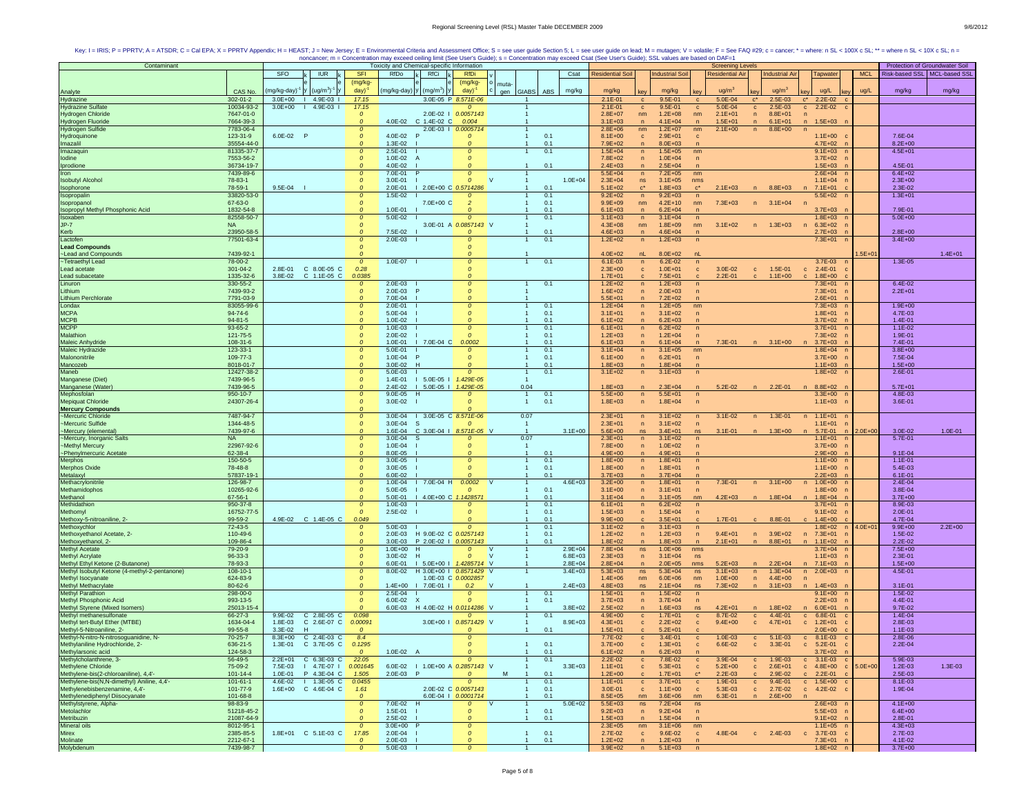Key: I = IRIS; P = PPRTV; A = ATSDR; C = Cal EPA; X = PPRTV Appendix; H = HEAST; J = New Jersey; E = Environmental Criteria and Assessment Office; S = see user guide Section 5; L = see user guide on lead; M = mutagen; V = volatile; F = See FAQ #29; c = cancer; * = where: n SL < 100X c SL; ** = where n SL < 10X c SL; n = noncancer; m = Concentration may exceed ceiling limit (See User's Guide); s = Concentration may exceed Csat (See User's Guide); SSL values are based on DAF=1

| Contaminant | | Toxicity and Chemical-specific Information | | | | | | | | | | | | | | | Screening Levels | | | | | | | | | | | Protection of Groundwater SSL | |
|---|---|---|---|---|---|---|---|---|---|---|---|---|---|---|---|---|---|---|---|---|---|---|---|---|---|---|---|---|---|
| Analyte | CAS No. | SFO (mg/kg-day)$^{-1}$ | k e y | IUR (ug/m$^3$)$^{-1}$ | k e y | SFI (mg/kg-day)$^{-1}$ | RfDo (mg/kg-day) | k e y | RfCi (mg/m$^3$) | k e y | RfDi (mg/kg-day)$^{-1}$ | v o c | muta-gen | GIABS | ABS | Csat mg/kg | Residential Soil mg/kg | key | Industrial Soil mg/kg | key | Residential Air ug/m$^3$ | key | Industrial Air ug/m$^3$ | key | Tapwater ug/L | key | MCL ug/L | Risk-based SSL mg/kg | MCL-based SSL mg/kg |
| Hydrazine | 302-01-2 | 3.0E+00 | I | 4.9E-03 | I | 17.15 | | | 3.0E-05 | P | 8.571E-06 | | | 1 | | | 2.1E-01 | c | 9.5E-01 | c | 5.0E-04 | c* | 2.5E-03 | c* | 2.2E-02 | c | | | |
| Hydrazine Sulfate | 10034-93-2 | 3.0E+00 | I | 4.9E-03 | I | 17.15 | | | | | 0 | | | 1 | | | 2.1E-01 | c | 9.5E-01 | c | 5.0E-04 | c | 2.5E-03 | c | 2.2E-02 | c | | | |
| Hydrogen Chloride | 7647-01-0 | | | | | 0 | | | 2.0E-02 | I | 0.0057143 | | | 1 | | | 2.8E+07 | nm | 1.2E+08 | nm | 2.1E+01 | n | 8.8E+01 | n | | | | | |
| Hydrogen Fluoride | 7664-39-3 | | | | | 0 | 4.0E-02 | C | 1.4E-02 | C | 0.004 | | | 1 | | | 3.1E+03 | n | 4.1E+04 | n | 1.5E+01 | n | 6.1E+01 | n | 1.5E+03 | n | | | |
| Hydrogen Sulfide | 7783-06-4 | | | | | 0 | | | 2.0E-03 | I | 0.0005714 | | | 1 | | | 2.8E+06 | nm | 1.2E+07 | nm | 2.1E+00 | n | 8.8E+00 | n | | | | | |
| Hydroquinone | 123-31-9 | 6.0E-02 | P | | | 0 | 4.0E-02 | P | | | 0 | | | 1 | 0.1 | | 8.1E+00 | c | 2.9E+01 | c | | | | | 1.1E+00 | c | | 7.6E-04 | |
| Imazalil | 35554-44-0 | | | | | 0 | 1.3E-02 | I | | | 0 | | | 1 | 0.1 | | 7.9E+02 | n | 8.0E+03 | n | | | | | 4.7E+02 | n | | 8.2E+00 | |
| Imazaquin | 81335-37-7 | | | | | 0 | 2.5E-01 | I | | | 0 | | | 1 | 0.1 | | 1.5E+04 | n | 1.5E+05 | nm | | | | | 9.1E+03 | n | | 4.5E+01 | |
| Iodine | 7553-56-2 | | | | | 0 | 1.0E-02 | A | | | 0 | | | 1 | | | 7.8E+02 | n | 1.0E+04 | n | | | | | 3.7E+02 | n | | | |
| Iprodione | 36734-19-7 | | | | | 0 | 4.0E-02 | I | | | 0 | | | 1 | 0.1 | | 2.4E+03 | n | 2.5E+04 | n | | | | | 1.5E+03 | n | | 4.5E-01 | |
| Iron | 7439-89-6 | | | | | 0 | 7.0E-01 | P | | | 0 | | | 1 | | | 5.5E+04 | n | 7.2E+05 | nm | | | | | 2.6E+04 | n | | 6.4E+02 | |
| Isobutyl Alcohol | 78-83-1 | | | | | 0 | 3.0E-01 | I | | | 0 | V | | 1 | | 1.0E+04 | 2.3E+04 | ns | 3.1E+05 | nms | | | | | 1.1E+04 | n | | 2.3E+00 | |
| Isophorone | 78-59-1 | 9.5E-04 | I | | | 0 | 2.0E-01 | I | 2.0E+00 | C | 0.5714286 | | | 1 | 0.1 | | 5.1E+02 | c* | 1.8E+03 | c* | 2.1E+03 | n | 8.8E+03 | n | 7.1E+01 | c | | 2.3E-02 | |
| Isopropalin | 33820-53-0 | | | | | 0 | 1.5E-02 | I | | | 0 | | | 1 | 0.1 | | 9.2E+02 | n | 9.2E+03 | n | | | | | 5.5E+02 | n | | 1.3E+01 | |
| Isopropanol | 67-63-0 | | | | | 0 | | | 7.0E+00 | C | 2 | | | 1 | 0.1 | | 9.9E+09 | nm | 4.2E+10 | nm | 7.3E+03 | n | 3.1E+04 | n | | | | | |
| Isopropyl Methyl Phosphonic Acid | 1832-54-8 | | | | | 0 | 1.0E-01 | I | | | 0 | | | 1 | 0.1 | | 6.1E+03 | n | 6.2E+04 | n | | | | | 3.7E+03 | n | | 7.9E-01 | |
| Isoxaben | 82558-50-7 | | | | | 0 | 5.0E-02 | I | | | 0 | | | 1 | 0.1 | | 3.1E+03 | n | 3.1E+04 | n | | | | | 1.8E+03 | n | | 5.0E+00 | |
| JP-7 | NA | | | | | 0 | | | 3.0E-01 | A | 0.0857143 | V | | 1 | | | 4.3E+08 | nm | 1.8E+09 | nm | 3.1E+02 | n | 1.3E+03 | n | 6.3E+02 | n | | | |
| Kerb | 23950-58-5 | | | | | 0 | 7.5E-02 | I | | | 0 | | | 1 | 0.1 | | 4.6E+03 | n | 4.6E+04 | n | | | | | 2.7E+03 | n | | 2.8E+00 | |
| Lactofen | 77501-63-4 | | | | | 0 | 2.0E-03 | I | | | 0 | | | 1 | 0.1 | | 1.2E+02 | n | 1.2E+03 | n | | | | | 7.3E+01 | n | | 3.4E+00 | |
| **Lead Compounds** | | | | | | 0 | | | | | 0 | | | | | | | | | | | | | | | | | | |
| ~Lead and Compounds | 7439-92-1 | | | | | 0 | | | | | 0 | | | 1 | | | 4.0E+02 | nL | 8.0E+02 | nL | | | | | | | 1.5E+01 | | 1.4E+01 |
| ~Tetraethyl Lead | 78-00-2 | | | | | 0 | 1.0E-07 | I | | | 0 | | | 1 | 0.1 | | 6.1E-03 | n | 6.2E-02 | n | | | | | 3.7E-03 | n | | 1.3E-05 | |
| Lead acetate | 301-04-2 | 2.8E-01 | C | 8.0E-05 | C | 0.28 | | | | | 0 | | | 1 | | | 2.3E+00 | c | 1.0E+01 | c | 3.0E-02 | c | 1.5E-01 | c | 2.4E-01 | c | | | |
| Lead subacetate | 1335-32-6 | 3.8E-02 | C | 1.1E-05 | C | 0.0385 | | | | | 0 | | | 1 | | | 1.7E+01 | c | 7.5E+01 | c | 2.2E-01 | c | 1.1E+00 | c | 1.8E+00 | c | | | |
| Linuron | 330-55-2 | | | | | 0 | 2.0E-03 | I | | | 0 | | | 1 | 0.1 | | 1.2E+02 | n | 1.2E+03 | n | | | | | 7.3E+01 | n | | 6.4E-02 | |
| Lithium | 7439-93-2 | | | | | 0 | 2.0E-03 | P | | | 0 | | | 1 | | | 1.6E+02 | n | 2.0E+03 | n | | | | | 7.3E+01 | n | | 2.2E+01 | |
| Lithium Perchlorate | 7791-03-9 | | | | | 0 | 7.0E-04 | I | | | 0 | | | 1 | | | 5.5E+01 | n | 7.2E+02 | n | | | | | 2.6E+01 | n | | | |
| Londax | 83055-99-6 | | | | | 0 | 2.0E-01 | I | | | 0 | | | 1 | 0.1 | | 1.2E+04 | n | 1.2E+05 | nm | | | | | 7.3E+03 | n | | 1.9E+00 | |
| MCPA | 94-74-6 | | | | | 0 | 5.0E-04 | I | | | 0 | | | 1 | 0.1 | | 3.1E+01 | n | 3.1E+02 | n | | | | | 1.8E+01 | n | | 4.7E-03 | |
| MCPB | 94-81-5 | | | | | 0 | 1.0E-02 | I | | | 0 | | | 1 | 0.1 | | 6.1E+02 | n | 6.2E+03 | n | | | | | 3.7E+02 | n | | 1.4E-01 | |
| MCPP | 93-65-2 | | | | | 0 | 1.0E-03 | I | | | 0 | | | 1 | 0.1 | | 6.1E+01 | n | 6.2E+02 | n | | | | | 3.7E+01 | n | | 1.1E-02 | |
| Malathion | 121-75-5 | | | | | 0 | 2.0E-02 | I | | | 0 | | | 1 | 0.1 | | 1.2E+03 | n | 1.2E+04 | n | | | | | 7.3E+02 | n | | 1.9E-01 | |
| Maleic Anhydride | 108-31-6 | | | | | 0 | 1.0E-01 | I | 7.0E-04 | C | 0.0002 | | | 1 | 0.1 | | 6.1E+03 | n | 6.1E+04 | n | 7.3E-01 | n | 3.1E+00 | n | 3.7E+03 | n | | 7.4E-01 | |
| Maleic Hydrazide | 123-33-1 | | | | | 0 | 5.0E-01 | I | | | 0 | | | 1 | 0.1 | | 3.1E+04 | n | 3.1E+05 | nm | | | | | 1.8E+04 | n | | 3.8E+00 | |
| Malononitrile | 109-77-3 | | | | | 0 | 1.0E-04 | P | | | 0 | | | 1 | 0.1 | | 6.1E+00 | n | 6.2E+01 | n | | | | | 3.7E+00 | n | | 7.5E-04 | |
| Mancozeb | 8018-01-7 | | | | | 0 | 3.0E-02 | H | | | 0 | | | 1 | 0.1 | | 1.8E+03 | n | 1.8E+04 | n | | | | | 1.1E+03 | n | | 1.5E+00 | |
| Maneb | 12427-38-2 | | | | | 0 | 5.0E-03 | I | | | 0 | | | 1 | 0.1 | | 3.1E+02 | n | 3.1E+03 | n | | | | | 1.8E+02 | n | | 2.6E-01 | |
| Manganese (Diet) | 7439-96-5 | | | | | 0 | 1.4E-01 | I | 5.0E-05 | I | 1.429E-05 | | | 1 | | | | | | | | | | | | | | | |
| Manganese (Water) | 7439-96-5 | | | | | 0 | 2.4E-02 | I | 5.0E-05 | I | 1.429E-05 | | | 0.04 | | | 1.8E+03 | n | 2.3E+04 | n | 5.2E-02 | n | 2.2E-01 | n | 8.8E+02 | n | | 5.7E+01 | |
| Mephosfolan | 950-10-7 | | | | | 0 | 9.0E-05 | H | | | 0 | | | 1 | 0.1 | | 5.5E+00 | n | 5.5E+01 | n | | | | | 3.3E+00 | n | | 4.8E-03 | |
| Mepiquat Chloride | 24307-26-4 | | | | | 0 | 3.0E-02 | I | | | 0 | | | 1 | 0.1 | | 1.8E+03 | n | 1.8E+04 | n | | | | | 1.1E+03 | n | | 3.6E-01 | |
| **Mercury Compounds** | | | | | | 0 | | | | | 0 | | | | | | | | | | | | | | | | | | |
| ~Mercuric Chloride | 7487-94-7 | | | | | 0 | 3.0E-04 | I | 3.0E-05 | C | 8.571E-06 | | | 0.07 | | | 2.3E+01 | n | 3.1E+02 | n | 3.1E-02 | n | 1.3E-01 | n | 1.1E+01 | n | | | |
| ~Mercuric Sulfide | 1344-48-5 | | | | | 0 | 3.0E-04 | S | | | 0 | | | 1 | | | 2.3E+01 | n | 3.1E+02 | n | | | | | 1.1E+01 | n | | | |
| ~Mercury (elemental) | 7439-97-6 | | | | | 0 | 1.6E-04 | C | 3.0E-04 | I | 8.571E-05 | V | | 1 | | 3.1E+00 | 5.6E+00 | ns | 3.4E+01 | ns | 3.1E-01 | n | 1.3E+00 | n | 5.7E-01 | n | 2.0E+00 | 3.0E-02 | 1.0E-01 |
| ~Mercury, Inorganic Salts | NA | | | | | 0 | 3.0E-04 | S | | | 0 | | | 0.07 | | | 2.3E+01 | n | 3.1E+02 | n | | | | | 1.1E+01 | n | | 5.7E-01 | |
| ~Methyl Mercury | 22967-92-6 | | | | | 0 | 1.0E-04 | I | | | 0 | | | 1 | | | 7.8E+00 | n | 1.0E+02 | n | | | | | 3.7E+00 | n | | | |
| ~Phenylmercuric Acetate | 62-38-4 | | | | | 0 | 8.0E-05 | I | | | 0 | | | 1 | 0.1 | | 4.9E+00 | n | 4.9E+01 | n | | | | | 2.9E+00 | n | | 9.1E-04 | |
| Merphos | 150-50-5 | | | | | 0 | 3.0E-05 | I | | | 0 | | | 1 | 0.1 | | 1.8E+00 | n | 1.8E+01 | n | | | | | 1.1E+00 | n | | 1.1E-01 | |
| Merphos Oxide | 78-48-8 | | | | | 0 | 3.0E-05 | I | | | 0 | | | 1 | 0.1 | | 1.8E+00 | n | 1.8E+01 | n | | | | | 1.1E+00 | n | | 5.4E-03 | |
| Metalaxyl | 57837-19-1 | | | | | 0 | 6.0E-02 | I | | | 0 | | | 1 | 0.1 | | 3.7E+03 | n | 3.7E+04 | n | | | | | 2.2E+03 | n | | 6.1E-01 | |
| Methacrylonitrile | 126-98-7 | | | | | 0 | 1.0E-04 | I | 7.0E-04 | H | 0.0002 | V | | 1 | | 4.6E+03 | 3.2E+00 | n | 1.8E+01 | n | 7.3E-01 | n | 3.1E+00 | n | 1.0E+00 | n | | 2.4E-04 | |
| Methamidophos | 10265-92-6 | | | | | 0 | 5.0E-05 | I | | | 0 | | | 1 | 0.1 | | 3.1E+00 | n | 3.1E+01 | n | | | | | 1.8E+00 | n | | 3.8E-04 | |
| Methanol | 67-56-1 | | | | | 0 | 5.0E-01 | I | 4.0E+00 | C | 1.1428571 | | | 1 | 0.1 | | 3.1E+04 | n | 3.1E+05 | nm | 4.2E+03 | n | 1.8E+04 | n | 1.8E+04 | n | | 3.7E+00 | |
| Methidathion | 950-37-8 | | | | | 0 | 1.0E-03 | I | | | 0 | | | 1 | 0.1 | | 6.1E+01 | n | 6.2E+02 | n | | | | | 3.7E+01 | n | | 8.9E-03 | |
| Methomyl | 16752-77-5 | | | | | 0 | 2.5E-02 | I | | | 0 | | | 1 | 0.1 | | 1.5E+03 | n | 1.5E+04 | n | | | | | 9.1E+02 | n | | 2.0E-01 | |
| Methoxy-5-nitroaniline, 2- | 99-59-2 | 4.9E-02 | C | 1.4E-05 | C | 0.049 | | | | | 0 | | | 1 | 0.1 | | 9.9E+00 | c | 3.5E+01 | c | 1.7E-01 | c | 8.8E-01 | c | 1.4E+00 | c | | 4.7E-04 | |
| Methoxychlor | 72-43-5 | | | | | 0 | 5.0E-03 | I | | | 0 | | | 1 | 0.1 | | 3.1E+02 | n | 3.1E+03 | n | | | | | 1.8E+02 | n | 4.0E+01 | 9.9E+00 | 2.2E+00 |
| Methoxyethanol Acetate, 2- | 110-49-6 | | | | | 0 | 2.0E-03 | H | 9.0E-02 | C | 0.0257143 | | | 1 | 0.1 | | 1.2E+02 | n | 1.2E+03 | n | 9.4E+01 | n | 3.9E+02 | n | 7.3E+01 | n | | 1.5E-02 | |
| Methoxyethanol, 2- | 109-86-4 | | | | | 0 | 3.0E-03 | P | 2.0E-02 | I | 0.0057143 | | | 1 | 0.1 | | 1.8E+02 | n | 1.8E+03 | n | 2.1E+01 | n | 8.8E+01 | n | 1.1E+02 | n | | 2.2E-02 | |
| Methyl Acetate | 79-20-9 | | | | | 0 | 1.0E+00 | H | | | 0 | V | | 1 | | 2.9E+04 | 7.8E+04 | ns | 1.0E+06 | nms | | | | | 3.7E+04 | n | | 7.5E+00 | |
| Methyl Acrylate | 96-33-3 | | | | | 0 | 3.0E-02 | H | | | 0 | V | | 1 | | 6.8E+03 | 2.3E+03 | n | 3.1E+04 | ns | | | | | 1.1E+03 | n | | 2.3E-01 | |
| Methyl Ethyl Ketone (2-Butanone) | 78-93-3 | | | | | 0 | 6.0E-01 | I | 5.0E+00 | I | 1.4285714 | V | | 1 | | 2.8E+04 | 2.8E+04 | n | 2.0E+05 | nms | 5.2E+03 | n | 2.2E+04 | n | 7.1E+03 | n | | 1.5E+00 | |
| Methyl Isobutyl Ketone (4-methyl-2-pentanone) | 108-10-1 | | | | | 0 | 8.0E-02 | H | 3.0E+00 | I | 0.8571429 | V | | 1 | | 3.4E+03 | 5.3E+03 | ns | 5.3E+04 | ns | 3.1E+03 | n | 1.3E+04 | n | 2.0E+03 | n | | 4.5E-01 | |
| Methyl Isocyanate | 624-83-9 | | | | | 0 | | | 1.0E-03 | C | 0.0002857 | | | 1 | | | 1.4E+06 | nm | 6.0E+06 | nm | 1.0E+00 | n | 4.4E+00 | n | | | | | |
| Methyl Methacrylate | 80-62-6 | | | | | 0 | 1.4E+00 | I | 7.0E-01 | I | 0.2 | V | | 1 | | 2.4E+03 | 4.8E+03 | ns | 2.1E+04 | ns | 7.3E+02 | n | 3.1E+03 | n | 1.4E+03 | n | | 3.1E-01 | |
| Methyl Parathion | 298-00-0 | | | | | 0 | 2.5E-04 | I | | | 0 | | | 1 | 0.1 | | 1.5E+01 | n | 1.5E+02 | n | | | | | 9.1E+00 | n | | 1.5E-02 | |
| Methyl Phosphonic Acid | 993-13-5 | | | | | 0 | 6.0E-02 | X | | | 0 | | | 1 | 0.1 | | 3.7E+03 | n | 3.7E+04 | n | | | | | 2.2E+03 | n | | 4.4E-01 | |
| Methyl Styrene (Mixed Isomers) | 25013-15-4 | | | | | 0 | 6.0E-03 | H | 4.0E-02 | H | 0.0114286 | V | | 1 | | 3.8E+02 | 2.5E+02 | n | 1.6E+03 | ns | 4.2E+01 | n | 1.8E+02 | n | 6.0E+01 | n | | 9.7E-02 | |
| Methyl methanesulfonate | 66-27-3 | 9.9E-02 | C | 2.8E-05 | C | 0.098 | | | | | 0 | | | 1 | 0.1 | | 4.9E+00 | c | 1.7E+01 | c | 8.7E-02 | c | 4.4E-01 | c | 6.8E-01 | c | | 1.4E-04 | |
| Methyl tert-Butyl Ether (MTBE) | 1634-04-4 | 1.8E-03 | C | 2.6E-07 | C | 0.00091 | | | 3.0E+00 | I | 0.8571429 | V | | 1 | | 8.9E+03 | 4.3E+01 | c | 2.2E+02 | c | 9.4E+00 | c | 4.7E+01 | c | 1.2E+01 | c | | 2.8E-03 | |
| Methyl-5-Nitroaniline, 2- | 99-55-8 | 3.3E-02 | H | | | 0 | | | | | 0 | | | 1 | 0.1 | | 1.5E+01 | c | 5.2E+01 | c | | | | | 2.0E+00 | c | | 1.1E-03 | |
| Methyl-N-nitro-N-nitrosoguanidine, N- | 70-25-7 | 8.3E+00 | C | 2.4E-03 | C | 8.4 | | | | | 0 | | | 1 | | | 7.7E-02 | c | 3.4E-01 | c | 1.0E-03 | c | 5.1E-03 | c | 8.1E-03 | c | | 2.8E-06 | |
| Methylaniline Hydrochloride, 2- | 636-21-5 | 1.3E-01 | C | 3.7E-05 | C | 0.1295 | | | | | 0 | | | 1 | 0.1 | | 3.7E+00 | c | 1.3E+01 | c | 6.6E-02 | c | 3.3E-01 | c | 5.2E-01 | c | | 2.2E-04 | |
| Methylarsonic acid | 124-58-3 | | | | | 0 | 1.0E-02 | A | | | 0 | | | 1 | 0.1 | | 6.1E+02 | n | 6.2E+03 | n | | | | | 3.7E+02 | n | | | |
| Methylcholanthrene, 3- | 56-49-5 | 2.2E+01 | C | 6.3E-03 | C | 22.05 | | | | | 0 | | | 1 | 0.1 | | 2.2E-02 | c | 7.8E-02 | c | 3.9E-04 | c | 1.9E-03 | c | 3.1E-03 | c | | 5.9E-03 | |
| Methylene Chloride | 75-09-2 | 7.5E-03 | I | 4.7E-07 | I | 0.001645 | 6.0E-02 | I | 1.0E+00 | A | 0.2857143 | V | | 1 | | 3.3E+03 | 1.1E+01 | c | 5.3E+01 | c | 5.2E+00 | c | 2.6E+01 | c | 4.8E+00 | c | 5.0E+00 | 1.2E-03 | 1.3E-03 |
| Methylene-bis(2-chloroaniline), 4,4'- | 101-14-4 | 1.0E-01 | P | 4.3E-04 | C | 1.505 | 2.0E-03 | P | | | 0 | | M | 1 | 0.1 | | 1.2E+00 | c | 1.7E+01 | c* | 2.2E-03 | c | 2.9E-02 | c | 2.2E-01 | c | | 2.5E-03 | |
| Methylene-bis(N,N-dimethyl) Aniline, 4,4'- | 101-61-1 | 4.6E-02 | I | 1.3E-05 | C | 0.0455 | | | | | 0 | | | 1 | 0.1 | | 1.1E+01 | c | 3.7E+01 | c | 1.9E-01 | c | 9.4E-01 | c | 1.5E+00 | c | | 8.1E-03 | |
| Methylenebisbenzenamine, 4,4'- | 101-77-9 | 1.6E+00 | C | 4.6E-04 | C | 1.61 | | | 2.0E-02 | C | 0.0057143 | | | 1 | 0.1 | | 3.0E-01 | c | 1.1E+00 | c | 5.3E-03 | c | 2.7E-02 | c | 4.2E-02 | c | | 1.9E-04 | |
| Methylenediphenyl Diisocyanate | 101-68-8 | | | | | 0 | | | 6.0E-04 | I | 0.0001714 | | | 1 | 0.1 | | 8.5E+05 | nm | 3.6E+06 | nm | 6.3E-01 | n | 2.6E+00 | n | | | | | |
| Methylstyrene, Alpha- | 98-83-9 | | | | | 0 | 7.0E-02 | H | | | 0 | V | | 1 | | 5.0E+02 | 5.5E+03 | ns | 7.2E+04 | ns | | | | | 2.6E+03 | n | | 4.1E+00 | |
| Metolachlor | 51218-45-2 | | | | | 0 | 1.5E-01 | I | | | 0 | | | 1 | 0.1 | | 9.2E+03 | n | 9.2E+04 | n | | | | | 5.5E+03 | n | | 6.4E+00 | |
| Metribuzin | 21087-64-9 | | | | | 0 | 2.5E-02 | I | | | 0 | | | 1 | 0.1 | | 1.5E+03 | n | 1.5E+04 | n | | | | | 9.1E+02 | n | | 2.8E-01 | |
| Mineral oils | 8012-95-1 | | | | | 0 | 3.0E+00 | P | | | 0 | | | 1 | | | 2.3E+05 | nm | 3.1E+06 | nm | | | | | 1.1E+05 | n | | 4.3E+03 | |
| Mirex | 2385-85-5 | 1.8E+01 | C | 5.1E-03 | C | 17.85 | 2.0E-04 | I | | | 0 | | | 1 | 0.1 | | 2.7E-02 | c | 9.6E-02 | c | 4.8E-04 | c | 2.4E-03 | c | 3.7E-03 | c | | 2.7E-03 | |
| Molinate | 2212-67-1 | | | | | 0 | 2.0E-03 | I | | | 0 | | | 1 | 0.1 | | 1.2E+02 | n | 1.2E+03 | n | | | | | 7.3E+01 | n | | 4.1E-02 | |
| Molybdenum | 7439-98-7 | | | | | 0 | 5.0E-03 | I | | | 0 | | | 1 | | | 3.9E+02 | n | 5.1E+03 | n | | | | | 1.8E+02 | n | | 3.7E+00 | |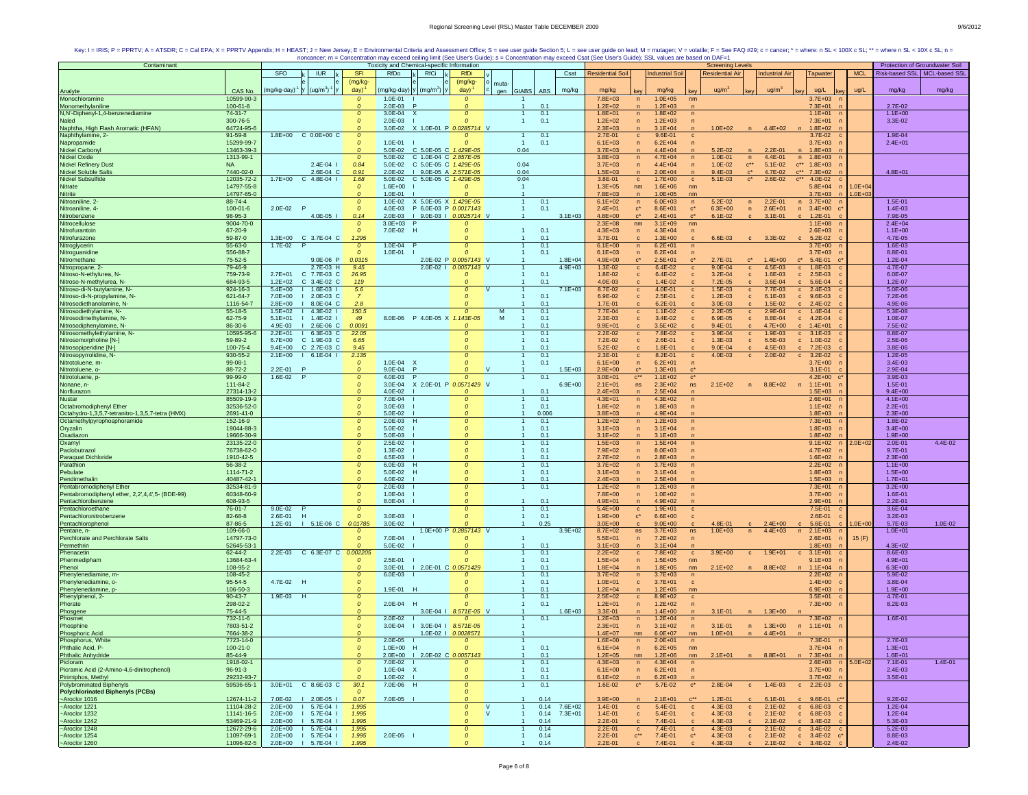Key: I = IRIS; P = PPRTV; A = ATSDR; C = Cal EPA; X = PPRTV Appendix; H = HEAST; J = New Jersey; E = Environmental Criteria and Assessment Office; S = see user guide Section 5; L = see user guide on lead; M = mutagen; V = volatile; F = See FAQ #29; c = cancer; * = where: n SL < 100X c SL; ** = where n SL < 10X c SL; n = noncancer; m = Concentration may exceed ceiling limit (See User's Guide); s = Concentration may exceed Csat (See User's Guide); SSL values are based on DAF=1

| Contaminant | | Toxicity and Chemical-specific Information | | | | | | | | | | | | | | | Screening Levels | | | | | | | | | | | Protection of Groundwater Soil | |
|---|---|---|---|---|---|---|---|---|---|---|---|---|---|---|---|---|---|---|---|---|---|---|---|---|---|---|---|---|---|
| Analyte | CAS No. | SFO $(mg/kg\text{-}day)^{-1}$ | k | IUR $(ug/m^3)^{-1}$ | k | SFI $(mg/kg\text{-}day)^{-1}$ | RfDo (mg/kg-day) | k | RfCi $(mg/m^3)$ | k | RfDi (mg/kg-day) | v | mutagen | GIABS | ABS | Csat (mg/kg) | Residential Soil (mg/kg) | key | Industrial Soil (mg/kg) | key | Residential Air $(ug/m^3)$ | key | Industrial Air $(ug/m^3)$ | key | Tapwater (ug/L) | key | MCL (ug/L) | Risk-based SSL (mg/kg) | MCL-based SSL (mg/kg) |
| Monochloramine | 10599-90-3 | | | | | 0 | 1.0E-01 | I | | | 0 | | | 1 | | | 7.8E+03 | n | 1.0E+05 | nm | | | | | 3.7E+03 | n | | | |
| Monomethylaniline | 100-61-8 | | | | | 0 | 2.0E-03 | P | | | 0 | | | 1 | 0.1 | | 1.2E+02 | n | 1.2E+03 | n | | | | | 7.3E+01 | n | | 2.7E-02 | |
| N,N'-Diphenyl-1,4-benzenediamine | 74-31-7 | | | | | 0 | 3.0E-04 | X | | | 0 | | | 1 | 0.1 | | 1.8E+01 | n | 1.8E+02 | n | | | | | 1.1E+01 | n | | 1.1E+00 | |
| Naled | 300-76-5 | | | | | 0 | 2.0E-03 | I | | | 0 | | | 1 | 0.1 | | 1.2E+02 | n | 1.2E+03 | n | | | | | 7.3E+01 | n | | 3.3E-02 | |
| Naphtha, High Flash Aromatic (HFAN) | 64724-95-6 | | | | | 0 | 3.0E-02 | X | 1.0E-01 | P | 0.0285714 | V | | | | | 2.3E+03 | n | 3.1E+04 | n | 1.0E+02 | n | 4.4E+02 | n | 1.8E+02 | n | | | |
| Naphthylamine, 2- | 91-59-8 | 1.8E+00 | C | 0.0E+00 | C | 0 | | | | | 0 | | | 1 | 0.1 | | 2.7E-01 | c | 9.6E-01 | c | | | | | 3.7E-02 | c | | 1.9E-04 | |
| Napropamide | 15299-99-7 | | | | | 0 | 1.0E-01 | I | | | 0 | | | 1 | 0.1 | | 6.1E+03 | n | 6.2E+04 | n | | | | | 3.7E+03 | n | | 2.4E+01 | |
| Nickel Carbonyl | 13463-39-3 | | | | | 0 | 5.0E-02 | C | 5.0E-05 | C | 1.429E-05 | | | 0.04 | | | 3.7E+03 | n | 4.4E+04 | n | 5.2E-02 | n | 2.2E-01 | n | 1.8E+03 | n | | | |
| Nickel Oxide | 1313-99-1 | | | | | 0 | 5.0E-02 | C | 1.0E-04 | C | 2.857E-05 | | | | | | 3.8E+03 | n | 4.7E+04 | n | 1.0E-01 | n | 4.4E-01 | n | 1.8E+03 | n | | | |
| Nickel Refinery Dust | NA | | | 2.4E-04 | I | 0.84 | 5.0E-02 | C | 5.0E-05 | C | 1.429E-05 | | | 0.04 | | | 3.7E+03 | n | 4.4E+04 | n | 1.0E-02 | c** | 5.1E-02 | c** | 1.8E+03 | n | | | |
| Nickel Soluble Salts | 7440-02-0 | | | 2.6E-04 | C | 0.91 | 2.0E-02 | I | 9.0E-05 | A | 2.571E-05 | | | 0.04 | | | 1.5E+03 | n | 2.0E+04 | n | 9.4E-03 | c* | 4.7E-02 | c** | 7.3E+02 | n | | 4.8E+01 | |
| Nickel Subsulfide | 12035-72-2 | 1.7E+00 | C | 4.8E-04 | I | 1.68 | 5.0E-02 | C | 5.0E-05 | C | 1.429E-05 | | | 0.04 | | | 3.8E-01 | c | 1.7E+00 | c | 5.1E-03 | c* | 2.6E-02 | c** | 4.0E-02 | c | | | |
| Nitrate | 14797-55-8 | | | | | 0 | 1.6E+00 | I | | | 0 | | | 1 | | | 1.3E+05 | nm | 1.6E+06 | nm | | | | | 5.8E+04 | n | 1.0E+04 | | |
| Nitrite | 14797-65-0 | | | | | 0 | 1.0E-01 | I | | | 0 | | | 1 | | | 7.8E+03 | n | 1.0E+05 | nm | | | | | 3.7E+03 | n | 1.0E+03 | | |
| Nitroaniline, 2- | 88-74-4 | | | | | 0 | 1.0E-02 | X | 5.0E-05 | X | 1.429E-05 | | | 1 | 0.1 | | 6.1E+02 | n | 6.0E+03 | n | 5.2E-02 | n | 2.2E-01 | n | 3.7E+02 | n | | 1.5E-01 | |
| Nitroaniline, 4- | 100-01-6 | 2.0E-02 | P | | | 0 | 4.0E-03 | P | 6.0E-03 | P | 0.0017143 | | | 1 | 0.1 | | 2.4E+01 | c* | 8.6E+01 | c* | 6.3E+00 | n | 2.6E+01 | n | 3.4E+00 | c* | | 1.4E-03 | |
| Nitrobenzene | 98-95-3 | | | 4.0E-05 | I | 0.14 | 2.0E-03 | I | 9.0E-03 | I | 0.0025714 | V | | 1 | | 3.1E+03 | 4.8E+00 | c* | 2.4E+01 | c* | 6.1E-02 | c | 3.1E-01 | c | 1.2E-01 | c | | 7.9E-05 | |
| Nitrocellulose | 9004-70-0 | | | | | 0 | 3.0E+03 | P | | | 0 | | | 1 | | | 2.3E+08 | nm | 3.1E+09 | nm | | | | | 1.1E+08 | n | | 2.4E+04 | |
| Nitrofurantoin | 67-20-9 | | | | | 0 | 7.0E-02 | H | | | 0 | | | 1 | 0.1 | | 4.3E+03 | n | 4.3E+04 | n | | | | | 2.6E+03 | n | | 1.1E+00 | |
| Nitrofurazone | 59-87-0 | 1.3E+00 | C | 3.7E-04 | C | 1.295 | | | | | 0 | | | 1 | 0.1 | | 3.7E-01 | c | 1.3E+00 | c | 6.6E-03 | c | 3.3E-02 | c | 5.2E-02 | c | | 4.7E-05 | |
| Nitroglycerin | 55-63-0 | 1.7E-02 | P | | | 0 | 1.0E-04 | P | | | 0 | | | 1 | 0.1 | | 6.1E+00 | n | 6.2E+01 | n | | | | | 3.7E+00 | n | | 1.6E-03 | |
| Nitroguanidine | 556-88-7 | | | | | 0 | 1.0E-01 | I | | | 0 | | | 1 | 0.1 | | 6.1E+03 | n | 6.2E+04 | n | | | | | 3.7E+03 | n | | 8.8E-01 | |
| Nitromethane | 75-52-5 | | | 9.0E-06 | P | 0.0315 | | | 2.0E-02 | P | 0.0057143 | V | | 1 | | 1.8E+04 | 4.9E+00 | c* | 2.5E+01 | c* | 2.7E-01 | c* | 1.4E+00 | c* | 5.4E-01 | c* | | 1.2E-04 | |
| Nitropropane, 2- | 79-46-9 | | | 2.7E-03 | H | 9.45 | | | 2.0E-02 | I | 0.0057143 | V | | 1 | | 4.9E+03 | 1.3E-02 | c | 6.4E-02 | c | 9.0E-04 | c | 4.5E-03 | c | 1.8E-03 | c | | 4.7E-07 | |
| Nitroso-N-ethylurea, N- | 759-73-9 | 2.7E+01 | C | 7.7E-03 | C | 26.95 | | | | | 0 | | | 1 | 0.1 | | 1.8E-02 | c | 6.4E-02 | c | 3.2E-04 | c | 1.6E-03 | c | 2.5E-03 | c | | 6.0E-07 | |
| Nitroso-N-methylurea, N- | 684-93-5 | 1.2E+02 | C | 3.4E-02 | C | 119 | | | | | 0 | | | 1 | 0.1 | | 4.0E-03 | c | 1.4E-02 | c | 7.2E-05 | c | 3.6E-04 | c | 5.6E-04 | c | | 1.2E-07 | |
| Nitroso-di-N-butylamine, N- | 924-16-3 | 5.4E+00 | I | 1.6E-03 | I | 5.6 | | | | | 0 | V | | 1 | | 7.1E+03 | 8.7E-02 | c | 4.0E-01 | c | 1.5E-03 | c | 7.7E-03 | c | 2.4E-03 | c | | 5.0E-06 | |
| Nitroso-di-N-propylamine, N- | 621-64-7 | 7.0E+00 | I | 2.0E-03 | C | 7 | | | | | 0 | | | 1 | 0.1 | | 6.9E-02 | c | 2.5E-01 | c | 1.2E-03 | c | 6.1E-03 | c | 9.6E-03 | c | | 7.2E-06 | |
| Nitrosodiethanolamine, N- | 1116-54-7 | 2.8E+00 | I | 8.0E-04 | C | 2.8 | | | | | 0 | | | 1 | 0.1 | | 1.7E-01 | c | 6.2E-01 | c | 3.0E-03 | c | 1.5E-02 | c | 2.4E-02 | c | | 4.9E-06 | |
| Nitrosodiethylamine, N- | 55-18-5 | 1.5E+02 | I | 4.3E-02 | I | 150.5 | | | | | 0 | | M | 1 | 0.1 | | 7.7E-04 | c | 1.1E-02 | c | 2.2E-05 | c | 2.9E-04 | c | 1.4E-04 | c | | 5.3E-08 | |
| Nitrosodimethylamine, N- | 62-75-9 | 5.1E+01 | I | 1.4E-02 | I | 49 | 8.0E-06 | P | 4.0E-05 | X | 1.143E-05 | | M | 1 | 0.1 | | 2.3E-03 | c | 3.4E-02 | c | 6.9E-05 | c | 8.8E-04 | c | 4.2E-04 | c | | 1.0E-07 | |
| Nitrosodiphenylamine, N- | 86-30-6 | 4.9E-03 | I | 2.6E-06 | C | 0.0091 | | | | | 0 | | | 1 | 0.1 | | 9.9E+01 | c | 3.5E+02 | c | 9.4E-01 | c | 4.7E+00 | c | 1.4E+01 | c | | 7.5E-02 | |
| Nitrosomethylethylamine, N- | 10595-95-6 | 2.2E+01 | I | 6.3E-03 | C | 22.05 | | | | | 0 | | | 1 | 0.1 | | 2.2E-02 | c | 7.8E-02 | c | 3.9E-04 | c | 1.9E-03 | c | 3.1E-03 | c | | 8.8E-07 | |
| Nitrosomorpholine [N-] | 59-89-2 | 6.7E+00 | C | 1.9E-03 | C | 6.65 | | | | | 0 | | | 1 | 0.1 | | 7.2E-02 | c | 2.6E-01 | c | 1.3E-03 | c | 6.5E-03 | c | 1.0E-02 | c | | 2.5E-06 | |
| Nitrosopiperidine [N-] | 100-75-4 | 9.4E+00 | C | 2.7E-03 | C | 9.45 | | | | | 0 | | | 1 | 0.1 | | 5.2E-02 | c | 1.8E-01 | c | 9.0E-04 | c | 4.5E-03 | c | 7.2E-03 | c | | 3.8E-06 | |
| Nitrosopyrrolidine, N- | 930-55-2 | 2.1E+00 | I | 6.1E-04 | I | 2.135 | | | | | 0 | | | 1 | 0.1 | | 2.3E-01 | c | 8.2E-01 | c | 4.0E-03 | c | 2.0E-02 | c | 3.2E-02 | c | | 1.2E-05 | |
| Nitrotoluene, m- | 99-08-1 | | | | | 0 | 1.0E-04 | X | | | 0 | | | 1 | 0.1 | | 6.1E+00 | n | 6.2E+01 | n | | | | | 3.7E+00 | n | | 3.4E-03 | |
| Nitrotoluene, o- | 88-72-2 | 2.2E-01 | P | | | 0 | 9.0E-04 | P | | | 0 | V | | 1 | | 1.5E+03 | 2.9E+00 | c* | 1.3E+01 | c* | | | | | 3.1E-01 | c | | 2.9E-04 | |
| Nitrotoluene, p- | 99-99-0 | 1.6E-02 | P | | | 0 | 4.0E-03 | P | | | 0 | | | 1 | 0.1 | | 3.0E+01 | c** | 1.1E+02 | c* | | | | | 4.2E+00 | c* | | 3.9E-03 | |
| Nonane, n- | 111-84-2 | | | | | 0 | 3.0E-04 | X | 2.0E-01 | P | 0.0571429 | V | | 1 | | 6.9E+00 | 2.1E+01 | ns | 2.3E+02 | ns | 2.1E+02 | n | 8.8E+02 | n | 1.1E+01 | n | | 1.5E-01 | |
| Norflurazon | 27314-13-2 | | | | | 0 | 4.0E-02 | I | | | 0 | | | 1 | 0.1 | | 2.4E+03 | n | 2.5E+04 | n | | | | | 1.5E+03 | n | | 9.4E+00 | |
| Nustar | 85509-19-9 | | | | | 0 | 7.0E-04 | I | | | 0 | | | 1 | 0.1 | | 4.3E+01 | n | 4.3E+02 | n | | | | | 2.6E+01 | n | | 4.1E+00 | |
| Octabromodiphenyl Ether | 32536-52-0 | | | | | 0 | 3.0E-03 | I | | | 0 | | | 1 | 0.1 | | 1.8E+02 | n | 1.8E+03 | n | | | | | 1.1E+02 | n | | 2.2E+01 | |
| Octahydro-1,3,5,7-tetranitro-1,3,5,7-tetra (HMX) | 2691-41-0 | | | | | 0 | 5.0E-02 | I | | | 0 | | | 1 | 0.006 | | 3.8E+03 | n | 4.9E+04 | n | | | | | 1.8E+03 | n | | 2.3E+00 | |
| Octamethylpyrophosphoramide | 152-16-9 | | | | | 0 | 2.0E-03 | H | | | 0 | | | 1 | 0.1 | | 1.2E+02 | n | 1.2E+03 | n | | | | | 7.3E+01 | n | | 1.8E-02 | |
| Oryzalin | 19044-88-3 | | | | | 0 | 5.0E-02 | I | | | 0 | | | 1 | 0.1 | | 3.1E+03 | n | 3.1E+04 | n | | | | | 1.8E+03 | n | | 3.4E+00 | |
| Oxadiazon | 19666-30-9 | | | | | 0 | 5.0E-03 | I | | | 0 | | | 1 | 0.1 | | 3.1E+02 | n | 3.1E+03 | n | | | | | 1.8E+02 | n | | 1.9E+00 | |
| Oxamyl | 23135-22-0 | | | | | 0 | 2.5E-02 | I | | | 0 | | | 1 | 0.1 | | 1.5E+03 | n | 1.5E+04 | n | | | | | 9.1E+02 | n | 2.0E+02 | 2.0E-01 | 4.4E-02 |
| Paclobutrazol | 76738-62-0 | | | | | 0 | 1.3E-02 | I | | | 0 | | | 1 | 0.1 | | 7.9E+02 | n | 8.0E+03 | n | | | | | 4.7E+02 | n | | 9.7E-01 | |
| Paraquat Dichloride | 1910-42-5 | | | | | 0 | 4.5E-03 | I | | | 0 | | | 1 | 0.1 | | 2.7E+02 | n | 2.8E+03 | n | | | | | 1.6E+02 | n | | 2.3E+00 | |
| Parathion | 56-38-2 | | | | | 0 | 6.0E-03 | H | | | 0 | | | 1 | 0.1 | | 3.7E+02 | n | 3.7E+03 | n | | | | | 2.2E+02 | n | | 1.1E+00 | |
| Pebulate | 1114-71-2 | | | | | 0 | 5.0E-02 | H | | | 0 | | | 1 | 0.1 | | 3.1E+03 | n | 3.1E+04 | n | | | | | 1.8E+03 | n | | 1.5E+00 | |
| Pendimethalin | 40487-42-1 | | | | | 0 | 4.0E-02 | I | | | 0 | | | 1 | 0.1 | | 2.4E+03 | n | 2.5E+04 | n | | | | | 1.5E+03 | n | | 1.7E+01 | |
| Pentabromodiphenyl Ether | 32534-81-9 | | | | | 0 | 2.0E-03 | I | | | 0 | | | 1 | 0.1 | | 1.2E+02 | n | 1.2E+03 | n | | | | | 7.3E+01 | n | | 3.2E+00 | |
| Pentabromodiphenyl ether, 2,2',4,4',5- (BDE-99) | 60348-60-9 | | | | | 0 | 1.0E-04 | I | | | 0 | | | | | | 7.8E+00 | n | 1.0E+02 | n | | | | | 3.7E+00 | n | | 1.6E-01 | |
| Pentachlorobenzene | 608-93-5 | | | | | 0 | 8.0E-04 | I | | | 0 | | | 1 | 0.1 | | 4.9E+01 | n | 4.9E+02 | n | | | | | 2.9E+01 | n | | 2.2E-01 | |
| Pentachloroethane | 76-01-7 | 9.0E-02 | P | | | 0 | | | | | 0 | | | 1 | 0.1 | | 5.4E+00 | c | 1.9E+01 | c | | | | | 7.5E-01 | c | | 3.6E-04 | |
| Pentachloronitrobenzene | 82-68-8 | 2.6E-01 | H | | | 0 | 3.0E-03 | I | | | 0 | | | 1 | 0.1 | | 1.9E+00 | c* | 6.6E+00 | c | | | | | 2.6E-01 | c | | 3.2E-03 | |
| Pentachlorophenol | 87-86-5 | 1.2E-01 | I | 5.1E-06 | C | 0.01785 | 3.0E-02 | I | | | 0 | | | 1 | 0.25 | | 3.0E+00 | c | 9.0E+00 | c | 4.8E-01 | c | 2.4E+00 | c | 5.6E-01 | c | 1.0E+00 | 5.7E-03 | 1.0E-02 |
| Pentane, n- | 109-66-0 | | | | | 0 | | | 1.0E+00 | P | 0.2857143 | V | | 1 | | 3.9E+02 | 8.7E+02 | ns | 3.7E+03 | ns | 1.0E+03 | n | 4.4E+03 | n | 2.1E+03 | n | | 1.0E+01 | |
| Perchlorate and Perchlorate Salts | 14797-73-0 | | | | | 0 | 7.0E-04 | I | | | 0 | | | 1 | | | 5.5E+01 | n | 7.2E+02 | n | | | | | 2.6E+01 | n | 15 (F) | | |
| Permethrin | 52645-53-1 | | | | | 0 | 5.0E-02 | I | | | 0 | | | 1 | 0.1 | | 3.1E+03 | n | 3.1E+04 | n | | | | | 1.8E+03 | n | | 4.3E+02 | |
| Phenacetin | 62-44-2 | 2.2E-03 | C | 6.3E-07 | C | 0.002205 | | | | | 0 | | | 1 | 0.1 | | 2.2E+02 | c | 7.8E+02 | c | 3.9E+00 | c | 1.9E+01 | c | 3.1E+01 | c | | 8.6E-03 | |
| Phenmedipham | 13684-63-4 | | | | | 0 | 2.5E-01 | I | | | 0 | | | 1 | 0.1 | | 1.5E+04 | n | 1.5E+05 | nm | | | | | 9.1E+03 | n | | 4.9E+01 | |
| Phenol | 108-95-2 | | | | | 0 | 3.0E-01 | I | 2.0E-01 | C | 0.0571429 | | | 1 | 0.1 | | 1.8E+04 | n | 1.8E+05 | nm | 2.1E+02 | n | 8.8E+02 | n | 1.1E+04 | n | | 6.3E+00 | |
| Phenylenediamine, m- | 108-45-2 | | | | | 0 | 6.0E-03 | I | | | 0 | | | 1 | 0.1 | | 3.7E+02 | n | 3.7E+03 | n | | | | | 2.2E+02 | n | | 5.9E-02 | |
| Phenylenediamine, o- | 95-54-5 | 4.7E-02 | H | | | 0 | | | | | 0 | | | 1 | 0.1 | | 1.0E+01 | c | 3.7E+01 | c | | | | | 1.4E+00 | c | | 3.8E-04 | |
| Phenylenediamine, p- | 106-50-3 | | | | | 0 | 1.9E-01 | H | | | 0 | | | 1 | 0.1 | | 1.2E+04 | n | 1.2E+05 | nm | | | | | 6.9E+03 | n | | 1.9E+00 | |
| Phenylphenol, 2- | 90-43-7 | 1.9E-03 | H | | | 0 | | | | | 0 | | | 1 | 0.1 | | 2.5E+02 | c | 8.9E+02 | c | | | | | 3.5E+01 | c | | 4.7E-01 | |
| Phorate | 298-02-2 | | | | | 0 | 2.0E-04 | H | | | 0 | | | 1 | 0.1 | | 1.2E+01 | n | 1.2E+02 | n | | | | | 7.3E+00 | n | | 8.2E-03 | |
| Phosgene | 75-44-5 | | | | | 0 | | | 3.0E-04 | I | 8.571E-05 | V | | 1 | | 1.6E+03 | 3.3E-01 | n | 1.4E+00 | n | 3.1E-01 | n | 1.3E+00 | n | | | | | |
| Phosmet | 732-11-6 | | | | | 0 | 2.0E-02 | I | | | 0 | | | 1 | 0.1 | | 1.2E+03 | n | 1.2E+04 | n | | | | | 7.3E+02 | n | | 1.6E-01 | |
| Phosphine | 7803-51-2 | | | | | 0 | 3.0E-04 | I | 3.0E-04 | I | 8.571E-05 | | | 1 | | | 2.3E+01 | n | 3.1E+02 | n | 3.1E-01 | n | 1.3E+00 | n | 1.1E+01 | n | | | |
| Phosphoric Acid | 7664-38-2 | | | | | 0 | | | 1.0E-02 | I | 0.0028571 | | | 1 | | | 1.4E+07 | nm | 6.0E+07 | nm | 1.0E+01 | n | 4.4E+01 | n | | | | | |
| Phosphorus, White | 7723-14-0 | | | | | 0 | 2.0E-05 | I | | | 0 | | | 1 | | | 1.6E+00 | n | 2.0E+01 | n | | | | | 7.3E-01 | n | | 2.7E-03 | |
| Phthalic Acid, P- | 100-21-0 | | | | | 0 | 1.0E+00 | H | | | 0 | | | 1 | 0.1 | | 6.1E+04 | n | 6.2E+05 | nm | | | | | 3.7E+04 | n | | 1.3E+01 | |
| Phthalic Anhydride | 85-44-9 | | | | | 0 | 2.0E+00 | I | 2.0E-02 | C | 0.0057143 | | | 1 | 0.1 | | 1.2E+05 | nm | 1.2E+06 | nm | 2.1E+01 | n | 8.8E+01 | n | 7.3E+04 | n | | 1.6E+01 | |
| Picloram | 1918-02-1 | | | | | 0 | 7.0E-02 | I | | | 0 | | | 1 | 0.1 | | 4.3E+03 | n | 4.3E+04 | n | | | | | 2.6E+03 | n | 5.0E+02 | 7.1E-01 | 1.4E-01 |
| Picramic Acid (2-Amino-4,6-dinitrophenol) | 96-91-3 | | | | | 0 | 1.0E-04 | X | | | 0 | | | 1 | 0.1 | | 6.1E+00 | n | 6.2E+01 | n | | | | | 3.7E+00 | n | | 2.4E-03 | |
| Pirimiphos, Methyl | 29232-93-7 | | | | | 0 | 1.0E-02 | I | | | 0 | | | 1 | 0.1 | | 6.1E+02 | n | 6.2E+03 | n | | | | | 3.7E+02 | n | | 3.5E-01 | |
| Polybrominated Biphenyls | 59536-65-1 | 3.0E+01 | C | 8.6E-03 | C | 30.1 | 7.0E-06 | H | | | 0 | | | 1 | 0.1 | | 1.6E-02 | c* | 5.7E-02 | c* | 2.8E-04 | c | 1.4E-03 | c | 2.2E-03 | c | | | |
| **Polychlorinated Biphenyls (PCBs)** | | | | | | 0 | | | | | 0 | | | | | | | | | | | | | | | | | | |
| ~Aroclor 1016 | 12674-11-2 | 7.0E-02 | I | 2.0E-05 | I | 0.07 | 7.0E-05 | I | | | 0 | | | 1 | 0.14 | | 3.9E+00 | n | 2.1E+01 | c** | 1.2E-01 | c | 6.1E-01 | c | 9.6E-01 | c** | | 9.2E-02 | |
| ~Aroclor 1221 | 11104-28-2 | 2.0E+00 | I | 5.7E-04 | I | 1.995 | | | | | 0 | V | | 1 | 0.14 | 7.6E+02 | 1.4E-01 | c | 5.4E-01 | c | 4.3E-03 | c | 2.1E-02 | c | 6.8E-03 | c | | 1.2E-04 | |
| ~Aroclor 1232 | 11141-16-5 | 2.0E+00 | I | 5.7E-04 | I | 1.995 | | | | | 0 | V | | 1 | 0.14 | 7.3E+01 | 1.4E-01 | c | 5.4E-01 | c | 4.3E-03 | c | 2.1E-02 | c | 6.8E-03 | c | | 1.2E-04 | |
| ~Aroclor 1242 | 53469-21-9 | 2.0E+00 | I | 5.7E-04 | I | 1.995 | | | | | 0 | | | 1 | 0.14 | | 2.2E-01 | c | 7.4E-01 | c | 4.3E-03 | c | 2.1E-02 | c | 3.4E-02 | c | | 5.3E-03 | |
| ~Aroclor 1248 | 12672-29-6 | 2.0E+00 | I | 5.7E-04 | I | 1.995 | | | | | 0 | | | 1 | 0.14 | | 2.2E-01 | c | 7.4E-01 | c | 4.3E-03 | c | 2.1E-02 | c | 3.4E-02 | c | | 5.2E-03 | |
| ~Aroclor 1254 | 11097-69-1 | 2.0E+00 | I | 5.7E-04 | I | 1.995 | 2.0E-05 | I | | | 0 | | | 1 | 0.14 | | 2.2E-01 | c** | 7.4E-01 | c* | 4.3E-03 | c | 2.1E-02 | c | 3.4E-02 | c* | | 8.8E-03 | |
| ~Aroclor 1260 | 11096-82-5 | 2.0E+00 | I | 5.7E-04 | I | 1.995 | | | | | 0 | | | 1 | 0.14 | | 2.2E-01 | c | 7.4E-01 | c | 4.3E-03 | c | 2.1E-02 | c | 3.4E-02 | c | | 2.4E-02 | |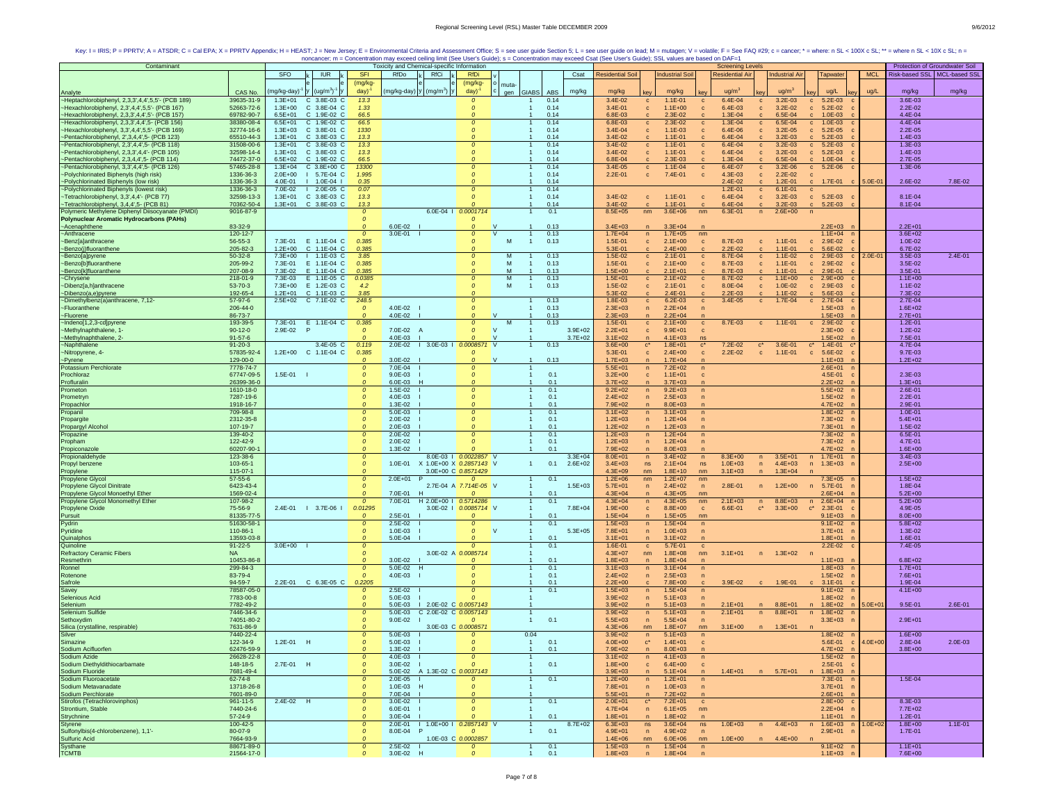Key: I = IRIS; P = PPRTV; A = ATSDR; C = Cal EPA; X = PPRTV Appendix; H = HEAST; J = New Jersey; E = Environmental Criteria and Assessment Office; S = see user guide Section 5; L = see user guide on lead; M = mutagen; V = volatile; F = See FAQ #29; c = cancer; * = where: n SL < 100X c SL; ** = where n SL < 10X c SL; n = noncancer; m = Concentration may exceed ceiling limit (See User's Guide); s = Concentration may exceed Csat (See User's Guide); SSL values are based on DAF=1

| Contaminant | | Toxicity and Chemical-specific Information | | | | | | | | | | | | | | | Screening Levels | | | | | | | | | | | Protection of Groundwater Soil | |
|---|---|---|---|---|---|---|---|---|---|---|---|---|---|---|---|---|---|---|---|---|---|---|---|---|---|---|---|---|---|
| Analyte | CAS No. | SFO (mg/kg-day)$^{-1}$ | k e y | IUR (ug/m$^3$)$^{-1}$ | k e y | SFI (mg/kg-day)$^{-1}$ | RfDo (mg/kg-day) | k e y | RfCi (mg/m$^3$) | k e y | RfDi (mg/kg-day)$^{-1}$ | v o c | muta-gen | GIABS | ABS | Csat mg/kg | Residential Soil mg/kg | key | Industrial Soil mg/kg | key | Residential Air ug/m$^3$ | key | Industrial Air ug/m$^3$ | key | Tapwater ug/L | key | MCL ug/L | Risk-based SSL mg/kg | MCL-based SSL mg/kg |
| ~Heptachlorobiphenyl, 2,3,3',4,4',5,5'- (PCB 189) | 39635-31-9 | 1.3E+01 | C | 3.8E-03 | C | 13.3 | | | | | 0 | | | 1 | 0.14 | | 3.4E-02 | c | 1.1E-01 | c | 6.4E-04 | c | 3.2E-03 | c | 5.2E-03 | c | | 3.6E-03 | |
| ~Hexachlorobiphenyl, 2,3',4,4',5,5'- (PCB 167) | 52663-72-6 | 1.3E+00 | C | 3.8E-04 | C | 1.33 | | | | | 0 | | | 1 | 0.14 | | 3.4E-01 | c | 1.1E+00 | c | 6.4E-03 | c | 3.2E-02 | c | 5.2E-02 | c | | 2.2E-02 | |
| ~Hexachlorobiphenyl, 2,3,3',4,4',5'- (PCB 157) | 69782-90-7 | 6.5E+01 | C | 1.9E-02 | C | 66.5 | | | | | 0 | | | 1 | 0.14 | | 6.8E-03 | c | 2.3E-02 | c | 1.3E-04 | c | 6.5E-04 | c | 1.0E-03 | c | | 4.4E-04 | |
| ~Hexachlorobiphenyl, 2,3,3',4,4',5- (PCB 156) | 38380-08-4 | 6.5E+01 | C | 1.9E-02 | C | 66.5 | | | | | 0 | | | 1 | 0.14 | | 6.8E-03 | c | 2.3E-02 | c | 1.3E-04 | c | 6.5E-04 | c | 1.0E-03 | c | | 4.4E-04 | |
| ~Hexachlorobiphenyl, 3,3',4,4',5,5'- (PCB 169) | 32774-16-6 | 1.3E+03 | C | 3.8E-01 | C | 1330 | | | | | 0 | | | 1 | 0.14 | | 3.4E-04 | c | 1.1E-03 | c | 6.4E-06 | c | 3.2E-05 | c | 5.2E-05 | c | | 2.2E-05 | |
| ~Pentachlorobiphenyl, 2',3,4,4',5- (PCB 123) | 65510-44-3 | 1.3E+01 | C | 3.8E-03 | C | 13.3 | | | | | 0 | | | 1 | 0.14 | | 3.4E-02 | c | 1.1E-01 | c | 6.4E-04 | c | 3.2E-03 | c | 5.2E-03 | c | | 1.4E-03 | |
| ~Pentachlorobiphenyl, 2,3',4,4',5- (PCB 118) | 31508-00-6 | 1.3E+01 | C | 3.8E-03 | C | 13.3 | | | | | 0 | | | 1 | 0.14 | | 3.4E-02 | c | 1.1E-01 | c | 6.4E-04 | c | 3.2E-03 | c | 5.2E-03 | c | | 1.3E-03 | |
| ~Pentachlorobiphenyl, 2,3,3',4,4'- (PCB 105) | 32598-14-4 | 1.3E+01 | C | 3.8E-03 | C | 13.3 | | | | | 0 | | | 1 | 0.14 | | 3.4E-02 | c | 1.1E-01 | c | 6.4E-04 | c | 3.2E-03 | c | 5.2E-03 | c | | 1.4E-03 | |
| ~Pentachlorobiphenyl, 2,3,4,4',5- (PCB 114) | 74472-37-0 | 6.5E+01 | C | 1.9E-02 | C | 66.5 | | | | | 0 | | | 1 | 0.14 | | 6.8E-04 | c | 2.3E-03 | c | 1.3E-04 | c | 6.5E-04 | c | 1.0E-04 | c | | 2.7E-05 | |
| ~Pentachlorobiphenyl, 3,3',4,4',5- (PCB 126) | 57465-28-8 | 1.3E+04 | C | 3.8E+00 | C | 13300 | | | | | 0 | | | 1 | 0.14 | | 3.4E-05 | c | 1.1E-04 | c | 6.4E-07 | c | 3.2E-06 | c | 5.2E-06 | c | | 1.3E-06 | |
| ~Polychlorinated Biphenyls (high risk) | 1336-36-3 | 2.0E+00 | I | 5.7E-04 | C | 1.995 | | | | | 0 | | | 1 | 0.14 | | 2.2E-01 | c | 7.4E-01 | c | 4.3E-03 | c | 2.2E-02 | c | | | | | |
| ~Polychlorinated Biphenyls (low risk) | 1336-36-3 | 4.0E-01 | I | 1.0E-04 | I | 0.35 | | | | | 0 | | | 1 | 0.14 | | | | | | 2.4E-02 | c | 1.2E-01 | c | 1.7E-01 | c | 5.0E-01 | 2.6E-02 | 7.8E-02 |
| ~Polychlorinated Biphenyls (lowest risk) | 1336-36-3 | 7.0E-02 | I | 2.0E-05 | C | 0.07 | | | | | 0 | | | 1 | 0.14 | | | | | | 1.2E-01 | c | 6.1E-01 | c | | | | | |
| ~Tetrachlorobiphenyl, 3,3',4,4'- (PCB 77) | 32598-13-3 | 1.3E+01 | C | 3.8E-03 | C | 13.3 | | | | | 0 | | | 1 | 0.14 | | 3.4E-02 | c | 1.1E-01 | c | 6.4E-04 | c | 3.2E-03 | c | 5.2E-03 | c | | 8.1E-04 | |
| ~Tetrachlorobiphenyl, 3,4,4',5- (PCB 81) | 70362-50-4 | 1.3E+01 | C | 3.8E-03 | C | 13.3 | | | | | 0 | | | 1 | 0.14 | | 3.4E-02 | c | 1.1E-01 | c | 6.4E-04 | c | 3.2E-03 | c | 5.2E-03 | c | | 8.1E-04 | |
| Polymeric Methylene Diphenyl Diisocyanate (PMDI) | 9016-87-9 | | | | | 0 | | | 6.0E-04 | I | 0.0001714 | | | 1 | 0.1 | | 8.5E+05 | nm | 3.6E+06 | nm | 6.3E-01 | n | 2.6E+00 | n | | | | | |
| **Polynuclear Aromatic Hydrocarbons (PAHs)** | | | | | | 0 | | | | | 0 | | | | | | | | | | | | | | | | | | |
| ~Acenaphthene | 83-32-9 | | | | | 0 | 6.0E-02 | I | | | 0 | V | | 1 | 0.13 | | 3.4E+03 | n | 3.3E+04 | n | | | | | 2.2E+03 | n | | 2.2E+01 | |
| ~Anthracene | 120-12-7 | | | | | 0 | 3.0E-01 | I | | | 0 | V | | 1 | 0.13 | | 1.7E+04 | n | 1.7E+05 | nm | | | | | 1.1E+04 | n | | 3.6E+02 | |
| ~Benz[a]anthracene | 56-55-3 | 7.3E-01 | E | 1.1E-04 | C | 0.385 | | | | | 0 | | M | 1 | 0.13 | | 1.5E-01 | c | 2.1E+00 | c | 8.7E-03 | c | 1.1E-01 | c | 2.9E-02 | c | | 1.0E-02 | |
| ~Benzo(j)fluoranthene | 205-82-3 | 1.2E+00 | C | 1.1E-04 | C | 0.385 | | | | | 0 | | | | | | 5.3E-01 | c | 2.4E+00 | c | 2.2E-02 | c | 1.1E-01 | c | 5.6E-02 | c | | 6.7E-02 | |
| ~Benzo[a]pyrene | 50-32-8 | 7.3E+00 | I | 1.1E-03 | C | 3.85 | | | | | 0 | | M | 1 | 0.13 | | 1.5E-02 | c | 2.1E-01 | c | 8.7E-04 | c | 1.1E-02 | c | 2.9E-03 | c | 2.0E-01 | 3.5E-03 | 2.4E-01 |
| ~Benzo[b]fluoranthene | 205-99-2 | 7.3E-01 | E | 1.1E-04 | C | 0.385 | | | | | 0 | | M | 1 | 0.13 | | 1.5E-01 | c | 2.1E+00 | c | 8.7E-03 | c | 1.1E-01 | c | 2.9E-02 | c | | 3.5E-02 | |
| ~Benzo[k]fluoranthene | 207-08-9 | 7.3E-02 | E | 1.1E-04 | C | 0.385 | | | | | 0 | | M | 1 | 0.13 | | 1.5E+00 | c | 2.1E+01 | c | 8.7E-03 | c | 1.1E-01 | c | 2.9E-01 | c | | 3.5E-01 | |
| ~Chrysene | 218-01-9 | 7.3E-03 | E | 1.1E-05 | C | 0.0385 | | | | | 0 | | M | 1 | 0.13 | | 1.5E+01 | c | 2.1E+02 | c | 8.7E-02 | c | 1.1E+00 | c | 2.9E+00 | c | | 1.1E+00 | |
| ~Dibenz[a,h]anthracene | 53-70-3 | 7.3E+00 | E | 1.2E-03 | C | 4.2 | | | | | 0 | | M | 1 | 0.13 | | 1.5E-02 | c | 2.1E-01 | c | 8.0E-04 | c | 1.0E-02 | c | 2.9E-03 | c | | 1.1E-02 | |
| ~Dibenzo(a,e)pyrene | 192-65-4 | 1.2E+01 | C | 1.1E-03 | C | 3.85 | | | | | 0 | | | | | | 5.3E-02 | c | 2.4E-01 | c | 2.2E-03 | c | 1.1E-02 | c | 5.6E-03 | c | | 7.3E-02 | |
| ~Dimethylbenz(a)anthracene, 7,12- | 57-97-6 | 2.5E+02 | C | 7.1E-02 | C | 248.5 | | | | | 0 | | | 1 | 0.13 | | 1.8E-03 | c | 6.2E-03 | c | 3.4E-05 | c | 1.7E-04 | c | 2.7E-04 | c | | 2.7E-04 | |
| ~Fluoranthene | 206-44-0 | | | | | 0 | 4.0E-02 | I | | | 0 | | | 1 | 0.13 | | 2.3E+03 | n | 2.2E+04 | n | | | | | 1.5E+03 | n | | 1.6E+02 | |
| ~Fluorene | 86-73-7 | | | | | 0 | 4.0E-02 | I | | | 0 | V | | 1 | 0.13 | | 2.3E+03 | n | 2.2E+04 | n | | | | | 1.5E+03 | n | | 2.7E+01 | |
| ~Indeno[1,2,3-cd]pyrene | 193-39-5 | 7.3E-01 | E | 1.1E-04 | C | 0.385 | | | | | 0 | | M | 1 | 0.13 | | 1.5E-01 | c | 2.1E+00 | c | 8.7E-03 | c | 1.1E-01 | c | 2.9E-02 | c | | 1.2E-01 | |
| ~Methylnaphthalene, 1- | 90-12-0 | 2.9E-02 | P | | | 0 | 7.0E-02 | A | | | 0 | V | | 1 | | 3.9E+02 | 2.2E+01 | c | 9.9E+01 | c | | | | | 2.3E+00 | c | | 1.2E-02 | |
| ~Methylnaphthalene, 2- | 91-57-6 | | | | | 0 | 4.0E-03 | I | | | 0 | V | | 1 | | 3.7E+02 | 3.1E+02 | n | 4.1E+03 | ns | | | | | 1.5E+02 | n | | 7.5E-01 | |
| ~Naphthalene | 91-20-3 | | | 3.4E-05 | C | 0.119 | 2.0E-02 | I | 3.0E-03 | I | 0.0008571 | V | | 1 | 0.13 | | 3.6E+00 | c* | 1.8E+01 | c* | 7.2E-02 | c* | 3.6E-01 | c* | 1.4E-01 | c* | | 4.7E-04 | |
| ~Nitropyrene, 4- | 57835-92-4 | 1.2E+00 | C | 1.1E-04 | C | 0.385 | | | | | 0 | | | | | | 5.3E-01 | c | 2.4E+00 | c | 2.2E-02 | c | 1.1E-01 | c | 5.6E-02 | c | | 9.7E-03 | |
| ~Pyrene | 129-00-0 | | | | | 0 | 3.0E-02 | I | | | 0 | V | | 1 | 0.13 | | 1.7E+03 | n | 1.7E+04 | n | | | | | 1.1E+03 | n | | 1.2E+02 | |
| Potassium Perchlorate | 7778-74-7 | | | | | 0 | 7.0E-04 | I | | | 0 | | | 1 | | | 5.5E+01 | n | 7.2E+02 | n | | | | | 2.6E+01 | n | | | |
| Prochloraz | 67747-09-5 | 1.5E-01 | I | | | 0 | 9.0E-03 | I | | | 0 | | | 1 | 0.1 | | 3.2E+00 | c | 1.1E+01 | c | | | | | 4.5E-01 | c | | 2.3E-03 | |
| Profluralin | 26399-36-0 | | | | | 0 | 6.0E-03 | H | | | 0 | | | 1 | 0.1 | | 3.7E+02 | n | 3.7E+03 | n | | | | | 2.2E+02 | n | | 1.3E+01 | |
| Prometon | 1610-18-0 | | | | | 0 | 1.5E-02 | I | | | 0 | | | 1 | 0.1 | | 9.2E+02 | n | 9.2E+03 | n | | | | | 5.5E+02 | n | | 2.6E-01 | |
| Prometryn | 7287-19-6 | | | | | 0 | 4.0E-03 | I | | | 0 | | | 1 | 0.1 | | 2.4E+02 | n | 2.5E+03 | n | | | | | 1.5E+02 | n | | 2.2E-01 | |
| Propachlor | 1918-16-7 | | | | | 0 | 1.3E-02 | I | | | 0 | | | 1 | 0.1 | | 7.9E+02 | n | 8.0E+03 | n | | | | | 4.7E+02 | n | | 2.9E-01 | |
| Propanil | 709-98-8 | | | | | 0 | 5.0E-03 | I | | | 0 | | | 1 | 0.1 | | 3.1E+02 | n | 3.1E+03 | n | | | | | 1.8E+02 | n | | 1.0E-01 | |
| Propargite | 2312-35-8 | | | | | 0 | 2.0E-02 | I | | | 0 | | | 1 | 0.1 | | 1.2E+03 | n | 1.2E+04 | n | | | | | 7.3E+02 | n | | 5.4E+01 | |
| Propargyl Alcohol | 107-19-7 | | | | | 0 | 2.0E-03 | I | | | 0 | | | 1 | 0.1 | | 1.2E+02 | n | 1.2E+03 | n | | | | | 7.3E+01 | n | | 1.5E-02 | |
| Propazine | 139-40-2 | | | | | 0 | 2.0E-02 | I | | | 0 | | | 1 | 0.1 | | 1.2E+03 | n | 1.2E+04 | n | | | | | 7.3E+02 | n | | 6.5E-01 | |
| Propham | 122-42-9 | | | | | 0 | 2.0E-02 | I | | | 0 | | | 1 | 0.1 | | 1.2E+03 | n | 1.2E+04 | n | | | | | 7.3E+02 | n | | 4.7E-01 | |
| Propiconazole | 60207-90-1 | | | | | 0 | 1.3E-02 | I | | | 0 | | | 1 | 0.1 | | 7.9E+02 | n | 8.0E+03 | n | | | | | 4.7E+02 | n | | 1.6E+00 | |
| Propionaldehyde | 123-38-6 | | | | | 0 | | | 8.0E-03 | I | 0.0022857 | V | | 1 | | 3.3E+04 | 8.0E+01 | n | 3.4E+02 | n | 8.3E+00 | n | 3.5E+01 | n | 1.7E+01 | n | | 3.4E-03 | |
| Propyl benzene | 103-65-1 | | | | | 0 | 1.0E-01 | X | 1.0E+00 | X | 0.2857143 | V | | 1 | 0.1 | 2.6E+02 | 3.4E+03 | ns | 2.1E+04 | ns | 1.0E+03 | n | 4.4E+03 | n | 1.3E+03 | n | | 2.5E+00 | |
| Propylene | 115-07-1 | | | | | 0 | | | 3.0E+00 | C | 0.8571429 | | | | | | 4.3E+09 | nm | 1.8E+10 | nm | 3.1E+03 | n | 1.3E+04 | n | | | | | |
| Propylene Glycol | 57-55-6 | | | | | 0 | 2.0E+01 | P | | | 0 | | | 1 | 0.1 | | 1.2E+06 | nm | 1.2E+07 | nm | | | | | 7.3E+05 | n | | 1.5E+02 | |
| Propylene Glycol Dinitrate | 6423-43-4 | | | | | 0 | | | 2.7E-04 | A | 7.714E-05 | V | | 1 | | 1.5E+03 | 5.7E+01 | n | 2.4E+02 | n | 2.8E-01 | n | 1.2E+00 | n | 5.7E-01 | n | | 1.8E-04 | |
| Propylene Glycol Monoethyl Ether | 1569-02-4 | | | | | 0 | 7.0E-01 | H | | | 0 | | | 1 | 0.1 | | 4.3E+04 | n | 4.3E+05 | nm | | | | | 2.6E+04 | n | | 5.2E+00 | |
| Propylene Glycol Monomethyl Ether | 107-98-2 | | | | | 0 | 7.0E-01 | H | 2.0E+00 | I | 0.5714286 | | | 1 | 0.1 | | 4.3E+04 | n | 4.3E+05 | nm | 2.1E+03 | n | 8.8E+03 | n | 2.6E+04 | n | | 5.2E+00 | |
| Propylene Oxide | 75-56-9 | 2.4E-01 | I | 3.7E-06 | I | 0.01295 | | | 3.0E-02 | I | 0.0085714 | V | | 1 | | 7.8E+04 | 1.9E+00 | c | 8.8E+00 | c | 6.6E-01 | c* | 3.3E+00 | c* | 2.3E-01 | c | | 4.9E-05 | |
| Pursuit | 81335-77-5 | | | | | 0 | 2.5E-01 | I | | | 0 | | | 1 | 0.1 | | 1.5E+04 | n | 1.5E+05 | nm | | | | | 9.1E+03 | n | | 8.0E+00 | |
| Pydrin | 51630-58-1 | | | | | 0 | 2.5E-02 | I | | | 0 | | | 1 | 0.1 | | 1.5E+03 | n | 1.5E+04 | n | | | | | 9.1E+02 | n | | 5.8E+02 | |
| Pyridine | 110-86-1 | | | | | 0 | 1.0E-03 | I | | | 0 | V | | 1 | | 5.3E+05 | 7.8E+01 | n | 1.0E+03 | n | | | | | 3.7E+01 | n | | 1.3E-02 | |
| Quinalphos | 13593-03-8 | | | | | 0 | 5.0E-04 | I | | | 0 | | | 1 | 0.1 | | 3.1E+01 | n | 3.1E+02 | n | | | | | 1.8E+01 | n | | 1.6E-01 | |
| Quinoline | 91-22-5 | 3.0E+00 | I | | | 0 | | | | | 0 | | | 1 | 0.1 | | 1.6E-01 | c | 5.7E-01 | c | | | | | 2.2E-02 | c | | 7.4E-05 | |
| Refractory Ceramic Fibers | NA | | | | | 0 | | | 3.0E-02 | A | 0.0085714 | | | | | | 4.3E+07 | nm | 1.8E+08 | nm | 3.1E+01 | n | 1.3E+02 | n | | | | | |
| Resmethrin | 10453-86-8 | | | | | 0 | 3.0E-02 | I | | | 0 | | | 1 | 0.1 | | 1.8E+03 | n | 1.8E+04 | n | | | | | 1.1E+03 | n | | 6.8E+02 | |
| Ronnel | 299-84-3 | | | | | 0 | 5.0E-02 | H | | | 0 | | | 1 | 0.1 | | 3.1E+03 | n | 3.1E+04 | n | | | | | 1.8E+03 | n | | 1.7E+01 | |
| Rotenone | 83-79-4 | | | | | 0 | 4.0E-03 | I | | | 0 | | | 1 | 0.1 | | 2.4E+02 | n | 2.5E+03 | n | | | | | 1.5E+02 | n | | 7.6E+01 | |
| Safrole | 94-59-7 | 2.2E-01 | C | 6.3E-05 | C | 0.2205 | | | | | 0 | | | 1 | 0.1 | | 2.2E+00 | c | 7.8E+00 | c | 3.9E-02 | c | 1.9E-01 | c | 3.1E-01 | c | | 1.9E-04 | |
| Savey | 78587-05-0 | | | | | 0 | 2.5E-02 | I | | | 0 | | | 1 | 0.1 | | 1.5E+03 | n | 1.5E+04 | n | | | | | 9.1E+02 | n | | 4.1E+00 | |
| Selenious Acid | 7783-00-8 | | | | | 0 | 5.0E-03 | I | | | 0 | | | 1 | | | 3.9E+02 | n | 5.1E+03 | n | | | | | 1.8E+02 | n | | | |
| Selenium | 7782-49-2 | | | | | 0 | 5.0E-03 | I | 2.0E-02 | C | 0.0057143 | | | 1 | | | 3.9E+02 | n | 5.1E+03 | n | 2.1E+01 | n | 8.8E+01 | n | 1.8E+02 | n | 5.0E+01 | 9.5E-01 | 2.6E-01 |
| Selenium Sulfide | 7446-34-6 | | | | | 0 | 5.0E-03 | C | 2.0E-02 | C | 0.0057143 | | | 1 | | | 3.9E+02 | n | 5.1E+03 | n | 2.1E+01 | n | 8.8E+01 | n | 1.8E+02 | n | | | |
| Sethoxydim | 74051-80-2 | | | | | 0 | 9.0E-02 | I | | | 0 | | | 1 | 0.1 | | 5.5E+03 | n | 5.5E+04 | n | | | | | 3.3E+03 | n | | 2.9E+01 | |
| Silica (crystalline, respirable) | 7631-86-9 | | | | | 0 | | | 3.0E-03 | C | 0.0008571 | | | | | | 4.3E+06 | nm | 1.8E+07 | nm | 3.1E+00 | n | 1.3E+01 | n | | | | | |
| Silver | 7440-22-4 | | | | | 0 | 5.0E-03 | I | | | 0 | | | 0.04 | | | 3.9E+02 | n | 5.1E+03 | n | | | | | 1.8E+02 | n | | 1.6E+00 | |
| Simazine | 122-34-9 | 1.2E-01 | H | | | 0 | 5.0E-03 | I | | | 0 | | | 1 | 0.1 | | 4.0E+00 | c* | 1.4E+01 | c | | | | | 5.6E-01 | c | 4.0E+00 | 2.8E-04 | 2.0E-03 |
| Sodium Acifluorfen | 62476-59-9 | | | | | 0 | 1.3E-02 | I | | | 0 | | | 1 | 0.1 | | 7.9E+02 | n | 8.0E+03 | n | | | | | 4.7E+02 | n | | 3.8E+00 | |
| Sodium Azide | 26628-22-8 | | | | | 0 | 4.0E-03 | I | | | 0 | | | 1 | | | 3.1E+02 | n | 4.1E+03 | n | | | | | 1.5E+02 | n | | | |
| Sodium Diethyldithiocarbamate | 148-18-5 | 2.7E-01 | H | | | 0 | 3.0E-02 | I | | | 0 | | | 1 | 0.1 | | 1.8E+00 | c | 6.4E+00 | c | | | | | 2.5E-01 | c | | | |
| Sodium Fluoride | 7681-49-4 | | | | | 0 | 5.0E-02 | A | 1.3E-02 | C | 0.0037143 | | | 1 | | | 3.9E+03 | n | 5.1E+04 | n | 1.4E+01 | n | 5.7E+01 | n | 1.8E+03 | n | | | |
| Sodium Fluoroacetate | 62-74-8 | | | | | 0 | 2.0E-05 | I | | | 0 | | | 1 | 0.1 | | 1.2E+00 | n | 1.2E+01 | n | | | | | 7.3E-01 | n | | 1.5E-04 | |
| Sodium Metavanadate | 13718-26-8 | | | | | 0 | 1.0E-03 | H | | | 0 | | | 1 | | | 7.8E+01 | n | 1.0E+03 | n | | | | | 3.7E+01 | n | | | |
| Sodium Perchlorate | 7601-89-0 | | | | | 0 | 7.0E-04 | I | | | 0 | | | 1 | | | 5.5E+01 | n | 7.2E+02 | n | | | | | 2.6E+01 | n | | | |
| Stirofos (Tetrachlorovinphos) | 961-11-5 | 2.4E-02 | H | | | 0 | 3.0E-02 | I | | | 0 | | | 1 | 0.1 | | 2.0E+01 | c* | 7.2E+01 | c | | | | | 2.8E+00 | c | | 8.3E-03 | |
| Strontium, Stable | 7440-24-6 | | | | | 0 | 6.0E-01 | I | | | 0 | | | 1 | | | 4.7E+04 | n | 6.1E+05 | nm | | | | | 2.2E+04 | n | | 7.7E+02 | |
| Strychnine | 57-24-9 | | | | | 0 | 3.0E-04 | I | | | 0 | | | 1 | 0.1 | | 1.8E+01 | n | 1.8E+02 | n | | | | | 1.1E+01 | n | | 1.2E-01 | |
| Styrene | 100-42-5 | | | | | 0 | 2.0E-01 | I | 1.0E+00 | I | 0.2857143 | V | | 1 | | 8.7E+02 | 6.3E+03 | ns | 3.6E+04 | ns | 1.0E+03 | n | 4.4E+03 | n | 1.6E+03 | n | 1.0E+02 | 1.8E+00 | 1.1E-01 |
| Sulfonylbis(4-chlorobenzene), 1,1'- | 80-07-9 | | | | | 0 | 8.0E-04 | P | | | 0 | | | 1 | 0.1 | | 4.9E+01 | n | 4.9E+02 | n | | | | | 2.9E+01 | n | | 1.7E-01 | |
| Sulfuric Acid | 7664-93-9 | | | | | 0 | | | 1.0E-03 | C | 0.0002857 | | | | | | 1.4E+06 | nm | 6.0E+06 | nm | 1.0E+00 | n | 4.4E+00 | n | | | | | |
| Systhane | 88671-89-0 | | | | | 0 | 2.5E-02 | I | | | 0 | | | 1 | 0.1 | | 1.5E+03 | n | 1.5E+04 | n | | | | | 9.1E+02 | n | | 1.1E+01 | |
| TCMTB | 21564-17-0 | | | | | 0 | 3.0E-02 | H | | | 0 | | | 1 | 0.1 | | 1.8E+03 | n | 1.8E+04 | n | | | | | 1.1E+03 | n | | 7.6E+00 | |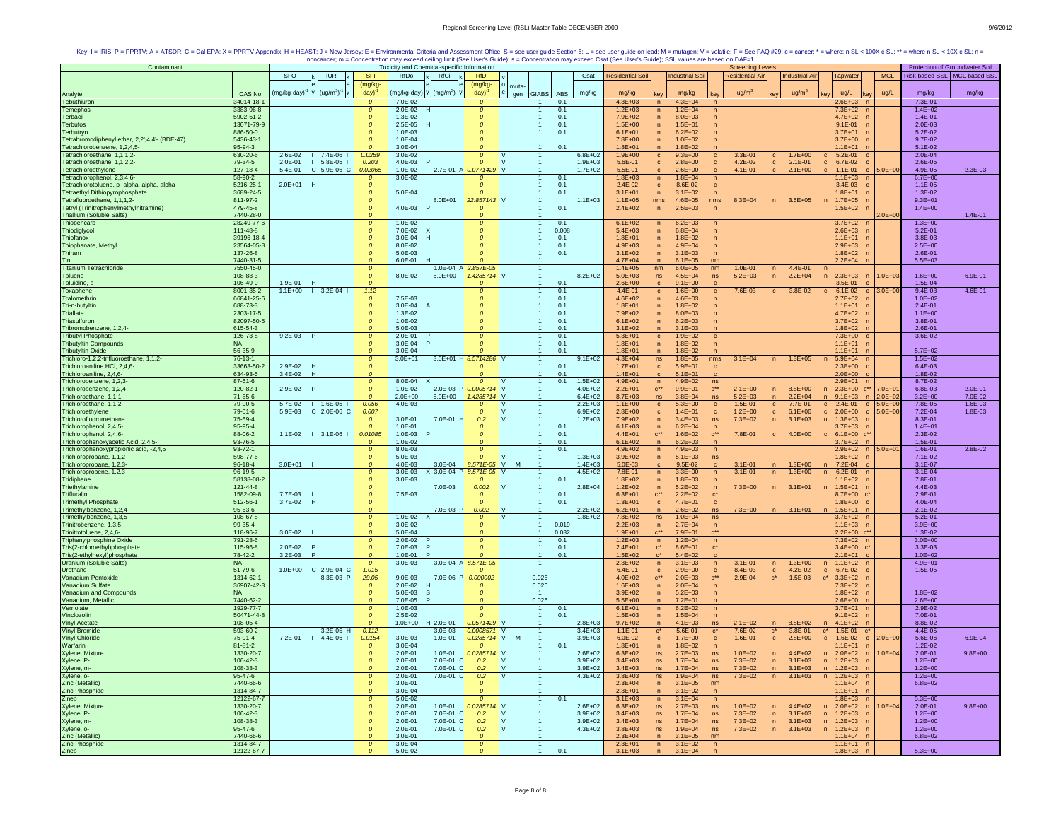Key: I = IRIS; P = PPRTV; A = ATSDR; C = Cal EPA; X = PPRTV Appendix; H = HEAST; J = New Jersey; E = Environmental Criteria and Assessment Office; S = see user guide Section 5; L = see user guide on lead; M = mutagen; V = volatile; F = See FAQ #29; c = cancer; * = where: n SL < 100X c SL; ** = where n SL < 10X c SL; n = noncancer; m = Concentration may exceed ceiling limit (See User's Guide); s = Concentration may exceed Csat (See User's Guide); SSL values are based on DAF=1

| Contaminant | | Toxicity and Chemical-specific Information | | | | | | | | | | | | | | | Screening Levels | | | | | | | | | | | Protection of Groundwater SSL | |
|---|---|---|---|---|---|---|---|---|---|---|---|---|---|---|---|---|---|---|---|---|---|---|---|---|---|---|---|---|---|
| Analyte | CAS No. | SFO (mg/kg-day)$^{-1}$ | key | IUR (ug/m$^3$)$^{-1}$ | key | SFI (mg/kg-day)$^{-1}$ | RfDo (mg/kg-day) | key | RfCi (mg/m$^3$) | key | RfDi (mg/kg-day) | v | mutagen | GIABS | ABS | Csat mg/kg | Residential Soil mg/kg | key | Industrial Soil mg/kg | key | Residential Air ug/m$^3$ | key | Industrial Air ug/m$^3$ | key | Tapwater ug/L | key | MCL ug/L | Risk-based SSL mg/kg | MCL-based SSL mg/kg |
| Tebuthiuron | 34014-18-1 | | | | | 0 | 7.0E-02 | I | | | 0 | | | 1 | 0.1 | | 4.3E+03 | n | 4.3E+04 | n | | | | | 2.6E+03 | n | | 7.3E-01 | |
| Temephos | 3383-96-8 | | | | | 0 | 2.0E-02 | H | | | 0 | | | 1 | 0.1 | | 1.2E+03 | n | 1.2E+04 | n | | | | | 7.3E+02 | n | | 1.4E+02 | |
| Terbacil | 5902-51-2 | | | | | 0 | 1.3E-02 | I | | | 0 | | | 1 | 0.1 | | 7.9E+02 | n | 8.0E+03 | n | | | | | 4.7E+02 | n | | 1.4E-01 | |
| Terbufos | 13071-79-9 | | | | | 0 | 2.5E-05 | H | | | 0 | | | 1 | 0.1 | | 1.5E+00 | n | 1.5E+01 | n | | | | | 9.1E-01 | n | | 2.0E-03 | |
| Terbutryn | 886-50-0 | | | | | 0 | 1.0E-03 | I | | | 0 | | | 1 | 0.1 | | 6.1E+01 | n | 6.2E+02 | n | | | | | 3.7E+01 | n | | 5.2E-02 | |
| Tetrabromodiphenyl ether, 2,2',4,4'- (BDE-47) | 5436-43-1 | | | | | 0 | 1.0E-04 | I | | | 0 | | | | | | 7.8E+00 | n | 1.0E+02 | n | | | | | 3.7E+00 | n | | 9.7E-02 | |
| Tetrachlorobenzene, 1,2,4,5- | 95-94-3 | | | | | 0 | 3.0E-04 | I | | | 0 | | | 1 | 0.1 | | 1.8E+01 | n | 1.8E+02 | n | | | | | 1.1E+01 | n | | 5.1E-02 | |
| Tetrachloroethane, 1,1,1,2- | 630-20-6 | 2.6E-02 | I | 7.4E-06 | I | 0.0259 | 3.0E-02 | I | | | 0 | V | | 1 | | 6.8E+02 | 1.9E+00 | c | 9.3E+00 | c | 3.3E-01 | c | 1.7E+00 | c | 5.2E-01 | c | | 2.0E-04 | |
| Tetrachloroethane, 1,1,2,2- | 79-34-5 | 2.0E-01 | I | 5.8E-05 | I | 0.203 | 4.0E-03 | P | | | 0 | V | | 1 | | 1.9E+03 | 5.6E-01 | c | 2.8E+00 | c | 4.2E-02 | c | 2.1E-01 | c | 6.7E-02 | c | | 2.6E-05 | |
| Tetrachloroethylene | 127-18-4 | 5.4E-01 | C | 5.9E-06 | C | 0.02065 | 1.0E-02 | I | 2.7E-01 | A | 0.0771429 | V | | 1 | | 1.7E+02 | 5.5E-01 | c | 2.6E+00 | c | 4.1E-01 | c | 2.1E+00 | c | 1.1E-01 | c | 5.0E+00 | 4.9E-05 | 2.3E-03 |
| Tetrachlorophenol, 2,3,4,6- | 58-90-2 | | | | | 0 | 3.0E-02 | I | | | 0 | | | 1 | 0.1 | | 1.8E+03 | n | 1.8E+04 | n | | | | | 1.1E+03 | n | | 6.7E+00 | |
| Tetrachlorotoluene, p- alpha, alpha, alpha- | 5216-25-1 | 2.0E+01 | H | | | 0 | | | | | 0 | | | 1 | 0.1 | | 2.4E-02 | c | 8.6E-02 | c | | | | | 3.4E-03 | c | | 1.1E-05 | |
| Tetraethyl Dithiopyrophosphate | 3689-24-5 | | | | | 0 | 5.0E-04 | I | | | 0 | | | 1 | 0.1 | | 3.1E+01 | n | 3.1E+02 | n | | | | | 1.8E+01 | n | | 1.3E-02 | |
| Tetrafluoroethane, 1,1,1,2- | 811-97-2 | | | | | 0 | | | 8.0E+01 | I | 22.857143 | V | | 1 | | 1.1E+03 | 1.1E+05 | nms | 4.6E+05 | nms | 8.3E+04 | n | 3.5E+05 | n | 1.7E+05 | n | | 9.3E+01 | |
| Tetryl (Trinitrophenylmethylnitramine) | 479-45-8 | | | | | 0 | 4.0E-03 | P | | | 0 | | | 1 | 0.1 | | 2.4E+02 | n | 2.5E+03 | n | | | | | 1.5E+02 | n | | 1.4E+00 | |
| Thallium (Soluble Salts) | 7440-28-0 | | | | | 0 | | | | | 0 | | | 1 | | | | | | | | | | | | | 2.0E+00 | | 1.4E-01 |
| Thiobencarb | 28249-77-6 | | | | | 0 | 1.0E-02 | I | | | 0 | | | 1 | 0.1 | | 6.1E+02 | n | 6.2E+03 | n | | | | | 3.7E+02 | n | | 1.3E+00 | |
| Thiodiglycol | 111-48-8 | | | | | 0 | 7.0E-02 | X | | | 0 | | | 1 | 0.008 | | 5.4E+03 | n | 6.8E+04 | n | | | | | 2.6E+03 | n | | 5.2E-01 | |
| Thiofanox | 39196-18-4 | | | | | 0 | 3.0E-04 | H | | | 0 | | | 1 | 0.1 | | 1.8E+01 | n | 1.8E+02 | n | | | | | 1.1E+01 | n | | 3.8E-03 | |
| Thiophanate, Methyl | 23564-05-8 | | | | | 0 | 8.0E-02 | I | | | 0 | | | 1 | 0.1 | | 4.9E+03 | n | 4.9E+04 | n | | | | | 2.9E+03 | n | | 2.5E+00 | |
| Thiram | 137-26-8 | | | | | 0 | 5.0E-03 | I | | | 0 | | | 1 | 0.1 | | 3.1E+02 | n | 3.1E+03 | n | | | | | 1.8E+02 | n | | 2.6E-01 | |
| Tin | 7440-31-5 | | | | | 0 | 6.0E-01 | H | | | 0 | | | 1 | | | 4.7E+04 | n | 6.1E+05 | nm | | | | | 2.2E+04 | n | | 5.5E+03 | |
| Titanium Tetrachloride | 7550-45-0 | | | | | 0 | | | 1.0E-04 | A | 2.857E-05 | | | 1 | | | 1.4E+05 | nm | 6.0E+05 | nm | 1.0E-01 | n | 4.4E-01 | n | | | | | |
| Toluene | 108-88-3 | | | | | 0 | 8.0E-02 | I | 5.0E+00 | I | 1.4285714 | V | | 1 | | 8.2E+02 | 5.0E+03 | ns | 4.5E+04 | ns | 5.2E+03 | n | 2.2E+04 | n | 2.3E+03 | n | 1.0E+03 | 1.6E+00 | 6.9E-01 |
| Toluidine, p- | 106-49-0 | 1.9E-01 | H | | | 0 | | | | | 0 | | | 1 | 0.1 | | 2.6E+00 | c | 9.1E+00 | c | | | | | 3.5E-01 | c | | 1.5E-04 | |
| Toxaphene | 8001-35-2 | 1.1E+00 | I | 3.2E-04 | I | 1.12 | | | | | 0 | | | 1 | 0.1 | | 4.4E-01 | c | 1.6E+00 | c | 7.6E-03 | c | 3.8E-02 | c | 6.1E-02 | c | 3.0E+00 | 9.4E-03 | 4.6E-01 |
| Tralomethrin | 66841-25-6 | | | | | 0 | 7.5E-03 | I | | | 0 | | | 1 | 0.1 | | 4.6E+02 | n | 4.6E+03 | n | | | | | 2.7E+02 | n | | 1.0E+02 | |
| Tri-n-butyltin | 688-73-3 | | | | | 0 | 3.0E-04 | A | | | 0 | | | 1 | 0.1 | | 1.8E+01 | n | 1.8E+02 | n | | | | | 1.1E+01 | n | | 2.4E-01 | |
| Triallate | 2303-17-5 | | | | | 0 | 1.3E-02 | I | | | 0 | | | 1 | 0.1 | | 7.9E+02 | n | 8.0E+03 | n | | | | | 4.7E+02 | n | | 1.1E+00 | |
| Triasulfuron | 82097-50-5 | | | | | 0 | 1.0E-02 | I | | | 0 | | | 1 | 0.1 | | 6.1E+02 | n | 6.2E+03 | n | | | | | 3.7E+02 | n | | 3.8E-01 | |
| Tribromobenzene, 1,2,4- | 615-54-3 | | | | | 0 | 5.0E-03 | I | | | 0 | | | 1 | 0.1 | | 3.1E+02 | n | 3.1E+03 | n | | | | | 1.8E+02 | n | | 2.6E-01 | |
| Tributyl Phosphate | 126-73-8 | 9.2E-03 | P | | | 0 | 2.0E-01 | P | | | 0 | | | 1 | 0.1 | | 5.3E+01 | c | 1.9E+02 | c | | | | | 7.3E+00 | c | | 3.6E-02 | |
| Tributyltin Compounds | NA | | | | | 0 | 3.0E-04 | P | | | 0 | | | 1 | 0.1 | | 1.8E+01 | n | 1.8E+02 | n | | | | | 1.1E+01 | n | | | |
| Tributyltin Oxide | 56-35-9 | | | | | 0 | 3.0E-04 | I | | | 0 | | | 1 | 0.1 | | 1.8E+01 | n | 1.8E+02 | n | | | | | 1.1E+01 | n | | 5.7E+02 | |
| Trichloro-1,2,2-trifluoroethane, 1,1,2- | 76-13-1 | | | | | 0 | 3.0E+01 | I | 3.0E+01 | H | 8.5714286 | V | | 1 | | 9.1E+02 | 4.3E+04 | ns | 1.8E+05 | nms | 3.1E+04 | n | 1.3E+05 | n | 5.9E+04 | n | | 1.5E+02 | |
| Trichloroaniline HCl, 2,4,6- | 33663-50-2 | 2.9E-02 | H | | | 0 | | | | | 0 | | | 1 | 0.1 | | 1.7E+01 | c | 5.9E+01 | c | | | | | 2.3E+00 | c | | 6.4E-03 | |
| Trichloroaniline, 2,4,6- | 634-93-5 | 3.4E-02 | H | | | 0 | | | | | 0 | | | 1 | 0.1 | | 1.4E+01 | c | 5.1E+01 | c | | | | | 2.0E+00 | c | | 1.8E-02 | |
| Trichlorobenzene, 1,2,3- | 87-61-6 | | | | | 0 | 8.0E-04 | X | | | 0 | V | | 1 | 0.1 | 1.5E+02 | 4.9E+01 | n | 4.9E+02 | ns | | | | | 2.9E+01 | n | | 8.7E-02 | |
| Trichlorobenzene, 1,2,4- | 120-82-1 | 2.9E-02 | P | | | 0 | 1.0E-02 | I | 2.0E-03 | P | 0.0005714 | V | | 1 | | 4.0E+02 | 2.2E+01 | c** | 9.9E+01 | c** | 2.1E+00 | n | 8.8E+00 | n | 2.3E+00 | c** | 7.0E+01 | 6.8E-03 | 2.0E-01 |
| Trichloroethane, 1,1,1- | 71-55-6 | | | | | 0 | 2.0E+00 | I | 5.0E+00 | I | 1.4285714 | V | | 1 | | 6.4E+02 | 8.7E+03 | ns | 3.8E+04 | ns | 5.2E+03 | n | 2.2E+04 | n | 9.1E+03 | n | 2.0E+02 | 3.2E+00 | 7.0E-02 |
| Trichloroethane, 1,1,2- | 79-00-5 | 5.7E-02 | I | 1.6E-05 | I | 0.056 | 4.0E-03 | I | | | 0 | V | | 1 | | 2.2E+03 | 1.1E+00 | c | 5.3E+00 | c | 1.5E-01 | c | 7.7E-01 | c | 2.4E-01 | c | 5.0E+00 | 7.8E-05 | 1.6E-03 |
| Trichloroethylene | 79-01-6 | 5.9E-03 | C | 2.0E-06 | C | 0.007 | | | | | 0 | V | | 1 | | 6.9E+02 | 2.8E+00 | c | 1.4E+01 | c | 1.2E+00 | c | 6.1E+00 | c | 2.0E+00 | c | 5.0E+00 | 7.2E-04 | 1.8E-03 |
| Trichlorofluoromethane | 75-69-4 | | | | | 0 | 3.0E-01 | I | 7.0E-01 | H | 0.2 | V | | 1 | | 1.2E+03 | 7.9E+02 | n | 3.4E+03 | ns | 7.3E+02 | n | 3.1E+03 | n | 1.3E+03 | n | | 8.3E-01 | |
| Trichlorophenol, 2,4,5- | 95-95-4 | | | | | 0 | 1.0E-01 | I | | | 0 | | | 1 | 0.1 | | 6.1E+03 | n | 6.2E+04 | n | | | | | 3.7E+03 | n | | 1.4E+01 | |
| Trichlorophenol, 2,4,6- | 88-06-2 | 1.1E-02 | I | 3.1E-06 | I | 0.01085 | 1.0E-03 | P | | | 0 | | | 1 | 0.1 | | 4.4E+01 | c** | 1.6E+02 | c** | 7.8E-01 | c | 4.0E+00 | c | 6.1E+00 | c** | | 2.3E-02 | |
| Trichlorophenoxyacetic Acid, 2,4,5- | 93-76-5 | | | | | 0 | 1.0E-02 | I | | | 0 | | | 1 | 0.1 | | 6.1E+02 | n | 6.2E+03 | n | | | | | 3.7E+02 | n | | 1.5E-01 | |
| Trichlorophenoxypropionic acid, -2,4,5 | 93-72-1 | | | | | 0 | 8.0E-03 | I | | | 0 | | | 1 | 0.1 | | 4.9E+02 | n | 4.9E+03 | n | | | | | 2.9E+02 | n | 5.0E+01 | 1.6E-01 | 2.8E-02 |
| Trichloropropane, 1,1,2- | 598-77-6 | | | | | 0 | 5.0E-03 | I | | | 0 | V | | 1 | | 1.3E+03 | 3.9E+02 | n | 5.1E+03 | ns | | | | | 1.8E+02 | n | | 7.1E-02 | |
| Trichloropropane, 1,2,3- | 96-18-4 | 3.0E+01 | I | | | 0 | 4.0E-03 | I | 3.0E-04 | I | 8.571E-05 | V | M | 1 | | 1.4E+03 | 5.0E-03 | c | 9.5E-02 | c | 3.1E-01 | n | 1.3E+00 | n | 7.2E-04 | c | | 3.1E-07 | |
| Trichloropropene, 1,2,3- | 96-19-5 | | | | | 0 | 3.0E-03 | X | 3.0E-04 | P | 8.571E-05 | V | | 1 | | 4.5E+02 | 7.8E-01 | n | 3.3E+00 | n | 3.1E-01 | n | 1.3E+00 | n | 6.2E-01 | n | | 3.1E-04 | |
| Tridiphane | 58138-08-2 | | | | | 0 | 3.0E-03 | I | | | 0 | | | 1 | 0.1 | | 1.8E+02 | n | 1.8E+03 | n | | | | | 1.1E+02 | n | | 7.8E-01 | |
| Triethylamine | 121-44-8 | | | | | 0 | | | 7.0E-03 | I | 0.002 | V | | 1 | | 2.8E+04 | 1.2E+02 | n | 5.2E+02 | n | 7.3E+00 | n | 3.1E+01 | n | 1.5E+01 | n | | 4.4E-03 | |
| Trifluralin | 1582-09-8 | 7.7E-03 | I | | | 0 | 7.5E-03 | I | | | 0 | | | 1 | 0.1 | | 6.3E+01 | c** | 2.2E+02 | c* | | | | | 8.7E+00 | c* | | 2.9E-01 | |
| Trimethyl Phosphate | 512-56-1 | 3.7E-02 | H | | | 0 | | | | | 0 | | | 1 | 0.1 | | 1.3E+01 | c | 4.7E+01 | c | | | | | 1.8E+00 | c | | 4.0E-04 | |
| Trimethylbenzene, 1,2,4- | 95-63-6 | | | | | 0 | | | 7.0E-03 | P | 0.002 | V | | 1 | | 2.2E+02 | 6.2E+01 | n | 2.6E+02 | ns | 7.3E+00 | n | 3.1E+01 | n | 1.5E+01 | n | | 2.1E-02 | |
| Trimethylbenzene, 1,3,5- | 108-67-8 | | | | | 0 | 1.0E-02 | X | | | 0 | V | | 1 | | 1.8E+02 | 7.8E+02 | ns | 1.0E+04 | ns | | | | | 3.7E+02 | n | | 5.2E-01 | |
| Trinitrobenzene, 1,3,5- | 99-35-4 | | | | | 0 | 3.0E-02 | I | | | 0 | | | 1 | 0.019 | | 2.2E+03 | n | 2.7E+04 | n | | | | | 1.1E+03 | n | | 3.9E+00 | |
| Trinitrotoluene, 2,4,6- | 118-96-7 | 3.0E-02 | I | | | 0 | 5.0E-04 | I | | | 0 | | | 1 | 0.032 | | 1.9E+01 | c** | 7.9E+01 | c** | | | | | 2.2E+00 | c** | | 1.3E-02 | |
| Triphenylphosphine Oxide | 791-28-6 | | | | | 0 | 2.0E-02 | P | | | 0 | | | 1 | 0.1 | | 1.2E+03 | n | 1.2E+04 | n | | | | | 7.3E+02 | n | | 3.0E+00 | |
| Tris(2-chloroethyl)phosphate | 115-96-8 | 2.0E-02 | P | | | 0 | 7.0E-03 | P | | | 0 | | | 1 | 0.1 | | 2.4E+01 | c* | 8.6E+01 | c* | | | | | 3.4E+00 | c* | | 3.3E-03 | |
| Tris(2-ethylhexyl)phosphate | 78-42-2 | 3.2E-03 | P | | | 0 | 1.0E-01 | P | | | 0 | | | 1 | 0.1 | | 1.5E+02 | c* | 5.4E+02 | c | | | | | 2.1E+01 | c | | 1.0E+02 | |
| Uranium (Soluble Salts) | NA | | | | | 0 | 3.0E-03 | I | 3.0E-04 | A | 8.571E-05 | | | 1 | | | 2.3E+02 | n | 3.1E+03 | n | 3.1E-01 | n | 1.3E+00 | n | 1.1E+02 | n | | 4.9E+01 | |
| Urethane | 51-79-6 | 1.0E+00 | C | 2.9E-04 | C | 1.015 | | | | | 0 | | | 1 | | | 6.4E-01 | c | 2.9E+00 | c | 8.4E-03 | c | 4.2E-02 | c | 6.7E-02 | c | | 1.5E-05 | |
| Vanadium Pentoxide | 1314-62-1 | | | 8.3E-03 | P | 29.05 | 9.0E-03 | I | 7.0E-06 | P | 0.000002 | | | 0.026 | | | 4.0E+02 | c** | 2.0E+03 | c** | 2.9E-04 | c* | 1.5E-03 | c* | 3.3E+02 | n | | | |
| Vanadium Sulfate | 36907-42-3 | | | | | 0 | 2.0E-02 | H | | | 0 | | | 0.026 | | | 1.6E+03 | n | 2.0E+04 | n | | | | | 7.3E+02 | n | | | |
| Vanadium and Compounds | NA | | | | | 0 | 5.0E-03 | S | | | 0 | | | 1 | | | 3.9E+02 | n | 5.2E+03 | n | | | | | 1.8E+02 | n | | 1.8E+02 | |
| Vanadium, Metallic | 7440-62-2 | | | | | 0 | 7.0E-05 | P | | | 0 | | | 0.026 | | | 5.5E+00 | n | 7.2E+01 | n | | | | | 2.6E+00 | n | | 2.6E+00 | |
| Vernolate | 1929-77-7 | | | | | 0 | 1.0E-03 | I | | | 0 | | | 1 | 0.1 | | 6.1E+01 | n | 6.2E+02 | n | | | | | 3.7E+01 | n | | 2.9E-02 | |
| Vinclozolin | 50471-44-8 | | | | | 0 | 2.5E-02 | I | | | 0 | | | 1 | 0.1 | | 1.5E+03 | n | 1.5E+04 | n | | | | | 9.1E+02 | n | | 7.0E-01 | |
| Vinyl Acetate | 108-05-4 | | | | | 0 | 1.0E+00 | H | 2.0E-01 | I | 0.0571429 | V | | 1 | | 2.8E+03 | 9.7E+02 | n | 4.1E+03 | ns | 2.1E+02 | n | 8.8E+02 | n | 4.1E+02 | n | | 8.8E-02 | |
| Vinyl Bromide | 593-60-2 | | | 3.2E-05 | H | 0.112 | | | 3.0E-03 | I | 0.0008571 | V | | 1 | | 3.4E+03 | 1.1E-01 | c* | 5.6E-01 | c* | 7.6E-02 | c* | 3.8E-01 | c* | 1.5E-01 | c* | | 4.4E-05 | |
| Vinyl Chloride | 75-01-4 | 7.2E-01 | I | 4.4E-06 | I | 0.0154 | 3.0E-03 | I | 1.0E-01 | I | 0.0285714 | V | M | 1 | | 3.9E+03 | 6.0E-02 | c | 1.7E+00 | c | 1.6E-01 | c | 2.8E+00 | c | 1.6E-02 | c | 2.0E+00 | 5.6E-06 | 6.9E-04 |
| Warfarin | 81-81-2 | | | | | 0 | 3.0E-04 | I | | | 0 | | | 1 | 0.1 | | 1.8E+01 | n | 1.8E+02 | n | | | | | 1.1E+01 | n | | 1.2E-02 | |
| Xylene, Mixture | 1330-20-7 | | | | | 0 | 2.0E-01 | I | 1.0E-01 | I | 0.0285714 | V | | 1 | | 2.6E+02 | 6.3E+02 | ns | 2.7E+03 | ns | 1.0E+02 | n | 4.4E+02 | n | 2.0E+02 | n | 1.0E+04 | 2.0E-01 | 9.8E+00 |
| Xylene, P- | 106-42-3 | | | | | 0 | 2.0E-01 | I | 7.0E-01 | C | 0.2 | V | | 1 | | 3.9E+02 | 3.4E+03 | ns | 1.7E+04 | ns | 7.3E+02 | n | 3.1E+03 | n | 1.2E+03 | n | | 1.2E+00 | |
| Xylene, m- | 108-38-3 | | | | | 0 | 2.0E-01 | I | 7.0E-01 | C | 0.2 | V | | 1 | | 3.9E+02 | 3.4E+03 | ns | 1.7E+04 | ns | 7.3E+02 | n | 3.1E+03 | n | 1.2E+03 | n | | 1.2E+00 | |
| Xylene, o- | 95-47-6 | | | | | 0 | 2.0E-01 | I | 7.0E-01 | C | 0.2 | V | | 1 | | 4.3E+02 | 3.8E+03 | ns | 1.9E+04 | ns | 7.3E+02 | n | 3.1E+03 | n | 1.2E+03 | n | | 1.2E+00 | |
| Zinc (Metallic) | 7440-66-6 | | | | | 0 | 3.0E-01 | I | | | 0 | | | 1 | | | 2.3E+04 | n | 3.1E+05 | nm | | | | | 1.1E+04 | n | | 6.8E+02 | |
| Zinc Phosphide | 1314-84-7 | | | | | 0 | 3.0E-04 | I | | | 0 | | | 1 | | | 2.3E+01 | n | 3.1E+02 | n | | | | | 1.1E+01 | n | | | |
| Zineb | 12122-67-7 | | | | | 0 | 5.0E-02 | I | | | 0 | | | 1 | 0.1 | | 3.1E+03 | n | 3.1E+04 | n | | | | | 1.8E+03 | n | | 5.3E+00 | |
| Xylene, Mixture | 1330-20-7 | | | | | 0 | 2.0E-01 | I | 1.0E-01 | I | 0.0285714 | V | | 1 | | 2.6E+02 | 6.3E+02 | ns | 2.7E+03 | ns | 1.0E+02 | n | 4.4E+02 | n | 2.0E+02 | n | 1.0E+04 | 2.0E-01 | 9.8E+00 |
| Xylene, P- | 106-42-3 | | | | | 0 | 2.0E-01 | I | 7.0E-01 | C | 0.2 | V | | 1 | | 3.9E+02 | 3.4E+03 | ns | 1.7E+04 | ns | 7.3E+02 | n | 3.1E+03 | n | 1.2E+03 | n | | 1.2E+00 | |
| Xylene, m- | 108-38-3 | | | | | 0 | 2.0E-01 | I | 7.0E-01 | C | 0.2 | V | | 1 | | 3.9E+02 | 3.4E+03 | ns | 1.7E+04 | ns | 7.3E+02 | n | 3.1E+03 | n | 1.2E+03 | n | | 1.2E+00 | |
| Xylene, o- | 95-47-6 | | | | | 0 | 2.0E-01 | I | 7.0E-01 | C | 0.2 | V | | 1 | | 4.3E+02 | 3.8E+03 | ns | 1.9E+04 | ns | 7.3E+02 | n | 3.1E+03 | n | 1.2E+03 | n | | 1.2E+00 | |
| Zinc (Metallic) | 7440-66-6 | | | | | 0 | 3.0E-01 | I | | | 0 | | | 1 | | | 2.3E+04 | n | 3.1E+05 | nm | | | | | 1.1E+04 | n | | 6.8E+02 | |
| Zinc Phosphide | 1314-84-7 | | | | | 0 | 3.0E-04 | I | | | 0 | | | 1 | | | 2.3E+01 | n | 3.1E+02 | n | | | | | 1.1E+01 | n | | | |
| Zineb | 12122-67-7 | | | | | 0 | 5.0E-02 | I | | | 0 | | | 1 | 0.1 | | 3.1E+03 | n | 3.1E+04 | n | | | | | 1.8E+03 | n | | 5.3E+00 | |